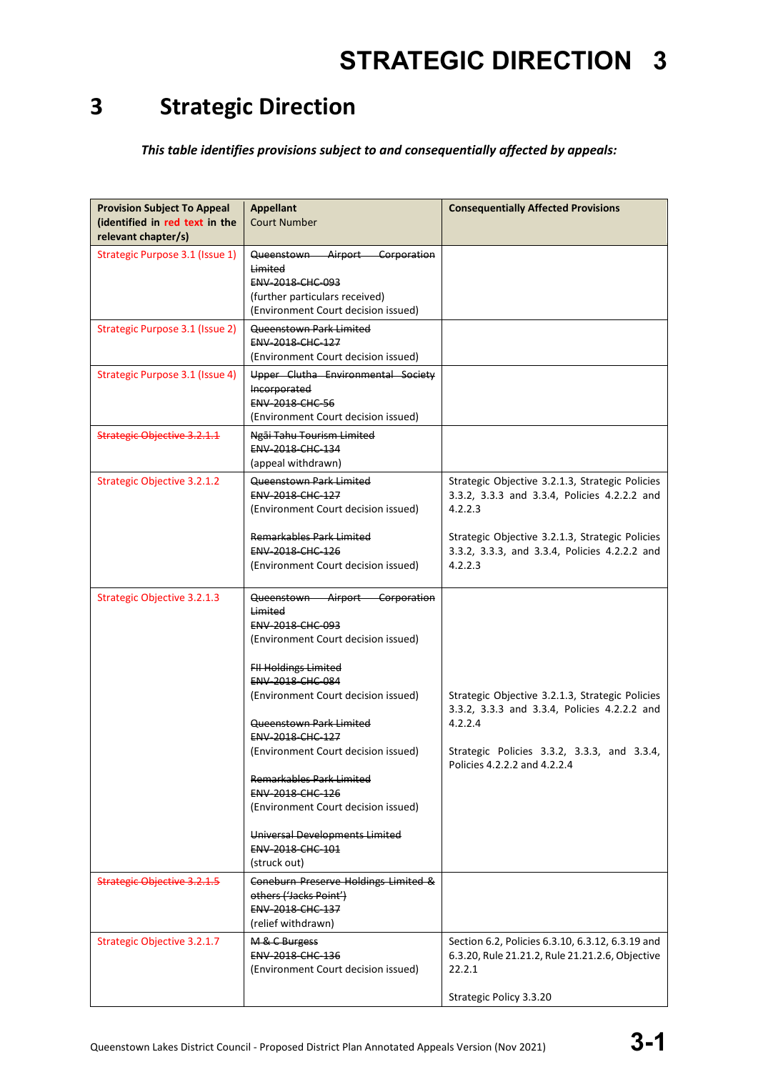# 3 Strategic Direction

***This table identifies provisions subject to and consequentially affected by appeals:***

| Provision Subject To Appeal (identified in red text in the relevant chapter/s) | Appellant Court Number | Consequentially Affected Provisions |
|---|---|---|
| Strategic Purpose 3.1 (Issue 1) | ~~Queenstown Airport Corporation Limited~~<br>~~ENV-2018-CHC-093~~<br>(further particulars received)<br>(Environment Court decision issued) | |
| Strategic Purpose 3.1 (Issue 2) | ~~Queenstown Park Limited~~<br>~~ENV-2018-CHC-127~~<br>(Environment Court decision issued) | |
| Strategic Purpose 3.1 (Issue 4) | ~~Upper Clutha Environmental Society Incorporated~~<br>~~ENV-2018-CHC-56~~<br>(Environment Court decision issued) | |
| ~~Strategic Objective 3.2.1.1~~ | ~~Ngāi Tahu Tourism Limited~~<br>~~ENV-2018-CHC-134~~<br>(appeal withdrawn) | |
| Strategic Objective 3.2.1.2 | ~~Queenstown Park Limited~~<br>~~ENV-2018-CHC-127~~<br>(Environment Court decision issued)<br><br>~~Remarkables Park Limited~~<br>~~ENV-2018-CHC-126~~<br>(Environment Court decision issued) | Strategic Objective 3.2.1.3, Strategic Policies 3.3.2, 3.3.3 and 3.3.4, Policies 4.2.2.2 and 4.2.2.3<br><br>Strategic Objective 3.2.1.3, Strategic Policies 3.3.2, 3.3.3, and 3.3.4, Policies 4.2.2.2 and 4.2.2.3 |
| Strategic Objective 3.2.1.3 | ~~Queenstown Airport Corporation Limited~~<br>~~ENV-2018-CHC-093~~<br>(Environment Court decision issued)<br><br>~~FII Holdings Limited~~<br>~~ENV-2018-CHC-084~~<br>(Environment Court decision issued)<br><br>~~Queenstown Park Limited~~<br>~~ENV-2018-CHC-127~~<br>(Environment Court decision issued)<br><br>~~Remarkables Park Limited~~<br>~~ENV-2018-CHC-126~~<br>(Environment Court decision issued)<br><br>~~Universal Developments Limited~~<br>~~ENV-2018-CHC-101~~<br>(struck out) | Strategic Objective 3.2.1.3, Strategic Policies 3.3.2, 3.3.3 and 3.3.4, Policies 4.2.2.2 and 4.2.2.4<br><br>Strategic Policies 3.3.2, 3.3.3, and 3.3.4, Policies 4.2.2.2 and 4.2.2.4 |
| ~~Strategic Objective 3.2.1.5~~ | ~~Coneburn Preserve Holdings Limited & others ('Jacks Point')~~<br>~~ENV-2018-CHC-137~~<br>(relief withdrawn) | |
| Strategic Objective 3.2.1.7 | ~~M & C Burgess~~<br>~~ENV-2018-CHC-136~~<br>(Environment Court decision issued) | Section 6.2, Policies 6.3.10, 6.3.12, 6.3.19 and 6.3.20, Rule 21.21.2, Rule 21.21.2.6, Objective 22.2.1<br><br>Strategic Policy 3.3.20 |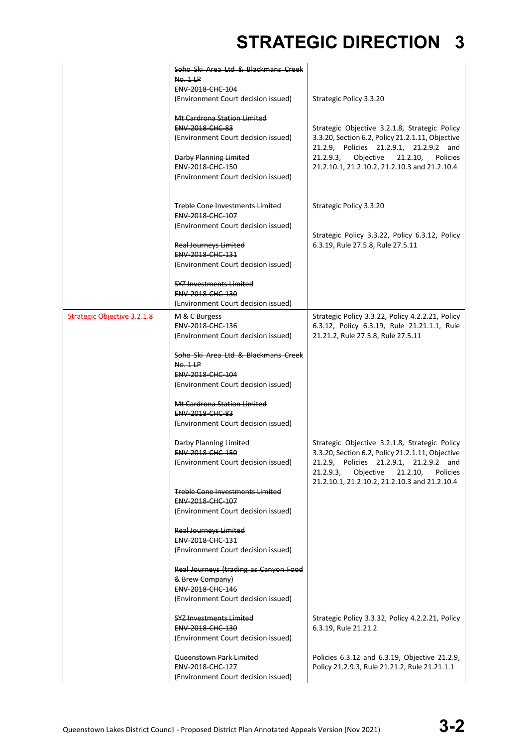# STRATEGIC DIRECTION 3

| | | |
|---|---|---|
| | ~~Soho Ski Area Ltd & Blackmans Creek No. 1 LP~~<br>~~ENV-2018-CHC-104~~<br>(Environment Court decision issued) | Strategic Policy 3.3.20 |
| | ~~Mt Cardrona Station Limited~~<br>~~ENV-2018-CHC-83~~<br>(Environment Court decision issued)<br><br>~~Darby Planning Limited~~<br>~~ENV-2018-CHC-150~~<br>(Environment Court decision issued) | Strategic Objective 3.2.1.8, Strategic Policy 3.3.20, Section 6.2, Policy 21.2.1.11, Objective 21.2.9, Policies 21.2.9.1, 21.2.9.2 and 21.2.9.3, Objective 21.2.10, Policies 21.2.10.1, 21.2.10.2, 21.2.10.3 and 21.2.10.4 |
| | ~~Treble Cone Investments Limited~~<br>~~ENV-2018-CHC-107~~<br>(Environment Court decision issued) | Strategic Policy 3.3.20 |
| | ~~Real Journeys Limited~~<br>~~ENV-2018-CHC-131~~<br>(Environment Court decision issued)<br><br>~~SYZ Investments Limited~~<br>~~ENV-2018-CHC-130~~<br>(Environment Court decision issued) | Strategic Policy 3.3.22, Policy 6.3.12, Policy 6.3.19, Rule 27.5.8, Rule 27.5.11 |
| Strategic Objective 3.2.1.8 | ~~M & C Burgess~~<br>~~ENV-2018-CHC-136~~<br>(Environment Court decision issued) | Strategic Policy 3.3.22, Policy 4.2.2.21, Policy 6.3.12, Policy 6.3.19, Rule 21.21.1.1, Rule 21.21.2, Rule 27.5.8, Rule 27.5.11 |
| | ~~Soho Ski Area Ltd & Blackmans Creek No. 1 LP~~<br>~~ENV-2018-CHC-104~~<br>(Environment Court decision issued)<br><br>~~Mt Cardrona Station Limited~~<br>~~ENV-2018-CHC-83~~<br>(Environment Court decision issued)<br><br>~~Darby Planning Limited~~<br>~~ENV-2018-CHC-150~~<br>(Environment Court decision issued)<br><br>~~Treble Cone Investments Limited~~<br>~~ENV-2018-CHC-107~~<br>(Environment Court decision issued)<br><br>~~Real Journeys Limited~~<br>~~ENV-2018-CHC-131~~<br>(Environment Court decision issued)<br><br>~~Real Journeys (trading as Canyon Food & Brew Company)~~<br>~~ENV-2018-CHC-146~~<br>(Environment Court decision issued) | Strategic Objective 3.2.1.8, Strategic Policy 3.3.20, Section 6.2, Policy 21.2.1.11, Objective 21.2.9, Policies 21.2.9.1, 21.2.9.2 and 21.2.9.3, Objective 21.2.10, Policies 21.2.10.1, 21.2.10.2, 21.2.10.3 and 21.2.10.4 |
| | ~~SYZ Investments Limited~~<br>~~ENV-2018-CHC-130~~<br>(Environment Court decision issued) | Strategic Policy 3.3.32, Policy 4.2.2.21, Policy 6.3.19, Rule 21.21.2 |
| | ~~Queenstown Park Limited~~<br>~~ENV-2018-CHC-127~~<br>(Environment Court decision issued) | Policies 6.3.12 and 6.3.19, Objective 21.2.9, Policy 21.2.9.3, Rule 21.21.2, Rule 21.21.1.1 |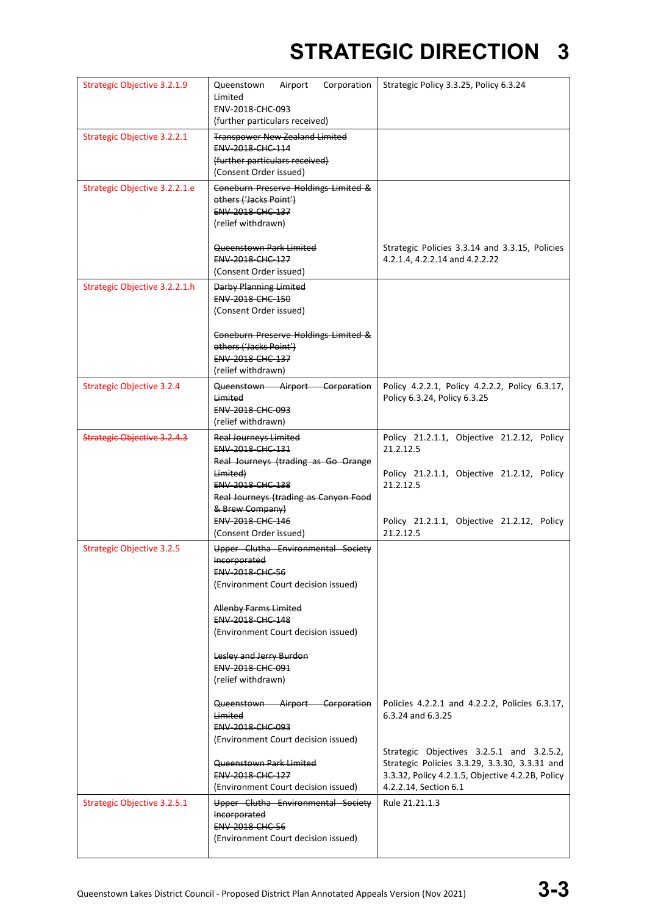# STRATEGIC DIRECTION 3

| | | |
|---|---|---|
| Strategic Objective 3.2.1.9 | Queenstown Airport Corporation Limited<br>ENV-2018-CHC-093<br>(further particulars received) | Strategic Policy 3.3.25, Policy 6.3.24 |
| Strategic Objective 3.2.2.1 | ~~Transpower New Zealand Limited~~<br>~~ENV-2018-CHC-114~~<br>~~(further particulars received)~~<br>(Consent Order issued) | |
| Strategic Objective 3.2.2.1.e | ~~Coneburn Preserve Holdings Limited & others ('Jacks Point')~~<br>~~ENV-2018-CHC-137~~<br>(relief withdrawn)<br><br>~~Queenstown Park Limited~~<br>~~ENV-2018-CHC-127~~<br>(Consent Order issued) | <br><br><br><br>Strategic Policies 3.3.14 and 3.3.15, Policies 4.2.1.4, 4.2.2.14 and 4.2.2.22 |
| Strategic Objective 3.2.2.1.h | ~~Darby Planning Limited~~<br>~~ENV-2018-CHC-150~~<br>(Consent Order issued)<br><br>~~Coneburn Preserve Holdings Limited & others ('Jacks Point')~~<br>~~ENV-2018-CHC-137~~<br>(relief withdrawn) | |
| Strategic Objective 3.2.4 | ~~Queenstown Airport Corporation Limited~~<br>~~ENV-2018-CHC-093~~<br>(relief withdrawn) | Policy 4.2.2.1, Policy 4.2.2.2, Policy 6.3.17, Policy 6.3.24, Policy 6.3.25 |
| ~~Strategic Objective 3.2.4.3~~ | ~~Real Journeys Limited~~<br>~~ENV-2018-CHC-131~~<br>~~Real Journeys (trading as Go Orange Limited)~~<br>~~ENV-2018-CHC-138~~<br>~~Real Journeys (trading as Canyon Food & Brew Company)~~<br>~~ENV-2018-CHC-146~~<br>(Consent Order issued) | Policy 21.2.1.1, Objective 21.2.12, Policy 21.2.12.5<br><br>Policy 21.2.1.1, Objective 21.2.12, Policy 21.2.12.5<br><br>Policy 21.2.1.1, Objective 21.2.12, Policy 21.2.12.5 |
| Strategic Objective 3.2.5 | ~~Upper Clutha Environmental Society Incorporated~~<br>~~ENV-2018-CHC-56~~<br>(Environment Court decision issued)<br><br>~~Allenby Farms Limited~~<br>~~ENV-2018-CHC-148~~<br>(Environment Court decision issued)<br><br>~~Lesley and Jerry Burdon~~<br>~~ENV-2018-CHC-091~~<br>(relief withdrawn)<br><br>~~Queenstown Airport Corporation Limited~~<br>~~ENV-2018-CHC-093~~<br>(Environment Court decision issued)<br><br>~~Queenstown Park Limited~~<br>~~ENV-2018-CHC-127~~<br>(Environment Court decision issued) | <br><br><br><br><br><br><br><br><br><br><br>Policies 4.2.2.1 and 4.2.2.2, Policies 6.3.17, 6.3.24 and 6.3.25<br><br>Strategic Objectives 3.2.5.1 and 3.2.5.2, Strategic Policies 3.3.29, 3.3.30, 3.3.31 and 3.3.32, Policy 4.2.1.5, Objective 4.2.2B, Policy 4.2.2.14, Section 6.1 |
| Strategic Objective 3.2.5.1 | ~~Upper Clutha Environmental Society Incorporated~~<br>~~ENV-2018-CHC-56~~<br>(Environment Court decision issued) | Rule 21.21.1.3 |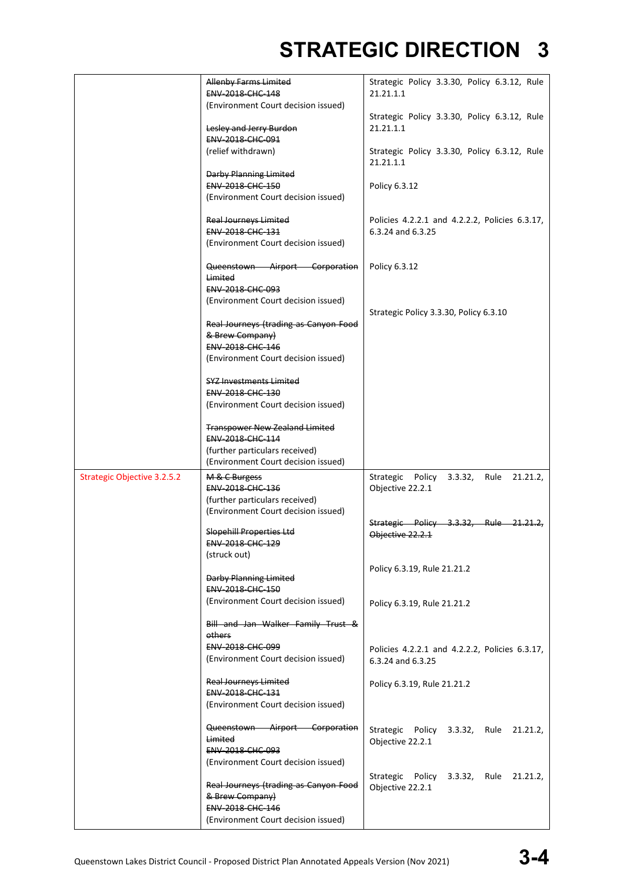| | | |
|---|---|---|
| | ~~Allenby Farms Limited~~<br>~~ENV-2018-CHC-148~~<br>(Environment Court decision issued)<br><br>~~Lesley and Jerry Burdon~~<br>~~ENV-2018-CHC-091~~<br>(relief withdrawn)<br><br>~~Darby Planning Limited~~<br>~~ENV-2018-CHC-150~~<br>(Environment Court decision issued)<br><br>~~Real Journeys Limited~~<br>~~ENV-2018-CHC-131~~<br>(Environment Court decision issued)<br><br>~~Queenstown Airport Corporation Limited~~<br>~~ENV-2018-CHC-093~~<br>(Environment Court decision issued)<br><br>~~Real Journeys (trading as Canyon Food & Brew Company)~~<br>~~ENV-2018-CHC-146~~<br>(Environment Court decision issued)<br><br>~~SYZ Investments Limited~~<br>~~ENV-2018-CHC-130~~<br>(Environment Court decision issued)<br><br>~~Transpower New Zealand Limited~~<br>~~ENV-2018-CHC-114~~<br>(further particulars received)<br>(Environment Court decision issued) | Strategic Policy 3.3.30, Policy 6.3.12, Rule 21.21.1.1<br><br>Strategic Policy 3.3.30, Policy 6.3.12, Rule 21.21.1.1<br><br>Strategic Policy 3.3.30, Policy 6.3.12, Rule 21.21.1.1<br><br>Policy 6.3.12<br><br>Policies 4.2.2.1 and 4.2.2.2, Policies 6.3.17, 6.3.24 and 6.3.25<br><br>Policy 6.3.12<br><br>Strategic Policy 3.3.30, Policy 6.3.10 |
| Strategic Objective 3.2.5.2 | ~~M & C Burgess~~<br>~~ENV-2018-CHC-136~~<br>(further particulars received)<br>(Environment Court decision issued)<br><br>~~Slopehill Properties Ltd~~<br>~~ENV-2018-CHC-129~~<br>(struck out)<br><br>~~Darby Planning Limited~~<br>~~ENV-2018-CHC-150~~<br>(Environment Court decision issued)<br><br>~~Bill and Jan Walker Family Trust & others~~<br>~~ENV-2018-CHC-099~~<br>(Environment Court decision issued)<br><br>~~Real Journeys Limited~~<br>~~ENV-2018-CHC-131~~<br>(Environment Court decision issued)<br><br>~~Queenstown Airport Corporation Limited~~<br>~~ENV-2018-CHC-093~~<br>(Environment Court decision issued)<br><br>~~Real Journeys (trading as Canyon Food & Brew Company)~~<br>~~ENV-2018-CHC-146~~<br>(Environment Court decision issued) | Strategic Policy 3.3.32, Rule 21.21.2, Objective 22.2.1<br><br>~~Strategic Policy 3.3.32, Rule 21.21.2, Objective 22.2.1~~<br><br>Policy 6.3.19, Rule 21.21.2<br><br>Policy 6.3.19, Rule 21.21.2<br><br>Policies 4.2.2.1 and 4.2.2.2, Policies 6.3.17, 6.3.24 and 6.3.25<br><br>Policy 6.3.19, Rule 21.21.2<br><br>Strategic Policy 3.3.32, Rule 21.21.2, Objective 22.2.1<br><br>Strategic Policy 3.3.32, Rule 21.21.2, Objective 22.2.1 |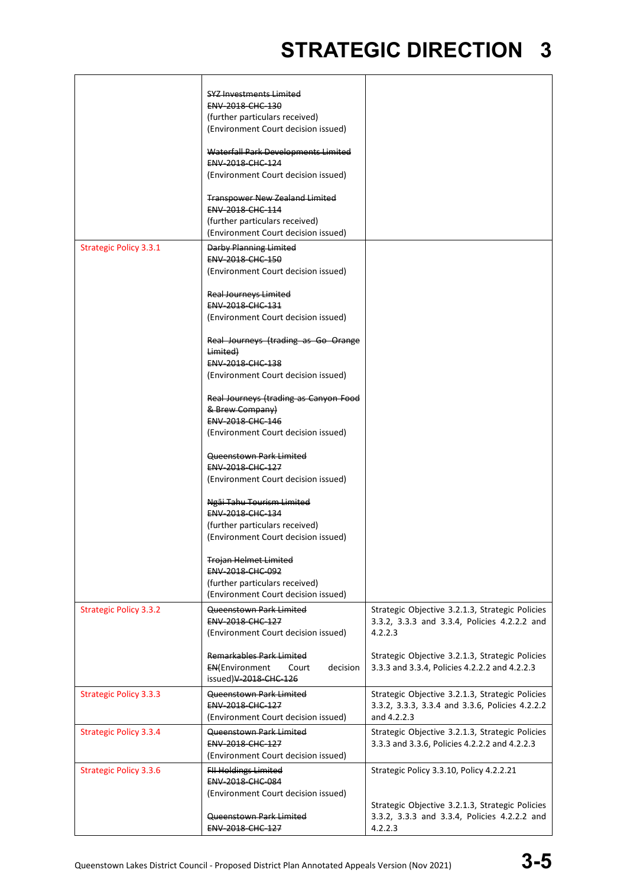# STRATEGIC DIRECTION 3

| | | |
|---|---|---|
| | ~~SYZ Investments Limited~~<br>~~ENV-2018-CHC-130~~<br>(further particulars received)<br>(Environment Court decision issued)<br><br>~~Waterfall Park Developments Limited~~<br>~~ENV-2018-CHC-124~~<br>(Environment Court decision issued)<br><br>~~Transpower New Zealand Limited~~<br>~~ENV-2018-CHC-114~~<br>(further particulars received)<br>(Environment Court decision issued) | |
| Strategic Policy 3.3.1 | ~~Darby Planning Limited~~<br>~~ENV-2018-CHC-150~~<br>(Environment Court decision issued)<br><br>~~Real Journeys Limited~~<br>~~ENV-2018-CHC-131~~<br>(Environment Court decision issued)<br><br>~~Real Journeys (trading as Go Orange Limited)~~<br>~~ENV-2018-CHC-138~~<br>(Environment Court decision issued)<br><br>~~Real Journeys (trading as Canyon Food & Brew Company)~~<br>~~ENV-2018-CHC-146~~<br>(Environment Court decision issued)<br><br>~~Queenstown Park Limited~~<br>~~ENV-2018-CHC-127~~<br>(Environment Court decision issued)<br><br>~~Ngāi Tahu Tourism Limited~~<br>~~ENV-2018-CHC-134~~<br>(further particulars received)<br>(Environment Court decision issued)<br><br>~~Trojan Helmet Limited~~<br>~~ENV-2018-CHC-092~~<br>(further particulars received)<br>(Environment Court decision issued) | |
| Strategic Policy 3.3.2 | ~~Queenstown Park Limited~~<br>~~ENV-2018-CHC-127~~<br>(Environment Court decision issued)<br><br>~~Remarkables Park Limited~~<br>~~EN~~(Environment Court decision issued)~~V-2018-CHC-126~~ | Strategic Objective 3.2.1.3, Strategic Policies 3.3.2, 3.3.3 and 3.3.4, Policies 4.2.2.2 and 4.2.2.3<br><br>Strategic Objective 3.2.1.3, Strategic Policies 3.3.3 and 3.3.4, Policies 4.2.2.2 and 4.2.2.3 |
| Strategic Policy 3.3.3 | ~~Queenstown Park Limited~~<br>~~ENV-2018-CHC-127~~<br>(Environment Court decision issued) | Strategic Objective 3.2.1.3, Strategic Policies 3.3.2, 3.3.3, 3.3.4 and 3.3.6, Policies 4.2.2.2 and 4.2.2.3 |
| Strategic Policy 3.3.4 | ~~Queenstown Park Limited~~<br>~~ENV-2018-CHC-127~~<br>(Environment Court decision issued) | Strategic Objective 3.2.1.3, Strategic Policies 3.3.3 and 3.3.6, Policies 4.2.2.2 and 4.2.2.3 |
| Strategic Policy 3.3.6 | ~~FII Holdings Limited~~<br>~~ENV-2018-CHC-084~~<br>(Environment Court decision issued)<br><br>~~Queenstown Park Limited~~<br>~~ENV-2018-CHC-127~~ | Strategic Policy 3.3.10, Policy 4.2.2.21<br><br>Strategic Objective 3.2.1.3, Strategic Policies 3.3.2, 3.3.3 and 3.3.4, Policies 4.2.2.2 and 4.2.2.3 |

Queenstown Lakes District Council - Proposed District Plan Annotated Appeals Version (Nov 2021)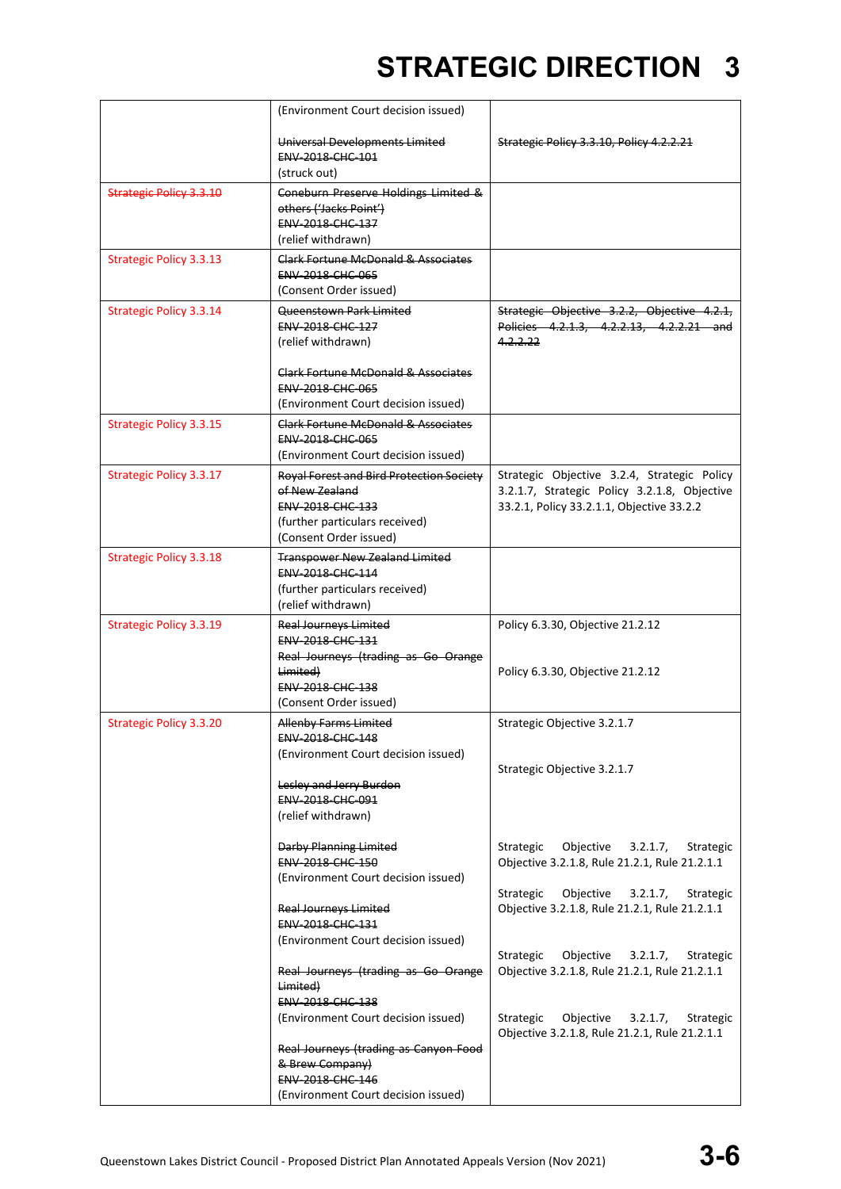| | | |
|---|---|---|
| | (Environment Court decision issued)<br><br>~~Universal Developments Limited~~<br>~~ENV-2018-CHC-101~~<br>(struck out) | <br><br>~~Strategic Policy 3.3.10, Policy 4.2.2.21~~ |
| ~~Strategic Policy 3.3.10~~ | ~~Coneburn Preserve Holdings Limited & others ('Jacks Point')~~<br>~~ENV-2018-CHC-137~~<br>(relief withdrawn) | |
| Strategic Policy 3.3.13 | ~~Clark Fortune McDonald & Associates~~<br>~~ENV-2018-CHC-065~~<br>(Consent Order issued) | |
| Strategic Policy 3.3.14 | ~~Queenstown Park Limited~~<br>~~ENV-2018-CHC-127~~<br>(relief withdrawn)<br><br>~~Clark Fortune McDonald & Associates~~<br>~~ENV-2018-CHC-065~~<br>(Environment Court decision issued) | ~~Strategic Objective 3.2.2, Objective 4.2.1, Policies 4.2.1.3, 4.2.2.13, 4.2.2.21 and 4.2.2.22~~ |
| Strategic Policy 3.3.15 | ~~Clark Fortune McDonald & Associates~~<br>~~ENV-2018-CHC-065~~<br>(Environment Court decision issued) | |
| Strategic Policy 3.3.17 | ~~Royal Forest and Bird Protection Society of New Zealand~~<br>~~ENV-2018-CHC-133~~<br>(further particulars received)<br>(Consent Order issued) | Strategic Objective 3.2.4, Strategic Policy 3.2.1.7, Strategic Policy 3.2.1.8, Objective 33.2.1, Policy 33.2.1.1, Objective 33.2.2 |
| Strategic Policy 3.3.18 | ~~Transpower New Zealand Limited~~<br>~~ENV-2018-CHC-114~~<br>(further particulars received)<br>(relief withdrawn) | |
| Strategic Policy 3.3.19 | ~~Real Journeys Limited~~<br>~~ENV-2018-CHC-131~~<br>~~Real Journeys (trading as Go Orange Limited)~~<br>~~ENV-2018-CHC-138~~<br>(Consent Order issued) | Policy 6.3.30, Objective 21.2.12<br><br>Policy 6.3.30, Objective 21.2.12 |
| Strategic Policy 3.3.20 | ~~Allenby Farms Limited~~<br>~~ENV-2018-CHC-148~~<br>(Environment Court decision issued)<br><br>~~Lesley and Jerry Burdon~~<br>~~ENV-2018-CHC-091~~<br>(relief withdrawn)<br><br>~~Darby Planning Limited~~<br>~~ENV-2018-CHC-150~~<br>(Environment Court decision issued)<br><br>~~Real Journeys Limited~~<br>~~ENV-2018-CHC-131~~<br>(Environment Court decision issued)<br><br>~~Real Journeys (trading as Go Orange Limited)~~<br>~~ENV-2018-CHC-138~~<br>(Environment Court decision issued)<br><br>~~Real Journeys (trading as Canyon Food & Brew Company)~~<br>~~ENV-2018-CHC-146~~<br>(Environment Court decision issued) | Strategic Objective 3.2.1.7<br><br>Strategic Objective 3.2.1.7<br><br>Strategic Objective 3.2.1.7, Strategic Objective 3.2.1.8, Rule 21.2.1, Rule 21.2.1.1<br><br>Strategic Objective 3.2.1.7, Strategic Objective 3.2.1.8, Rule 21.2.1, Rule 21.2.1.1<br><br>Strategic Objective 3.2.1.7, Strategic Objective 3.2.1.8, Rule 21.2.1, Rule 21.2.1.1<br><br>Strategic Objective 3.2.1.7, Strategic Objective 3.2.1.8, Rule 21.2.1, Rule 21.2.1.1 |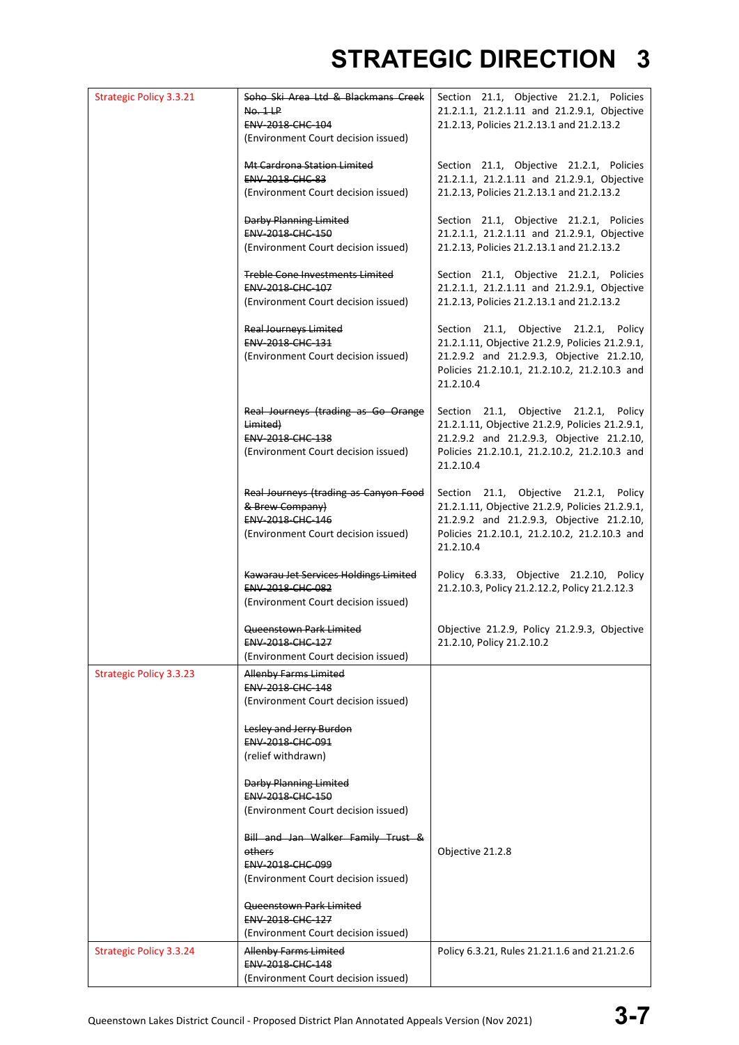# STRATEGIC DIRECTION 3

| | | |
|---|---|---|
| Strategic Policy 3.3.21 | ~~Soho Ski Area Ltd & Blackmans Creek No. 1 LP~~<br>~~ENV-2018-CHC-104~~<br>(Environment Court decision issued) | Section 21.1, Objective 21.2.1, Policies 21.2.1.1, 21.2.1.11 and 21.2.9.1, Objective 21.2.13, Policies 21.2.13.1 and 21.2.13.2 |
| | ~~Mt Cardrona Station Limited~~<br>~~ENV-2018-CHC-83~~<br>(Environment Court decision issued) | Section 21.1, Objective 21.2.1, Policies 21.2.1.1, 21.2.1.11 and 21.2.9.1, Objective 21.2.13, Policies 21.2.13.1 and 21.2.13.2 |
| | ~~Darby Planning Limited~~<br>~~ENV-2018-CHC-150~~<br>(Environment Court decision issued) | Section 21.1, Objective 21.2.1, Policies 21.2.1.1, 21.2.1.11 and 21.2.9.1, Objective 21.2.13, Policies 21.2.13.1 and 21.2.13.2 |
| | ~~Treble Cone Investments Limited~~<br>~~ENV-2018-CHC-107~~<br>(Environment Court decision issued) | Section 21.1, Objective 21.2.1, Policies 21.2.1.1, 21.2.1.11 and 21.2.9.1, Objective 21.2.13, Policies 21.2.13.1 and 21.2.13.2 |
| | ~~Real Journeys Limited~~<br>~~ENV-2018-CHC-131~~<br>(Environment Court decision issued) | Section 21.1, Objective 21.2.1, Policy 21.2.1.11, Objective 21.2.9, Policies 21.2.9.1, 21.2.9.2 and 21.2.9.3, Objective 21.2.10, Policies 21.2.10.1, 21.2.10.2, 21.2.10.3 and 21.2.10.4 |
| | ~~Real Journeys (trading as Go Orange Limited)~~<br>~~ENV-2018-CHC-138~~<br>(Environment Court decision issued) | Section 21.1, Objective 21.2.1, Policy 21.2.1.11, Objective 21.2.9, Policies 21.2.9.1, 21.2.9.2 and 21.2.9.3, Objective 21.2.10, Policies 21.2.10.1, 21.2.10.2, 21.2.10.3 and 21.2.10.4 |
| | ~~Real Journeys (trading as Canyon Food & Brew Company)~~<br>~~ENV-2018-CHC-146~~<br>(Environment Court decision issued) | Section 21.1, Objective 21.2.1, Policy 21.2.1.11, Objective 21.2.9, Policies 21.2.9.1, 21.2.9.2 and 21.2.9.3, Objective 21.2.10, Policies 21.2.10.1, 21.2.10.2, 21.2.10.3 and 21.2.10.4 |
| | ~~Kawarau Jet Services Holdings Limited~~<br>~~ENV-2018-CHC-082~~<br>(Environment Court decision issued) | Policy 6.3.33, Objective 21.2.10, Policy 21.2.10.3, Policy 21.2.12.2, Policy 21.2.12.3 |
| | ~~Queenstown Park Limited~~<br>~~ENV-2018-CHC-127~~<br>(Environment Court decision issued) | Objective 21.2.9, Policy 21.2.9.3, Objective 21.2.10, Policy 21.2.10.2 |
| Strategic Policy 3.3.23 | ~~Allenby Farms Limited~~<br>~~ENV-2018-CHC-148~~<br>(Environment Court decision issued)<br><br>~~Lesley and Jerry Burdon~~<br>~~ENV-2018-CHC-091~~<br>(relief withdrawn)<br><br>~~Darby Planning Limited~~<br>~~ENV-2018-CHC-150~~<br>(Environment Court decision issued)<br><br>~~Bill and Jan Walker Family Trust & others~~<br>~~ENV-2018-CHC-099~~<br>(Environment Court decision issued)<br><br>~~Queenstown Park Limited~~<br>~~ENV-2018-CHC-127~~<br>(Environment Court decision issued) | Objective 21.2.8 |
| Strategic Policy 3.3.24 | ~~Allenby Farms Limited~~<br>~~ENV-2018-CHC-148~~<br>(Environment Court decision issued) | Policy 6.3.21, Rules 21.21.1.6 and 21.21.2.6 |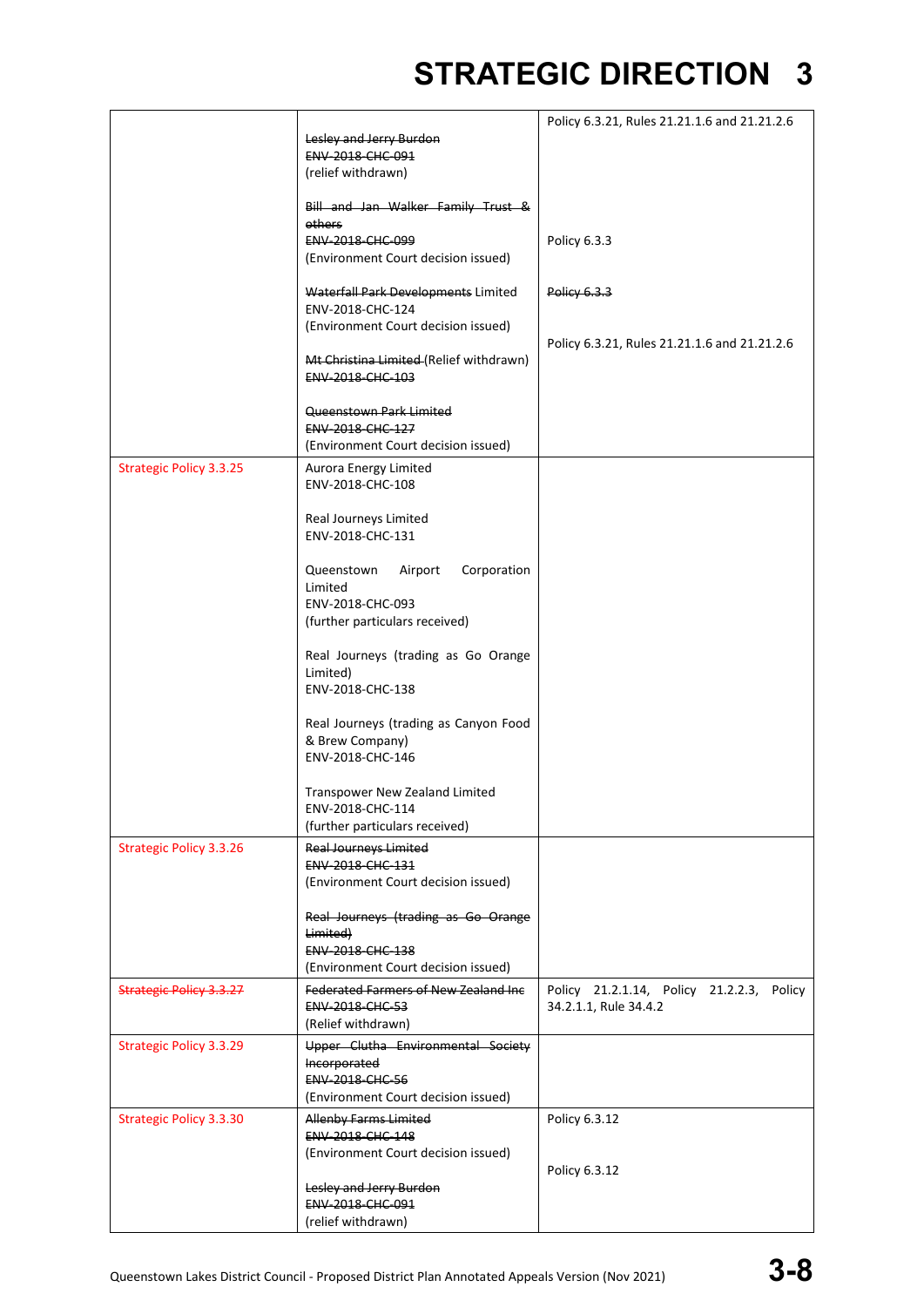| | | |
|---|---|---|
| | ~~Lesley and Jerry Burdon~~<br>~~ENV-2018-CHC-091~~<br>(relief withdrawn)<br><br>~~Bill and Jan Walker Family Trust & others~~<br>~~ENV-2018-CHC-099~~<br>(Environment Court decision issued)<br><br>~~Waterfall Park Developments~~ Limited<br>ENV-2018-CHC-124<br>(Environment Court decision issued)<br><br>~~Mt Christina Limited~~ (Relief withdrawn)<br>~~ENV-2018-CHC-103~~<br><br>~~Queenstown Park Limited~~<br>~~ENV-2018-CHC-127~~<br>(Environment Court decision issued) | Policy 6.3.21, Rules 21.21.1.6 and 21.21.2.6<br><br>Policy 6.3.3<br><br>~~Policy 6.3.3~~<br><br>Policy 6.3.21, Rules 21.21.1.6 and 21.21.2.6 |
| Strategic Policy 3.3.25 | Aurora Energy Limited<br>ENV-2018-CHC-108<br><br>Real Journeys Limited<br>ENV-2018-CHC-131<br><br>Queenstown Airport Corporation Limited<br>ENV-2018-CHC-093<br>(further particulars received)<br><br>Real Journeys (trading as Go Orange Limited)<br>ENV-2018-CHC-138<br><br>Real Journeys (trading as Canyon Food & Brew Company)<br>ENV-2018-CHC-146<br><br>Transpower New Zealand Limited<br>ENV-2018-CHC-114<br>(further particulars received) | |
| Strategic Policy 3.3.26 | ~~Real Journeys Limited~~<br>~~ENV-2018-CHC-131~~<br>(Environment Court decision issued)<br><br>~~Real Journeys (trading as Go Orange Limited)~~<br>~~ENV-2018-CHC-138~~<br>(Environment Court decision issued) | |
| ~~Strategic Policy 3.3.27~~ | ~~Federated Farmers of New Zealand Inc~~<br>~~ENV-2018-CHC-53~~<br>(Relief withdrawn) | Policy 21.2.1.14, Policy 21.2.2.3, Policy 34.2.1.1, Rule 34.4.2 |
| Strategic Policy 3.3.29 | ~~Upper Clutha Environmental Society Incorporated~~<br>~~ENV-2018-CHC-56~~<br>(Environment Court decision issued) | |
| Strategic Policy 3.3.30 | ~~Allenby Farms Limited~~<br>~~ENV-2018-CHC-148~~<br>(Environment Court decision issued)<br><br>~~Lesley and Jerry Burdon~~<br>~~ENV-2018-CHC-091~~<br>(relief withdrawn) | Policy 6.3.12<br><br>Policy 6.3.12 |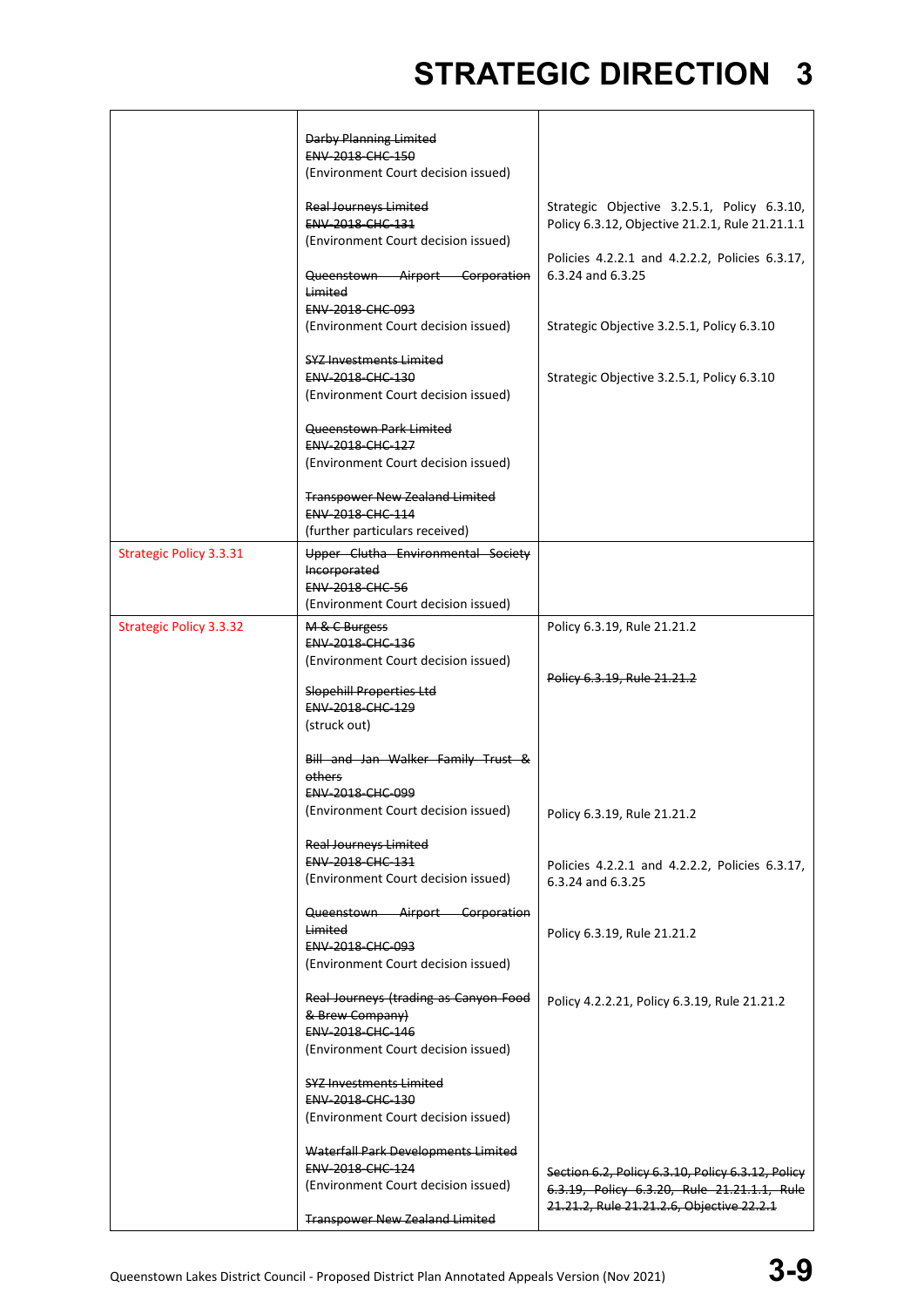# STRATEGIC DIRECTION 3

| | | |
|---|---|---|
| | ~~Darby Planning Limited~~<br>~~ENV-2018-CHC-150~~<br>(Environment Court decision issued)<br><br>~~Real Journeys Limited~~<br>~~ENV-2018-CHC-131~~<br>(Environment Court decision issued)<br><br>~~Queenstown Airport Corporation Limited~~<br>~~ENV-2018-CHC-093~~<br>(Environment Court decision issued)<br><br>~~SYZ Investments Limited~~<br>~~ENV-2018-CHC-130~~<br>(Environment Court decision issued)<br><br>~~Queenstown Park Limited~~<br>~~ENV-2018-CHC-127~~<br>(Environment Court decision issued)<br><br>~~Transpower New Zealand Limited~~<br>~~ENV-2018-CHC-114~~<br>(further particulars received) | Strategic Objective 3.2.5.1, Policy 6.3.10, Policy 6.3.12, Objective 21.2.1, Rule 21.21.1.1<br><br>Policies 4.2.2.1 and 4.2.2.2, Policies 6.3.17, 6.3.24 and 6.3.25<br><br>Strategic Objective 3.2.5.1, Policy 6.3.10<br><br>Strategic Objective 3.2.5.1, Policy 6.3.10 |
| Strategic Policy 3.3.31 | ~~Upper Clutha Environmental Society Incorporated~~<br>~~ENV-2018-CHC-56~~<br>(Environment Court decision issued) | |
| Strategic Policy 3.3.32 | ~~M & C Burgess~~<br>~~ENV-2018-CHC-136~~<br>(Environment Court decision issued)<br><br>~~Slopehill Properties Ltd~~<br>~~ENV-2018-CHC-129~~<br>(struck out)<br><br>~~Bill and Jan Walker Family Trust & others~~<br>~~ENV-2018-CHC-099~~<br>(Environment Court decision issued)<br><br>~~Real Journeys Limited~~<br>~~ENV-2018-CHC-131~~<br>(Environment Court decision issued)<br><br>~~Queenstown Airport Corporation Limited~~<br>~~ENV-2018-CHC-093~~<br>(Environment Court decision issued)<br><br>~~Real Journeys (trading as Canyon Food & Brew Company)~~<br>~~ENV-2018-CHC-146~~<br>(Environment Court decision issued)<br><br>~~SYZ Investments Limited~~<br>~~ENV-2018-CHC-130~~<br>(Environment Court decision issued)<br><br>~~Waterfall Park Developments Limited~~<br>~~ENV-2018-CHC-124~~<br>(Environment Court decision issued)<br><br>~~Transpower New Zealand Limited~~ | Policy 6.3.19, Rule 21.21.2<br><br>~~Policy 6.3.19, Rule 21.21.2~~<br><br>Policy 6.3.19, Rule 21.21.2<br><br>Policies 4.2.2.1 and 4.2.2.2, Policies 6.3.17, 6.3.24 and 6.3.25<br><br>Policy 6.3.19, Rule 21.21.2<br><br>Policy 4.2.2.21, Policy 6.3.19, Rule 21.21.2<br><br>~~Section 6.2, Policy 6.3.10, Policy 6.3.12, Policy 6.3.19, Policy 6.3.20, Rule 21.21.1.1, Rule 21.21.2, Rule 21.21.2.6, Objective 22.2.1~~ |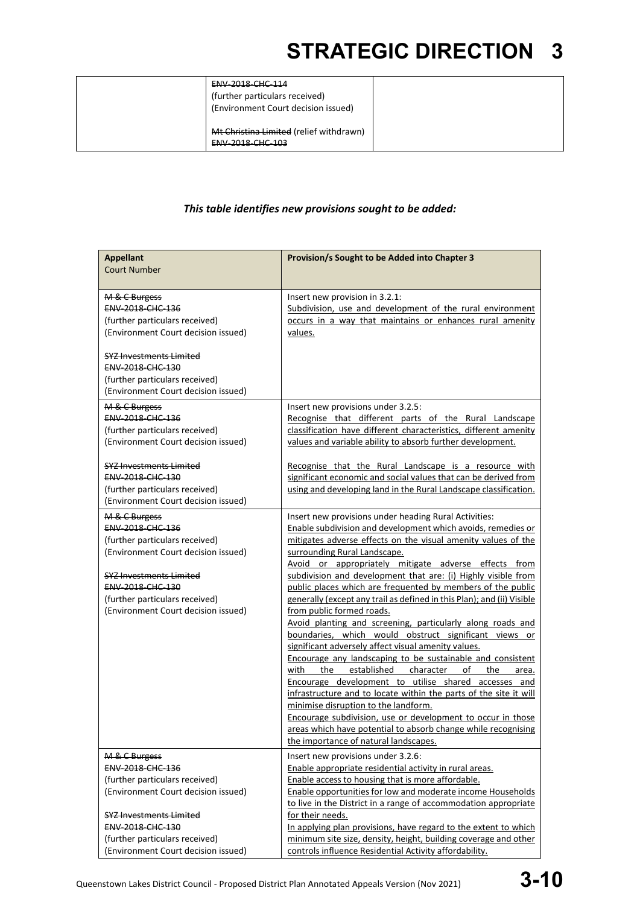| | ~~ENV-2018-CHC-114~~<br>(further particulars received)<br>(Environment Court decision issued)<br><br>~~Mt Christina Limited~~ (relief withdrawn)<br>~~ENV-2018-CHC-103~~ | |
|---|---|---|

***This table identifies new provisions sought to be added:***

| **Appellant**<br>Court Number | **Provision/s Sought to be Added into Chapter 3** |
|---|---|
| ~~M & C Burgess~~<br>~~ENV-2018-CHC-136~~<br>(further particulars received)<br>(Environment Court decision issued)<br><br>~~SYZ Investments Limited~~<br>~~ENV-2018-CHC-130~~<br>(further particulars received)<br>(Environment Court decision issued) | Insert new provision in 3.2.1:<br><u>Subdivision, use and development of the rural environment occurs in a way that maintains or enhances rural amenity values.</u> |
| ~~M & C Burgess~~<br>~~ENV-2018-CHC-136~~<br>(further particulars received)<br>(Environment Court decision issued)<br><br>~~SYZ Investments Limited~~<br>~~ENV-2018-CHC-130~~<br>(further particulars received)<br>(Environment Court decision issued) | Insert new provisions under 3.2.5:<br><u>Recognise that different parts of the Rural Landscape classification have different characteristics, different amenity values and variable ability to absorb further development.</u><br><br><u>Recognise that the Rural Landscape is a resource with significant economic and social values that can be derived from using and developing land in the Rural Landscape classification.</u> |
| ~~M & C Burgess~~<br>~~ENV-2018-CHC-136~~<br>(further particulars received)<br>(Environment Court decision issued)<br><br>~~SYZ Investments Limited~~<br>~~ENV-2018-CHC-130~~<br>(further particulars received)<br>(Environment Court decision issued) | Insert new provisions under heading Rural Activities:<br><u>Enable subdivision and development which avoids, remedies or mitigates adverse effects on the visual amenity values of the surrounding Rural Landscape.</u><br><u>Avoid or appropriately mitigate adverse effects from subdivision and development that are: (i) Highly visible from public places which are frequented by members of the public generally (except any trail as defined in this Plan); and (ii) Visible from public formed roads.</u><br><u>Avoid planting and screening, particularly along roads and boundaries, which would obstruct significant views or significant adversely affect visual amenity values.</u><br><u>Encourage any landscaping to be sustainable and consistent with the established character of the area.</u><br><u>Encourage development to utilise shared accesses and infrastructure and to locate within the parts of the site it will minimise disruption to the landform.</u><br><u>Encourage subdivision, use or development to occur in those areas which have potential to absorb change while recognising the importance of natural landscapes.</u> |
| ~~M & C Burgess~~<br>~~ENV-2018-CHC-136~~<br>(further particulars received)<br>(Environment Court decision issued)<br><br>~~SYZ Investments Limited~~<br>~~ENV-2018-CHC-130~~<br>(further particulars received)<br>(Environment Court decision issued) | Insert new provisions under 3.2.6:<br><u>Enable appropriate residential activity in rural areas.</u><br><u>Enable access to housing that is more affordable.</u><br><u>Enable opportunities for low and moderate income Households to live in the District in a range of accommodation appropriate for their needs.</u><br><u>In applying plan provisions, have regard to the extent to which minimum site size, density, height, building coverage and other controls influence Residential Activity affordability.</u> |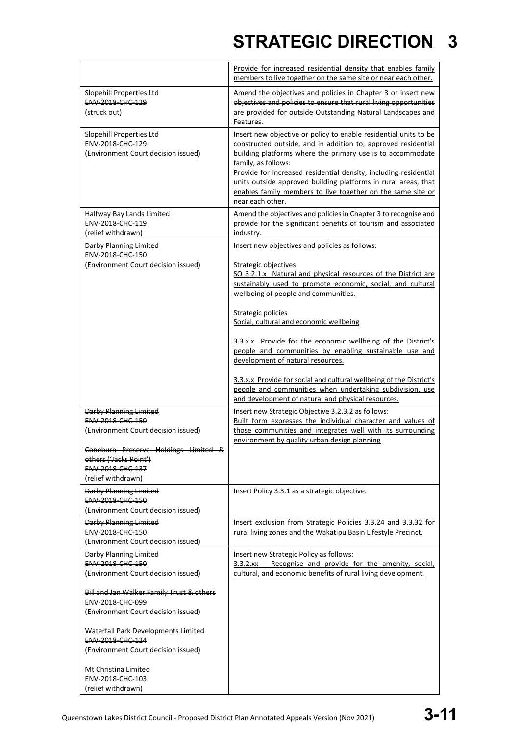| | |
|---|---|
| | Provide for increased residential density that enables family members to live together on the same site or near each other. |
| ~~Slopehill Properties Ltd~~<br>~~ENV-2018-CHC-129~~<br>(struck out) | ~~Amend the objectives and policies in Chapter 3 or insert new objectives and policies to ensure that rural living opportunities are provided for outside Outstanding Natural Landscapes and Features.~~ |
| ~~Slopehill Properties Ltd~~<br>~~ENV-2018-CHC-129~~<br>(Environment Court decision issued) | Insert new objective or policy to enable residential units to be constructed outside, and in addition to, approved residential building platforms where the primary use is to accommodate family, as follows:<br>Provide for increased residential density, including residential units outside approved building platforms in rural areas, that enables family members to live together on the same site or near each other. |
| ~~Halfway Bay Lands Limited~~<br>~~ENV-2018-CHC-119~~<br>(relief withdrawn) | ~~Amend the objectives and policies in Chapter 3 to recognise and provide for the significant benefits of tourism and associated industry.~~ |
| ~~Darby Planning Limited~~<br>~~ENV-2018-CHC-150~~<br>(Environment Court decision issued) | Insert new objectives and policies as follows:<br><br>Strategic objectives<br>SO 3.2.1.x Natural and physical resources of the District are sustainably used to promote economic, social, and cultural wellbeing of people and communities.<br><br>Strategic policies<br>Social, cultural and economic wellbeing<br><br>3.3.x.x Provide for the economic wellbeing of the District's people and communities by enabling sustainable use and development of natural resources.<br><br>3.3.x.x Provide for social and cultural wellbeing of the District's people and communities when undertaking subdivision, use and development of natural and physical resources. |
| ~~Darby Planning Limited~~<br>~~ENV-2018-CHC-150~~<br>(Environment Court decision issued)<br><br>~~Coneburn Preserve Holdings Limited & others ('Jacks Point')~~<br>~~ENV-2018-CHC-137~~<br>(relief withdrawn) | Insert new Strategic Objective 3.2.3.2 as follows:<br>Built form expresses the individual character and values of those communities and integrates well with its surrounding environment by quality urban design planning |
| ~~Darby Planning Limited~~<br>~~ENV-2018-CHC-150~~<br>(Environment Court decision issued) | Insert Policy 3.3.1 as a strategic objective. |
| ~~Darby Planning Limited~~<br>~~ENV-2018-CHC-150~~<br>(Environment Court decision issued) | Insert exclusion from Strategic Policies 3.3.24 and 3.3.32 for rural living zones and the Wakatipu Basin Lifestyle Precinct. |
| ~~Darby Planning Limited~~<br>~~ENV-2018-CHC-150~~<br>(Environment Court decision issued)<br><br>~~Bill and Jan Walker Family Trust & others~~<br>~~ENV-2018-CHC-099~~<br>(Environment Court decision issued)<br><br>~~Waterfall Park Developments Limited~~<br>~~ENV-2018-CHC-124~~<br>(Environment Court decision issued)<br><br>~~Mt Christina Limited~~<br>~~ENV-2018-CHC-103~~<br>(relief withdrawn) | Insert new Strategic Policy as follows:<br>3.3.2.xx – Recognise and provide for the amenity, social, cultural, and economic benefits of rural living development. |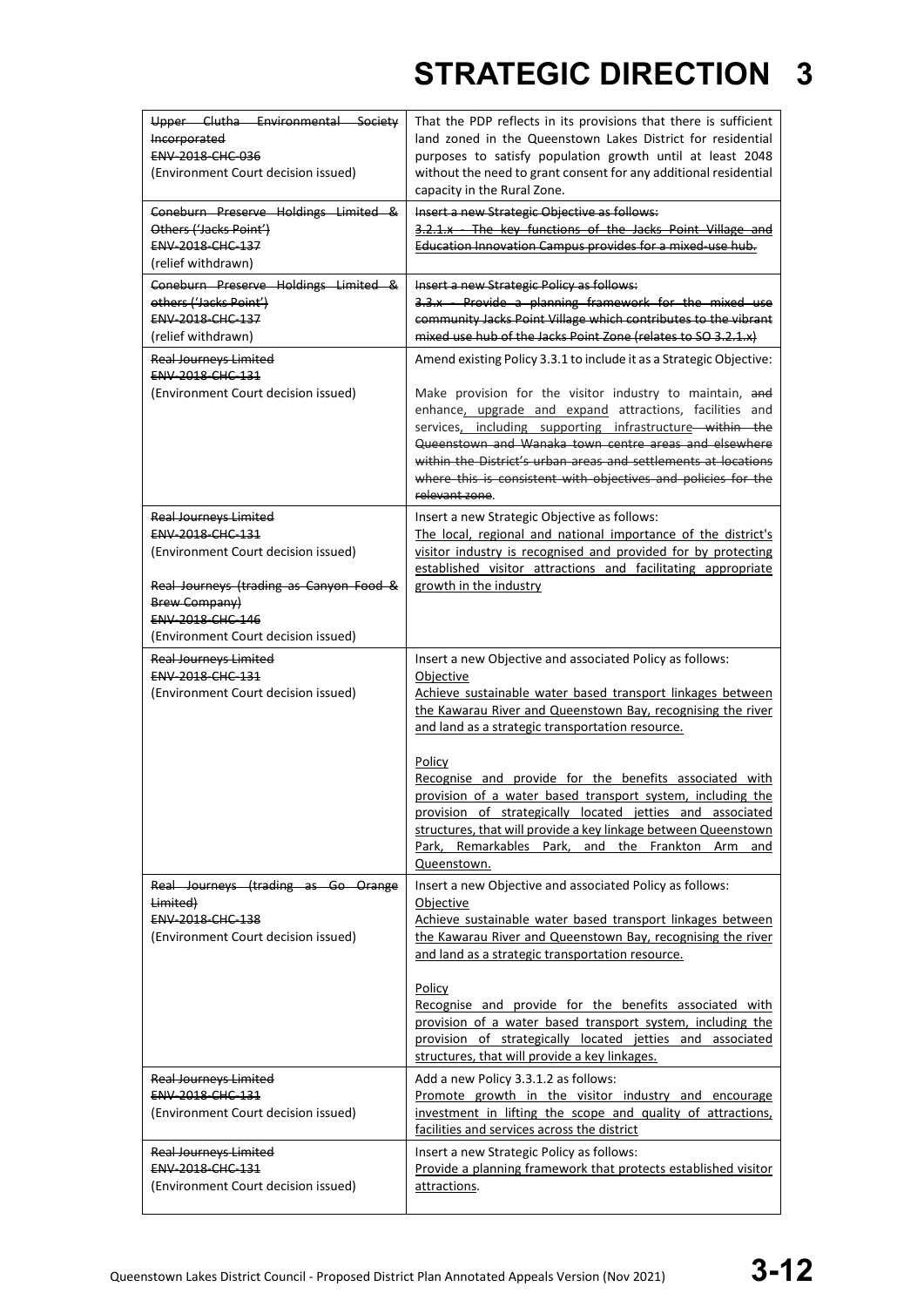| | |
|---|---|
| ~~Upper Clutha Environmental Society Incorporated~~<br>~~ENV-2018-CHC-036~~<br>(Environment Court decision issued) | That the PDP reflects in its provisions that there is sufficient land zoned in the Queenstown Lakes District for residential purposes to satisfy population growth until at least 2048 without the need to grant consent for any additional residential capacity in the Rural Zone. |
| ~~Coneburn Preserve Holdings Limited & Others ('Jacks Point')~~<br>~~ENV-2018-CHC-137~~<br>(relief withdrawn) | ~~Insert a new Strategic Objective as follows:~~<br>~~3.2.1.x - The key functions of the Jacks Point Village and Education Innovation Campus provides for a mixed-use hub.~~ |
| ~~Coneburn Preserve Holdings Limited & others ('Jacks Point')~~<br>~~ENV-2018-CHC-137~~<br>(relief withdrawn) | ~~Insert a new Strategic Policy as follows:~~<br>~~3.3.x - Provide a planning framework for the mixed use community Jacks Point Village which contributes to the vibrant mixed use hub of the Jacks Point Zone (relates to SO 3.2.1.x)~~ |
| ~~Real Journeys Limited~~<br>~~ENV-2018-CHC-131~~<br>(Environment Court decision issued) | Amend existing Policy 3.3.1 to include it as a Strategic Objective:<br><br>Make provision for the visitor industry to maintain, ~~and~~ enhance<ins>, upgrade and expand</ins> attractions, facilities and services<ins>, including supporting infrastructure</ins> ~~within the Queenstown and Wanaka town centre areas and elsewhere within the District's urban areas and settlements at locations where this is consistent with objectives and policies for the relevant zone~~. |
| ~~Real Journeys Limited~~<br>~~ENV-2018-CHC-131~~<br>(Environment Court decision issued)<br><br>~~Real Journeys (trading as Canyon Food & Brew Company)~~<br>~~ENV-2018-CHC-146~~<br>(Environment Court decision issued) | Insert a new Strategic Objective as follows:<br><ins>The local, regional and national importance of the district's visitor industry is recognised and provided for by protecting established visitor attractions and facilitating appropriate growth in the industry</ins> |
| ~~Real Journeys Limited~~<br>~~ENV-2018-CHC-131~~<br>(Environment Court decision issued) | Insert a new Objective and associated Policy as follows:<br><ins>Objective</ins><br><ins>Achieve sustainable water based transport linkages between the Kawarau River and Queenstown Bay, recognising the river and land as a strategic transportation resource.</ins><br><br><ins>Policy</ins><br><ins>Recognise and provide for the benefits associated with provision of a water based transport system, including the provision of strategically located jetties and associated structures, that will provide a key linkage between Queenstown Park, Remarkables Park, and the Frankton Arm and Queenstown.</ins> |
| ~~Real Journeys (trading as Go Orange Limited)~~<br>~~ENV-2018-CHC-138~~<br>(Environment Court decision issued) | Insert a new Objective and associated Policy as follows:<br><ins>Objective</ins><br><ins>Achieve sustainable water based transport linkages between the Kawarau River and Queenstown Bay, recognising the river and land as a strategic transportation resource.</ins><br><br><ins>Policy</ins><br><ins>Recognise and provide for the benefits associated with provision of a water based transport system, including the provision of strategically located jetties and associated structures, that will provide a key linkages.</ins> |
| ~~Real Journeys Limited~~<br>~~ENV-2018-CHC-131~~<br>(Environment Court decision issued) | Add a new Policy 3.3.1.2 as follows:<br><ins>Promote growth in the visitor industry and encourage investment in lifting the scope and quality of attractions, facilities and services across the district</ins> |
| ~~Real Journeys Limited~~<br>~~ENV-2018-CHC-131~~<br>(Environment Court decision issued) | Insert a new Strategic Policy as follows:<br><ins>Provide a planning framework that protects established visitor attractions</ins>. |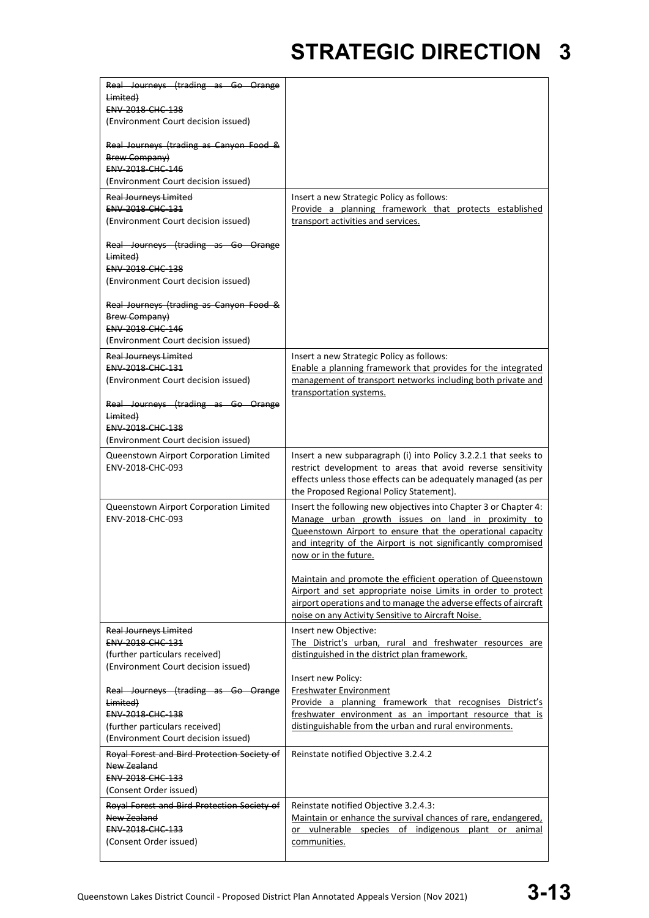| | |
|---|---|
| ~~Real Journeys (trading as Go Orange Limited)~~<br>~~ENV-2018-CHC-138~~<br>(Environment Court decision issued)<br><br>~~Real Journeys (trading as Canyon Food & Brew Company)~~<br>~~ENV-2018-CHC-146~~<br>(Environment Court decision issued) | |
| ~~Real Journeys Limited~~<br>~~ENV-2018-CHC-131~~<br>(Environment Court decision issued)<br><br>~~Real Journeys (trading as Go Orange Limited)~~<br>~~ENV-2018-CHC-138~~<br>(Environment Court decision issued)<br><br>~~Real Journeys (trading as Canyon Food & Brew Company)~~<br>~~ENV-2018-CHC-146~~<br>(Environment Court decision issued) | Insert a new Strategic Policy as follows:<br><u>Provide a planning framework that protects established transport activities and services.</u> |
| ~~Real Journeys Limited~~<br>~~ENV-2018-CHC-131~~<br>(Environment Court decision issued)<br><br>~~Real Journeys (trading as Go Orange Limited)~~<br>~~ENV-2018-CHC-138~~<br>(Environment Court decision issued) | Insert a new Strategic Policy as follows:<br><u>Enable a planning framework that provides for the integrated management of transport networks including both private and transportation systems.</u> |
| Queenstown Airport Corporation Limited<br>ENV-2018-CHC-093 | Insert a new subparagraph (i) into Policy 3.2.2.1 that seeks to restrict development to areas that avoid reverse sensitivity effects unless those effects can be adequately managed (as per the Proposed Regional Policy Statement). |
| Queenstown Airport Corporation Limited<br>ENV-2018-CHC-093 | Insert the following new objectives into Chapter 3 or Chapter 4:<br><u>Manage urban growth issues on land in proximity to Queenstown Airport to ensure that the operational capacity and integrity of the Airport is not significantly compromised now or in the future.</u><br><br><u>Maintain and promote the efficient operation of Queenstown Airport and set appropriate noise Limits in order to protect airport operations and to manage the adverse effects of aircraft noise on any Activity Sensitive to Aircraft Noise.</u> |
| ~~Real Journeys Limited~~<br>~~ENV-2018-CHC-131~~<br>(further particulars received)<br>(Environment Court decision issued)<br><br>~~Real Journeys (trading as Go Orange Limited)~~<br>~~ENV-2018-CHC-138~~<br>(further particulars received)<br>(Environment Court decision issued) | Insert new Objective:<br><u>The District's urban, rural and freshwater resources are distinguished in the district plan framework.</u><br><br>Insert new Policy:<br><u>Freshwater Environment</u><br><u>Provide a planning framework that recognises District's freshwater environment as an important resource that is distinguishable from the urban and rural environments.</u> |
| ~~Royal Forest and Bird Protection Society of New Zealand~~<br>~~ENV-2018-CHC-133~~<br>(Consent Order issued) | Reinstate notified Objective 3.2.4.2 |
| ~~Royal Forest and Bird Protection Society of New Zealand~~<br>~~ENV-2018-CHC-133~~<br>(Consent Order issued) | Reinstate notified Objective 3.2.4.3:<br><u>Maintain or enhance the survival chances of rare, endangered, or vulnerable species of indigenous plant or animal communities.</u> |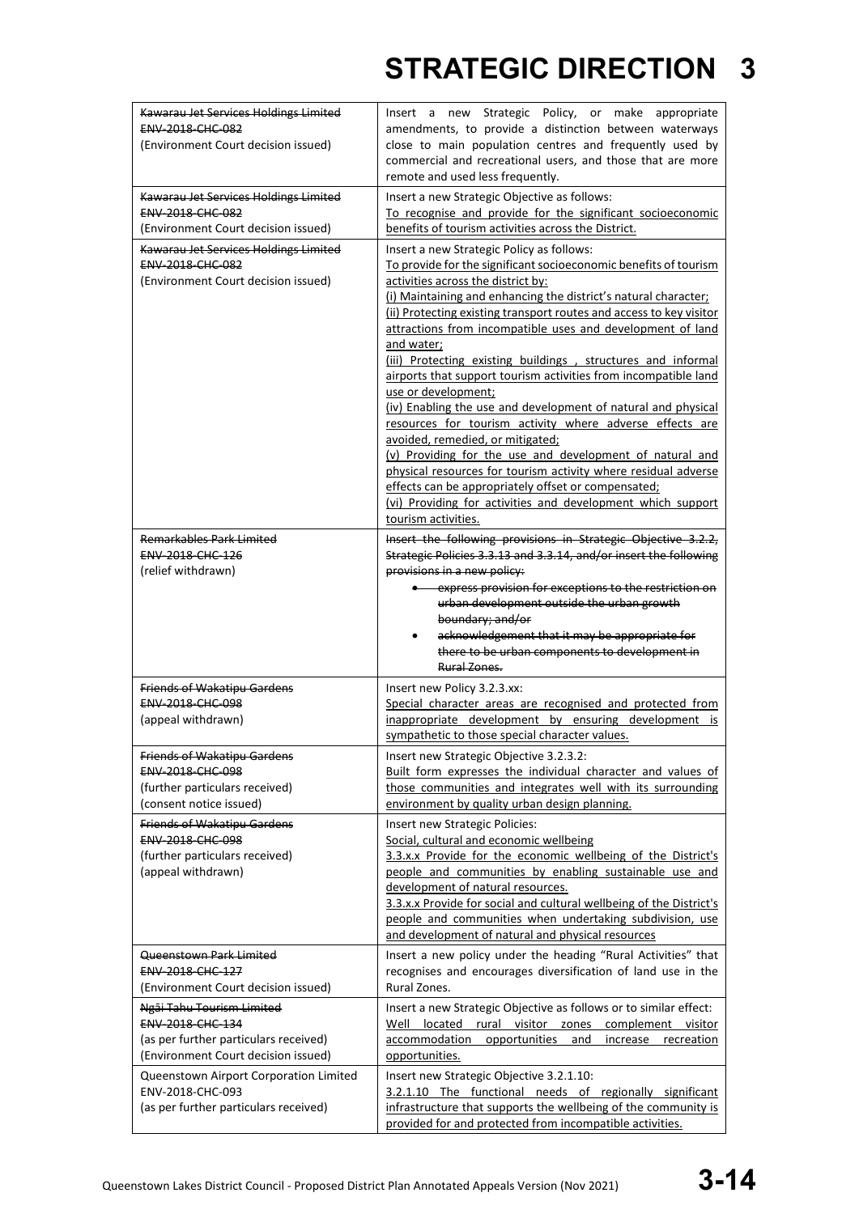| | |
|---|---|
| ~~Kawarau Jet Services Holdings Limited~~<br>~~ENV-2018-CHC-082~~<br>(Environment Court decision issued) | Insert a new Strategic Policy, or make appropriate amendments, to provide a distinction between waterways close to main population centres and frequently used by commercial and recreational users, and those that are more remote and used less frequently. |
| ~~Kawarau Jet Services Holdings Limited~~<br>~~ENV-2018-CHC-082~~<br>(Environment Court decision issued) | Insert a new Strategic Objective as follows:<br><u>To recognise and provide for the significant socioeconomic benefits of tourism activities across the District.</u> |
| ~~Kawarau Jet Services Holdings Limited~~<br>~~ENV-2018-CHC-082~~<br>(Environment Court decision issued) | Insert a new Strategic Policy as follows:<br><u>To provide for the significant socioeconomic benefits of tourism activities across the district by:</u><br><u>(i) Maintaining and enhancing the district's natural character;</u><br><u>(ii) Protecting existing transport routes and access to key visitor attractions from incompatible uses and development of land and water;</u><br><u>(iii) Protecting existing buildings , structures and informal airports that support tourism activities from incompatible land use or development;</u><br><u>(iv) Enabling the use and development of natural and physical resources for tourism activity where adverse effects are avoided, remedied, or mitigated;</u><br><u>(v) Providing for the use and development of natural and physical resources for tourism activity where residual adverse effects can be appropriately offset or compensated;</u><br><u>(vi) Providing for activities and development which support tourism activities.</u> |
| ~~Remarkables Park Limited~~<br>~~ENV-2018-CHC-126~~<br>(relief withdrawn) | ~~Insert the following provisions in Strategic Objective 3.2.2, Strategic Policies 3.3.13 and 3.3.14, and/or insert the following provisions in a new policy:~~<br>• ~~express provision for exceptions to the restriction on urban development outside the urban growth boundary; and/or~~<br>• ~~acknowledgement that it may be appropriate for there to be urban components to development in Rural Zones.~~ |
| ~~Friends of Wakatipu Gardens~~<br>~~ENV-2018-CHC-098~~<br>(appeal withdrawn) | Insert new Policy 3.2.3.xx:<br><u>Special character areas are recognised and protected from inappropriate development by ensuring development is sympathetic to those special character values.</u> |
| ~~Friends of Wakatipu Gardens~~<br>~~ENV-2018-CHC-098~~<br>(further particulars received)<br>(consent notice issued) | Insert new Strategic Objective 3.2.3.2:<br><u>Built form expresses the individual character and values of those communities and integrates well with its surrounding environment by quality urban design planning.</u> |
| ~~Friends of Wakatipu Gardens~~<br>~~ENV-2018-CHC-098~~<br>(further particulars received)<br>(appeal withdrawn) | Insert new Strategic Policies:<br><u>Social, cultural and economic wellbeing</u><br><u>3.3.x.x Provide for the economic wellbeing of the District's people and communities by enabling sustainable use and development of natural resources.</u><br><u>3.3.x.x Provide for social and cultural wellbeing of the District's people and communities when undertaking subdivision, use and development of natural and physical resources</u> |
| ~~Queenstown Park Limited~~<br>~~ENV-2018-CHC-127~~<br>(Environment Court decision issued) | Insert a new policy under the heading "Rural Activities" that recognises and encourages diversification of land use in the Rural Zones. |
| ~~Ngāi Tahu Tourism Limited~~<br>~~ENV-2018-CHC-134~~<br>(as per further particulars received)<br>(Environment Court decision issued) | Insert a new Strategic Objective as follows or to similar effect:<br><u>Well located rural visitor zones complement visitor accommodation opportunities and increase recreation opportunities.</u> |
| Queenstown Airport Corporation Limited<br>ENV-2018-CHC-093<br>(as per further particulars received) | Insert new Strategic Objective 3.2.1.10:<br><u>3.2.1.10 The functional needs of regionally significant infrastructure that supports the wellbeing of the community is provided for and protected from incompatible activities.</u> |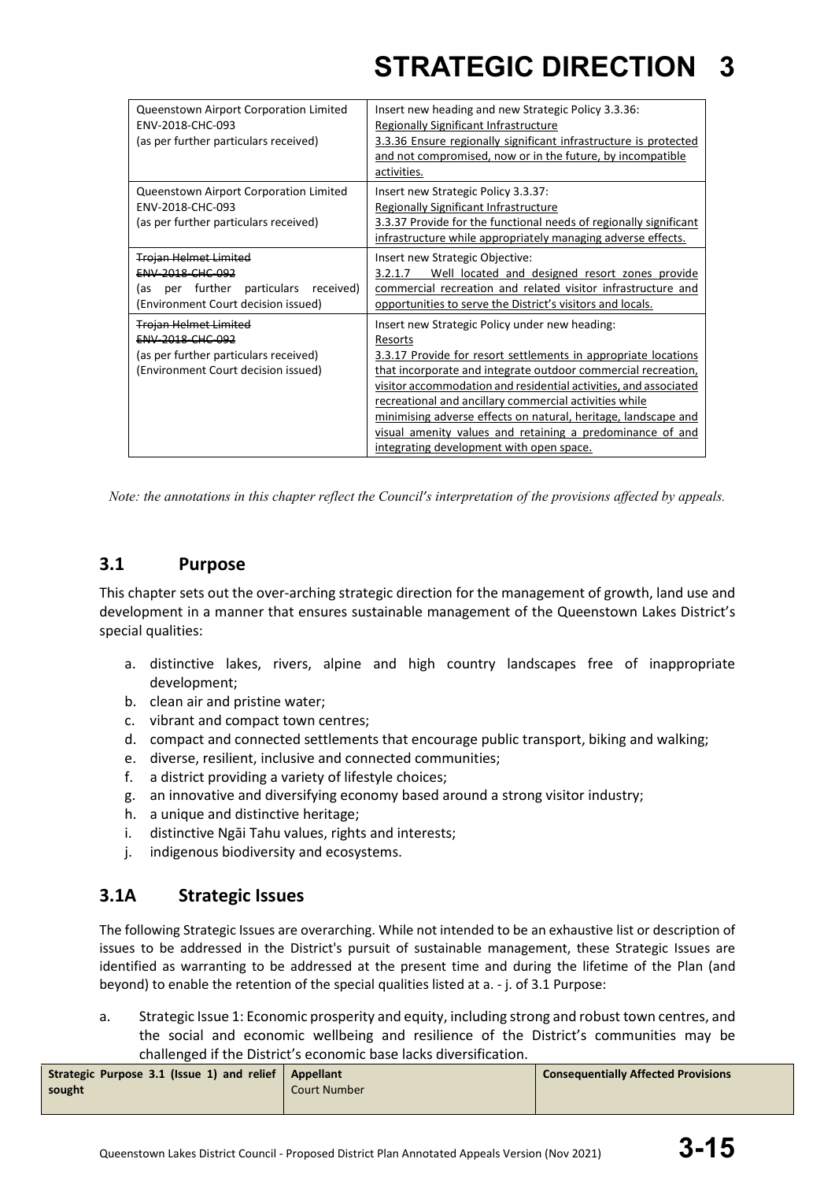| | |
|---|---|
| Queenstown Airport Corporation Limited<br>ENV-2018-CHC-093<br>(as per further particulars received) | Insert new heading and new Strategic Policy 3.3.36:<br><u>Regionally Significant Infrastructure</u><br><u>3.3.36 Ensure regionally significant infrastructure is protected and not compromised, now or in the future, by incompatible activities.</u> |
| Queenstown Airport Corporation Limited<br>ENV-2018-CHC-093<br>(as per further particulars received) | Insert new Strategic Policy 3.3.37:<br><u>Regionally Significant Infrastructure</u><br><u>3.3.37 Provide for the functional needs of regionally significant infrastructure while appropriately managing adverse effects.</u> |
| ~~Trojan Helmet Limited~~<br>~~ENV-2018-CHC-092~~<br>(as per further particulars received)<br>(Environment Court decision issued) | Insert new Strategic Objective:<br><u>3.2.1.7 Well located and designed resort zones provide commercial recreation and related visitor infrastructure and opportunities to serve the District's visitors and locals.</u> |
| ~~Trojan Helmet Limited~~<br>~~ENV-2018-CHC-092~~<br>(as per further particulars received)<br>(Environment Court decision issued) | Insert new Strategic Policy under new heading:<br><u>Resorts</u><br><u>3.3.17 Provide for resort settlements in appropriate locations that incorporate and integrate outdoor commercial recreation, visitor accommodation and residential activities, and associated recreational and ancillary commercial activities while minimising adverse effects on natural, heritage, landscape and visual amenity values and retaining a predominance of and integrating development with open space.</u> |

*Note: the annotations in this chapter reflect the Council's interpretation of the provisions affected by appeals.*

## 3.1 Purpose

This chapter sets out the over-arching strategic direction for the management of growth, land use and development in a manner that ensures sustainable management of the Queenstown Lakes District's special qualities:

a. distinctive lakes, rivers, alpine and high country landscapes free of inappropriate development;
b. clean air and pristine water;
c. vibrant and compact town centres;
d. compact and connected settlements that encourage public transport, biking and walking;
e. diverse, resilient, inclusive and connected communities;
f. a district providing a variety of lifestyle choices;
g. an innovative and diversifying economy based around a strong visitor industry;
h. a unique and distinctive heritage;
i. distinctive Ngāi Tahu values, rights and interests;
j. indigenous biodiversity and ecosystems.

## 3.1A Strategic Issues

The following Strategic Issues are overarching. While not intended to be an exhaustive list or description of issues to be addressed in the District's pursuit of sustainable management, these Strategic Issues are identified as warranting to be addressed at the present time and during the lifetime of the Plan (and beyond) to enable the retention of the special qualities listed at a. - j. of 3.1 Purpose:

a. Strategic Issue 1: Economic prosperity and equity, including strong and robust town centres, and the social and economic wellbeing and resilience of the District's communities may be challenged if the District's economic base lacks diversification.

| **Strategic Purpose 3.1 (Issue 1) and relief sought** | **Appellant**<br>Court Number | **Consequentially Affected Provisions** |
|---|---|---|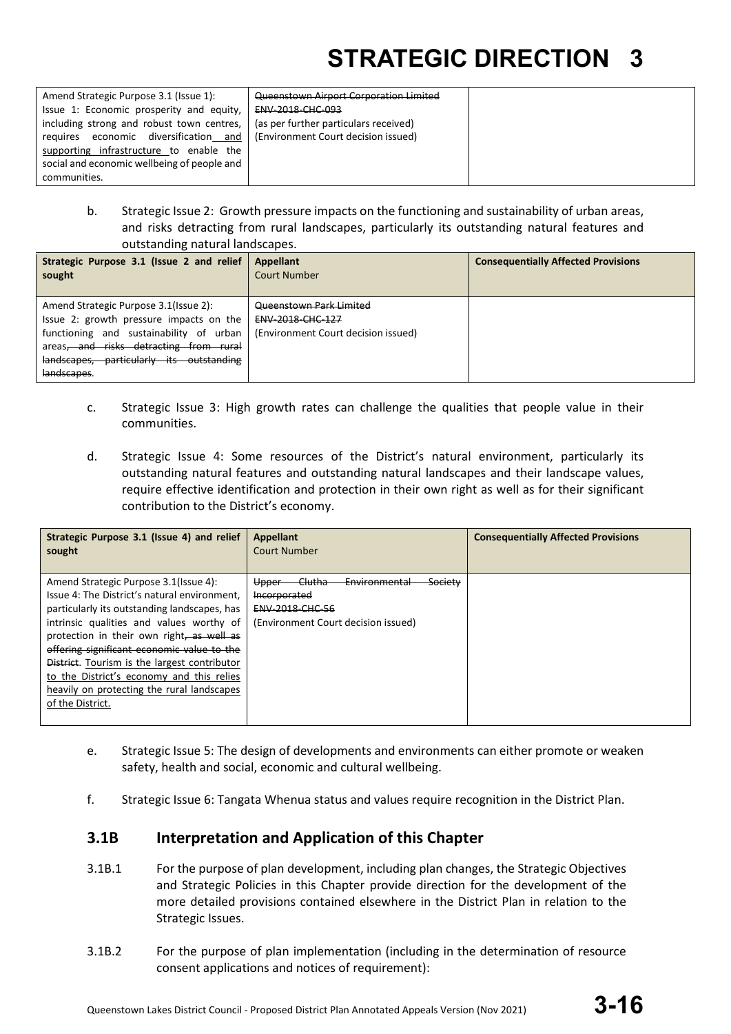| | | |
|---|---|---|
| Amend Strategic Purpose 3.1 (Issue 1): Issue 1: Economic prosperity and equity, including strong and robust town centres, requires economic diversification and supporting infrastructure to enable the social and economic wellbeing of people and communities. | ~~Queenstown Airport Corporation Limited~~ ~~ENV-2018-CHC-093~~ (as per further particulars received) (Environment Court decision issued) | |

b. Strategic Issue 2: Growth pressure impacts on the functioning and sustainability of urban areas, and risks detracting from rural landscapes, particularly its outstanding natural features and outstanding natural landscapes.

| Strategic Purpose 3.1 (Issue 2 and relief sought | Appellant Court Number | Consequentially Affected Provisions |
|---|---|---|
| Amend Strategic Purpose 3.1(Issue 2): Issue 2: growth pressure impacts on the functioning and sustainability of urban areas~~, and risks detracting from rural landscapes, particularly its outstanding landscapes~~. | ~~Queenstown Park Limited~~ ~~ENV-2018-CHC-127~~ (Environment Court decision issued) | |

c. Strategic Issue 3: High growth rates can challenge the qualities that people value in their communities.

d. Strategic Issue 4: Some resources of the District's natural environment, particularly its outstanding natural features and outstanding natural landscapes and their landscape values, require effective identification and protection in their own right as well as for their significant contribution to the District's economy.

| Strategic Purpose 3.1 (Issue 4) and relief sought | Appellant Court Number | Consequentially Affected Provisions |
|---|---|---|
| Amend Strategic Purpose 3.1(Issue 4): Issue 4: The District's natural environment, particularly its outstanding landscapes, has intrinsic qualities and values worthy of protection in their own right~~, as well as offering significant economic value to the District~~. Tourism is the largest contributor to the District's economy and this relies heavily on protecting the rural landscapes of the District. | ~~Upper Clutha Environmental Society Incorporated~~ ~~ENV-2018-CHC-56~~ (Environment Court decision issued) | |

e. Strategic Issue 5: The design of developments and environments can either promote or weaken safety, health and social, economic and cultural wellbeing.

f. Strategic Issue 6: Tangata Whenua status and values require recognition in the District Plan.

## 3.1B Interpretation and Application of this Chapter

3.1B.1 For the purpose of plan development, including plan changes, the Strategic Objectives and Strategic Policies in this Chapter provide direction for the development of the more detailed provisions contained elsewhere in the District Plan in relation to the Strategic Issues.

3.1B.2 For the purpose of plan implementation (including in the determination of resource consent applications and notices of requirement):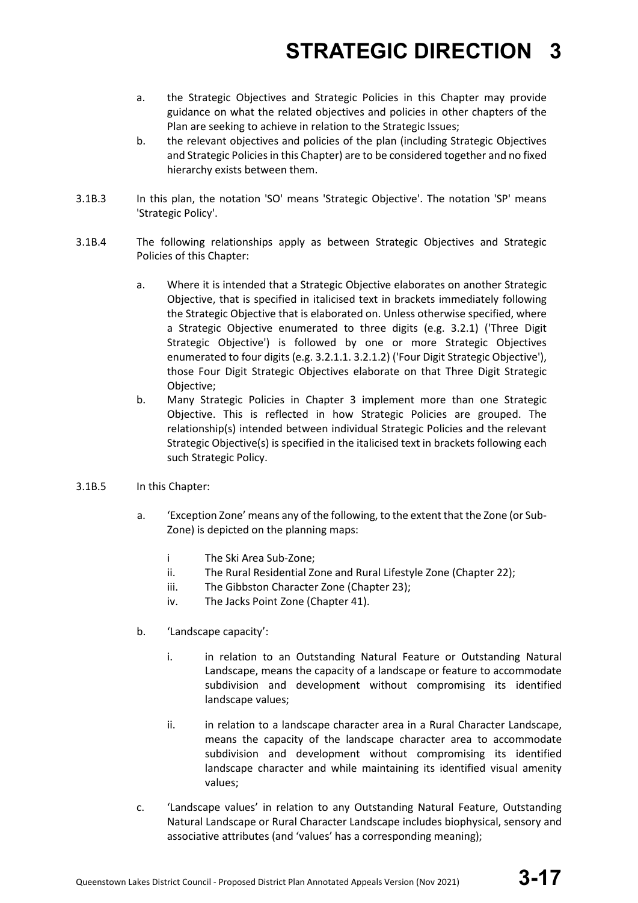a. the Strategic Objectives and Strategic Policies in this Chapter may provide guidance on what the related objectives and policies in other chapters of the Plan are seeking to achieve in relation to the Strategic Issues;

b. the relevant objectives and policies of the plan (including Strategic Objectives and Strategic Policies in this Chapter) are to be considered together and no fixed hierarchy exists between them.

3.1B.3 In this plan, the notation 'SO' means 'Strategic Objective'. The notation 'SP' means 'Strategic Policy'.

3.1B.4 The following relationships apply as between Strategic Objectives and Strategic Policies of this Chapter:

a. Where it is intended that a Strategic Objective elaborates on another Strategic Objective, that is specified in italicised text in brackets immediately following the Strategic Objective that is elaborated on. Unless otherwise specified, where a Strategic Objective enumerated to three digits (e.g. 3.2.1) ('Three Digit Strategic Objective') is followed by one or more Strategic Objectives enumerated to four digits (e.g. 3.2.1.1. 3.2.1.2) ('Four Digit Strategic Objective'), those Four Digit Strategic Objectives elaborate on that Three Digit Strategic Objective;

b. Many Strategic Policies in Chapter 3 implement more than one Strategic Objective. This is reflected in how Strategic Policies are grouped. The relationship(s) intended between individual Strategic Policies and the relevant Strategic Objective(s) is specified in the italicised text in brackets following each such Strategic Policy.

3.1B.5 In this Chapter:

a. 'Exception Zone' means any of the following, to the extent that the Zone (or Sub-Zone) is depicted on the planning maps:

   i The Ski Area Sub-Zone;
   
   ii. The Rural Residential Zone and Rural Lifestyle Zone (Chapter 22);
   
   iii. The Gibbston Character Zone (Chapter 23);
   
   iv. The Jacks Point Zone (Chapter 41).

b. 'Landscape capacity':

   i. in relation to an Outstanding Natural Feature or Outstanding Natural Landscape, means the capacity of a landscape or feature to accommodate subdivision and development without compromising its identified landscape values;

   ii. in relation to a landscape character area in a Rural Character Landscape, means the capacity of the landscape character area to accommodate subdivision and development without compromising its identified landscape character and while maintaining its identified visual amenity values;

c. 'Landscape values' in relation to any Outstanding Natural Feature, Outstanding Natural Landscape or Rural Character Landscape includes biophysical, sensory and associative attributes (and 'values' has a corresponding meaning);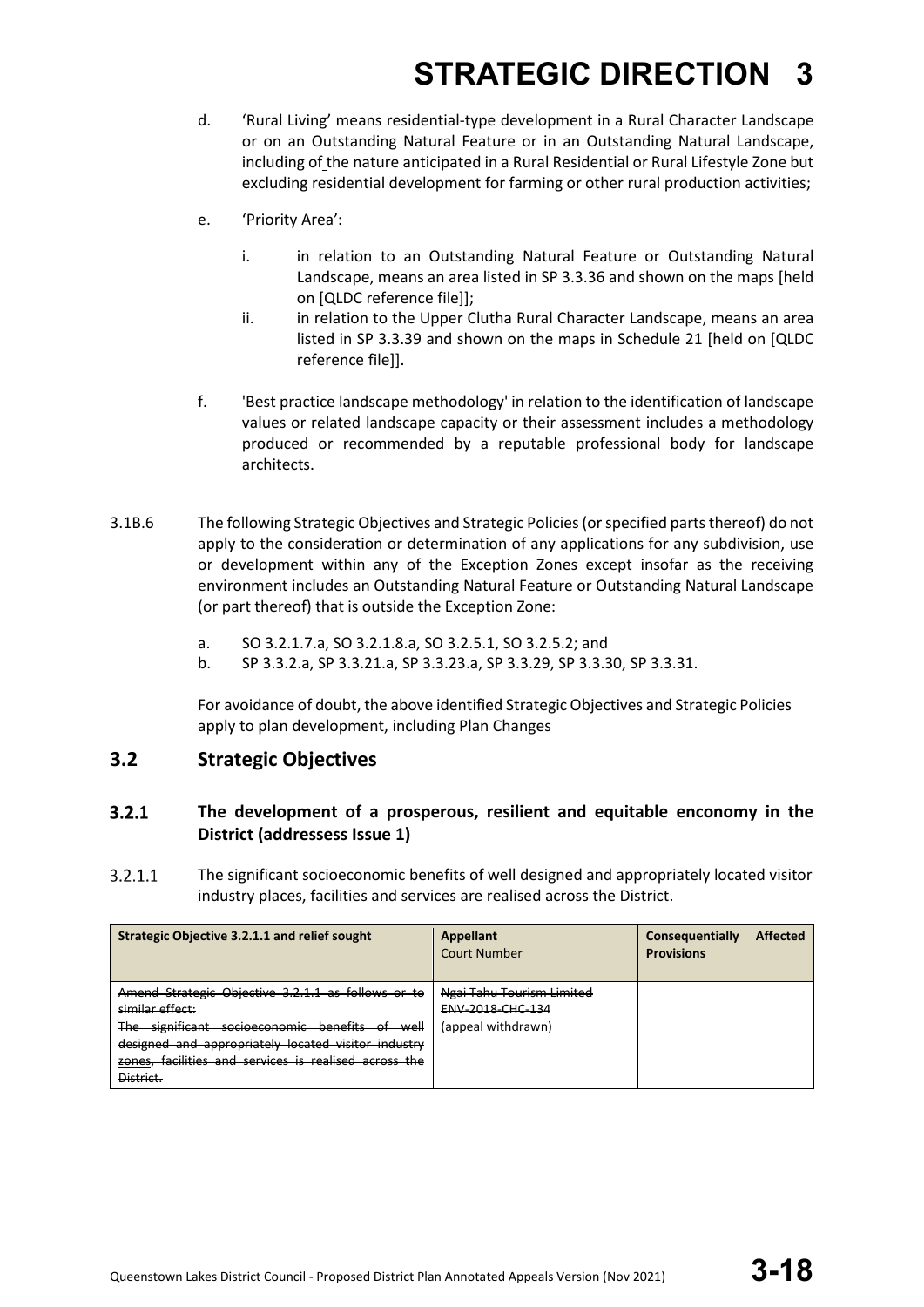d. 'Rural Living' means residential-type development in a Rural Character Landscape or on an Outstanding Natural Feature or in an Outstanding Natural Landscape, including of the nature anticipated in a Rural Residential or Rural Lifestyle Zone but excluding residential development for farming or other rural production activities;

e. 'Priority Area':

   i. in relation to an Outstanding Natural Feature or Outstanding Natural Landscape, means an area listed in SP 3.3.36 and shown on the maps [held on [QLDC reference file]];

   ii. in relation to the Upper Clutha Rural Character Landscape, means an area listed in SP 3.3.39 and shown on the maps in Schedule 21 [held on [QLDC reference file]].

f. 'Best practice landscape methodology' in relation to the identification of landscape values or related landscape capacity or their assessment includes a methodology produced or recommended by a reputable professional body for landscape architects.

3.1B.6 The following Strategic Objectives and Strategic Policies (or specified parts thereof) do not apply to the consideration or determination of any applications for any subdivision, use or development within any of the Exception Zones except insofar as the receiving environment includes an Outstanding Natural Feature or Outstanding Natural Landscape (or part thereof) that is outside the Exception Zone:

a. SO 3.2.1.7.a, SO 3.2.1.8.a, SO 3.2.5.1, SO 3.2.5.2; and

b. SP 3.3.2.a, SP 3.3.21.a, SP 3.3.23.a, SP 3.3.29, SP 3.3.30, SP 3.3.31.

For avoidance of doubt, the above identified Strategic Objectives and Strategic Policies apply to plan development, including Plan Changes

## 3.2 Strategic Objectives

### 3.2.1 The development of a prosperous, resilient and equitable enconomy in the District (addressess Issue 1)

3.2.1.1 The significant socioeconomic benefits of well designed and appropriately located visitor industry places, facilities and services are realised across the District.

| **Strategic Objective 3.2.1.1 and relief sought** | **Appellant** Court Number | **Consequentially Affected Provisions** |
|---|---|---|
| ~~Amend Strategic Objective 3.2.1.1 as follows or to similar effect:~~ ~~The significant socioeconomic benefits of well designed and appropriately located visitor industry zones, facilities and services is realised across the District.~~ | ~~Ngai Tahu Tourism Limited~~ ~~ENV-2018-CHC-134~~ (appeal withdrawn) | |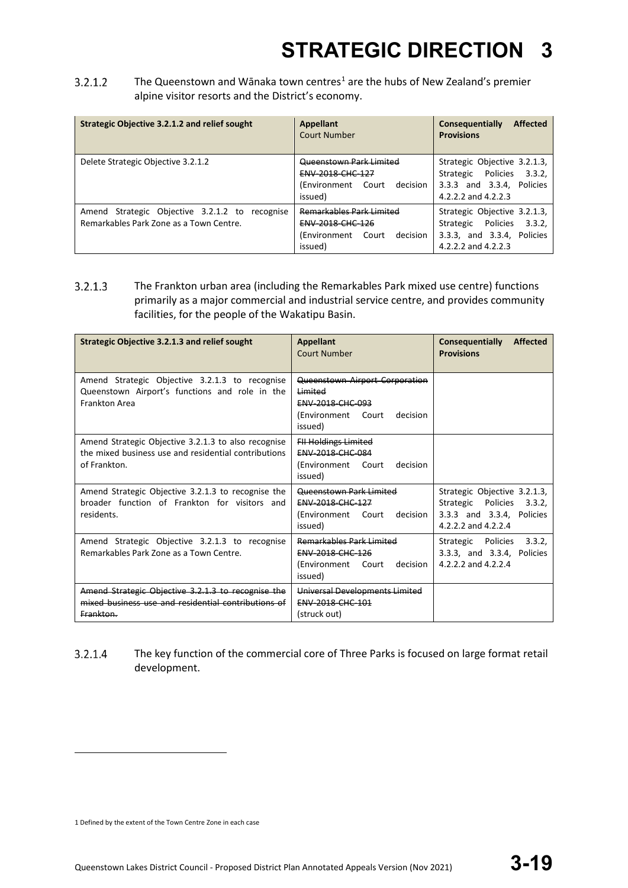3.2.1.2 The Queenstown and Wānaka town centres[1] are the hubs of New Zealand's premier alpine visitor resorts and the District's economy.

| Strategic Objective 3.2.1.2 and relief sought | Appellant<br>Court Number | Consequentially Affected Provisions |
|---|---|---|
| Delete Strategic Objective 3.2.1.2 | ~~Queenstown Park Limited~~<br>~~ENV-2018-CHC-127~~<br>(Environment Court decision issued) | Strategic Objective 3.2.1.3, Strategic Policies 3.3.2, 3.3.3 and 3.3.4, Policies 4.2.2.2 and 4.2.2.3 |
| Amend Strategic Objective 3.2.1.2 to recognise Remarkables Park Zone as a Town Centre. | ~~Remarkables Park Limited~~<br>~~ENV-2018-CHC-126~~<br>(Environment Court decision issued) | Strategic Objective 3.2.1.3, Strategic Policies 3.3.2, 3.3.3, and 3.3.4, Policies 4.2.2.2 and 4.2.2.3 |

3.2.1.3 The Frankton urban area (including the Remarkables Park mixed use centre) functions primarily as a major commercial and industrial service centre, and provides community facilities, for the people of the Wakatipu Basin.

| Strategic Objective 3.2.1.3 and relief sought | Appellant<br>Court Number | Consequentially Affected Provisions |
|---|---|---|
| Amend Strategic Objective 3.2.1.3 to recognise Queenstown Airport's functions and role in the Frankton Area | ~~Queenstown Airport Corporation Limited~~<br>~~ENV-2018-CHC-093~~<br>(Environment Court decision issued) | |
| Amend Strategic Objective 3.2.1.3 to also recognise the mixed business use and residential contributions of Frankton. | ~~FII Holdings Limited~~<br>~~ENV-2018-CHC-084~~<br>(Environment Court decision issued) | |
| Amend Strategic Objective 3.2.1.3 to recognise the broader function of Frankton for visitors and residents. | ~~Queenstown Park Limited~~<br>~~ENV-2018-CHC-127~~<br>(Environment Court decision issued) | Strategic Objective 3.2.1.3, Strategic Policies 3.3.2, 3.3.3 and 3.3.4, Policies 4.2.2.2 and 4.2.2.4 |
| Amend Strategic Objective 3.2.1.3 to recognise Remarkables Park Zone as a Town Centre. | ~~Remarkables Park Limited~~<br>~~ENV-2018-CHC-126~~<br>(Environment Court decision issued) | Strategic Policies 3.3.2, 3.3.3, and 3.3.4, Policies 4.2.2.2 and 4.2.2.4 |
| ~~Amend Strategic Objective 3.2.1.3 to recognise the mixed business use and residential contributions of Frankton.~~ | ~~Universal Developments Limited~~<br>~~ENV-2018-CHC-101~~<br>(struck out) | |

3.2.1.4 The key function of the commercial core of Three Parks is focused on large format retail development.

[1] Defined by the extent of the Town Centre Zone in each case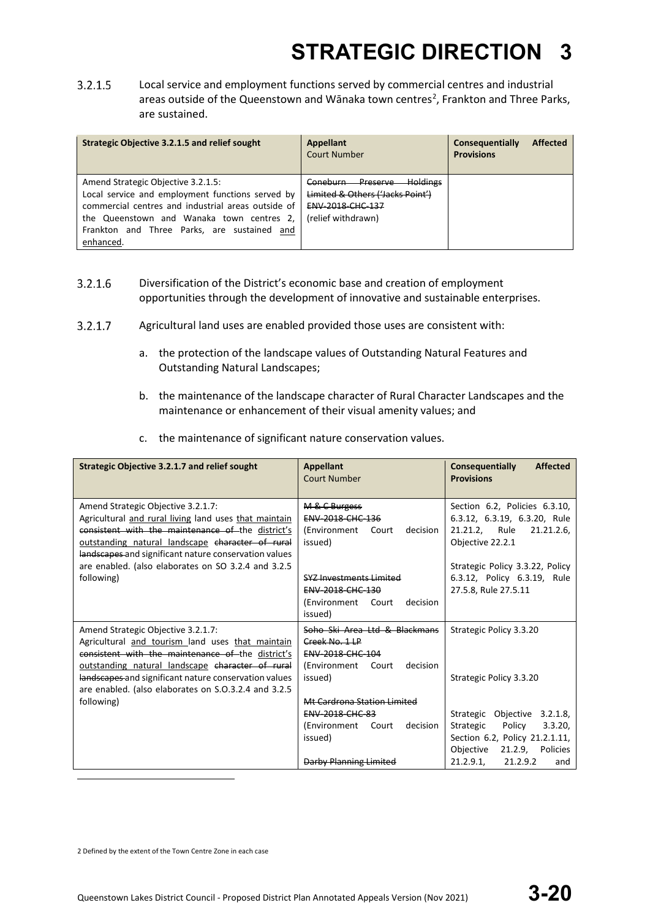3.2.1.5 Local service and employment functions served by commercial centres and industrial areas outside of the Queenstown and Wānaka town centres[2], Frankton and Three Parks, are sustained.

| Strategic Objective 3.2.1.5 and relief sought | Appellant Court Number | Consequentially Affected Provisions |
|---|---|---|
| Amend Strategic Objective 3.2.1.5: Local service and employment functions served by commercial centres and industrial areas outside of the Queenstown and Wanaka town centres 2, Frankton and Three Parks, are sustained <u>and enhanced</u>. | ~~Coneburn Preserve Holdings Limited & Others ('Jacks Point')~~ ~~ENV-2018-CHC-137~~ (relief withdrawn) | |

3.2.1.6 Diversification of the District's economic base and creation of employment opportunities through the development of innovative and sustainable enterprises.

3.2.1.7 Agricultural land uses are enabled provided those uses are consistent with:

a. the protection of the landscape values of Outstanding Natural Features and Outstanding Natural Landscapes;

b. the maintenance of the landscape character of Rural Character Landscapes and the maintenance or enhancement of their visual amenity values; and

c. the maintenance of significant nature conservation values.

| Strategic Objective 3.2.1.7 and relief sought | Appellant Court Number | Consequentially Affected Provisions |
|---|---|---|
| Amend Strategic Objective 3.2.1.7: Agricultural <u>and rural living</u> land uses <u>that maintain</u> ~~consistent with the maintenance of~~ the <u>district's outstanding natural landscape</u> ~~character of rural landscapes~~ and significant nature conservation values are enabled. (also elaborates on SO 3.2.4 and 3.2.5 following) | ~~M & C Burgess~~ ~~ENV-2018-CHC-136~~ (Environment Court decision issued)<br><br>~~SYZ Investments Limited~~ ~~ENV-2018-CHC-130~~ (Environment Court decision issued) | Section 6.2, Policies 6.3.10, 6.3.12, 6.3.19, 6.3.20, Rule 21.21.2, Rule 21.21.2.6, Objective 22.2.1<br><br>Strategic Policy 3.3.22, Policy 6.3.12, Policy 6.3.19, Rule 27.5.8, Rule 27.5.11 |
| Amend Strategic Objective 3.2.1.7: Agricultural <u>and tourism</u> land uses <u>that maintain</u> ~~consistent with the maintenance of~~ the <u>district's outstanding natural landscape</u> ~~character of rural landscapes~~ and significant nature conservation values are enabled. (also elaborates on S.O.3.2.4 and 3.2.5 following) | ~~Soho Ski Area Ltd & Blackmans Creek No. 1 LP~~ ~~ENV-2018-CHC-104~~ (Environment Court decision issued)<br><br>~~Mt Cardrona Station Limited~~ ~~ENV-2018-CHC-83~~ (Environment Court decision issued)<br><br>~~Darby Planning Limited~~ | Strategic Policy 3.3.20<br><br>Strategic Policy 3.3.20<br><br>Strategic Objective 3.2.1.8, Strategic Policy 3.3.20, Section 6.2, Policy 21.2.1.11, Objective 21.2.9, Policies 21.2.9.1, 21.2.9.2 and |

2 Defined by the extent of the Town Centre Zone in each case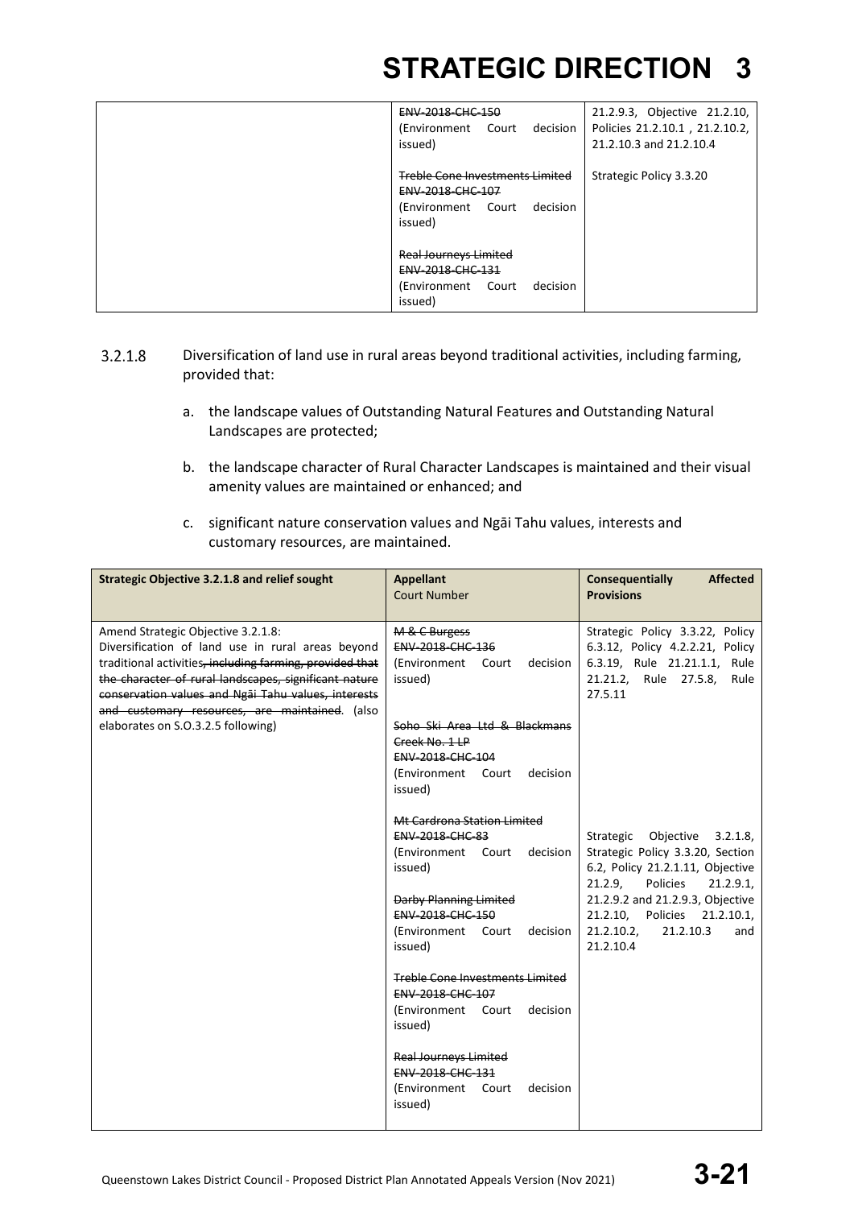| | | |
|---|---|---|
| | ~~ENV-2018-CHC-150~~ (Environment Court decision issued) | 21.2.9.3, Objective 21.2.10, Policies 21.2.10.1 , 21.2.10.2, 21.2.10.3 and 21.2.10.4 |
| | ~~Treble Cone Investments Limited ENV-2018-CHC-107~~ (Environment Court decision issued) | Strategic Policy 3.3.20 |
| | ~~Real Journeys Limited ENV-2018-CHC-131~~ (Environment Court decision issued) | |

3.2.1.8 Diversification of land use in rural areas beyond traditional activities, including farming, provided that:

a. the landscape values of Outstanding Natural Features and Outstanding Natural Landscapes are protected;

b. the landscape character of Rural Character Landscapes is maintained and their visual amenity values are maintained or enhanced; and

c. significant nature conservation values and Ngāi Tahu values, interests and customary resources, are maintained.

| **Strategic Objective 3.2.1.8 and relief sought** | **Appellant** Court Number | **Consequentially Affected Provisions** |
|---|---|---|
| Amend Strategic Objective 3.2.1.8: Diversification of land use in rural areas beyond traditional activities~~, including farming, provided that the character of rural landscapes, significant nature conservation values and Ngāi Tahu values, interests and customary resources, are maintained~~. (also elaborates on S.O.3.2.5 following) | ~~M & C Burgess ENV-2018-CHC-136~~ (Environment Court decision issued) | Strategic Policy 3.3.22, Policy 6.3.12, Policy 4.2.2.21, Policy 6.3.19, Rule 21.21.1.1, Rule 21.21.2, Rule 27.5.8, Rule 27.5.11 |
| | ~~Soho Ski Area Ltd & Blackmans Creek No. 1 LP ENV-2018-CHC-104~~ (Environment Court decision issued) | |
| | ~~Mt Cardrona Station Limited ENV-2018-CHC-83~~ (Environment Court decision issued) | Strategic Objective 3.2.1.8, Strategic Policy 3.3.20, Section 6.2, Policy 21.2.1.11, Objective 21.2.9, Policies 21.2.9.1, 21.2.9.2 and 21.2.9.3, Objective 21.2.10, Policies 21.2.10.1, 21.2.10.2, 21.2.10.3 and 21.2.10.4 |
| | ~~Darby Planning Limited ENV-2018-CHC-150~~ (Environment Court decision issued) | |
| | ~~Treble Cone Investments Limited ENV-2018-CHC-107~~ (Environment Court decision issued) | |
| | ~~Real Journeys Limited ENV-2018-CHC-131~~ (Environment Court decision issued) | |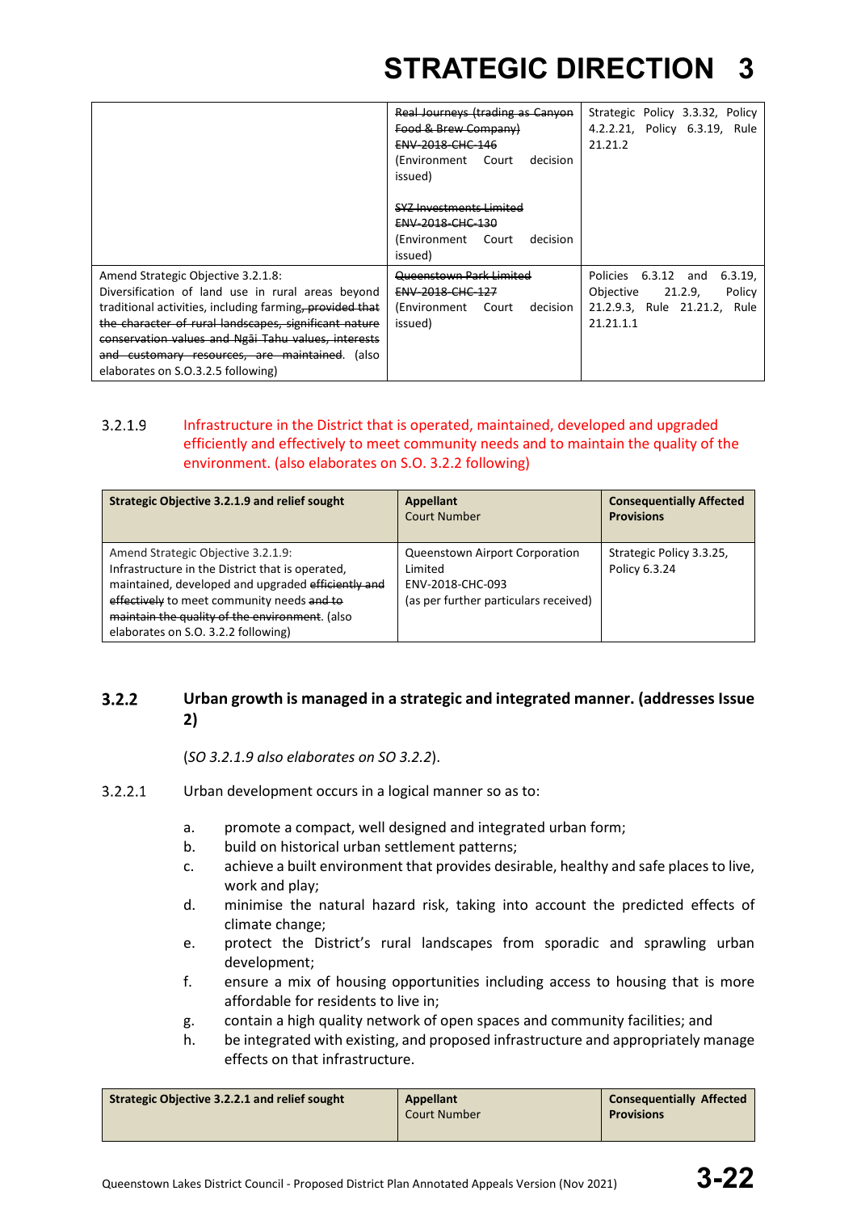| | | |
|---|---|---|
| | ~~Real Journeys (trading as Canyon Food & Brew Company)~~<br>~~ENV-2018-CHC-146~~<br>(Environment Court decision issued)<br><br>~~SYZ Investments Limited~~<br>~~ENV-2018-CHC-130~~<br>(Environment Court decision issued) | Strategic Policy 3.3.32, Policy 4.2.2.21, Policy 6.3.19, Rule 21.21.2 |
| Amend Strategic Objective 3.2.1.8:<br>Diversification of land use in rural areas beyond traditional activities, including farming~~, provided that the character of rural landscapes, significant nature conservation values and Ngāi Tahu values, interests and customary resources, are maintained~~. (also elaborates on S.O.3.2.5 following) | ~~Queenstown Park Limited~~<br>~~ENV-2018-CHC-127~~<br>(Environment Court decision issued) | Policies 6.3.12 and 6.3.19, Objective 21.2.9, Policy 21.2.9.3, Rule 21.21.2, Rule 21.21.1.1 |

3.2.1.9 Infrastructure in the District that is operated, maintained, developed and upgraded efficiently and effectively to meet community needs and to maintain the quality of the environment. (also elaborates on S.O. 3.2.2 following)

| **Strategic Objective 3.2.1.9 and relief sought** | **Appellant**<br>Court Number | **Consequentially Affected Provisions** |
|---|---|---|
| Amend Strategic Objective 3.2.1.9:<br>Infrastructure in the District that is operated, maintained, developed and upgraded ~~efficiently and effectively~~ to meet community needs ~~and to maintain the quality of the environment~~. (also elaborates on S.O. 3.2.2 following) | Queenstown Airport Corporation Limited<br>ENV-2018-CHC-093<br>(as per further particulars received) | Strategic Policy 3.3.25, Policy 6.3.24 |

### 3.2.2 Urban growth is managed in a strategic and integrated manner. (addresses Issue 2)

(*SO 3.2.1.9 also elaborates on SO 3.2.2*).

3.2.2.1 Urban development occurs in a logical manner so as to:

a. promote a compact, well designed and integrated urban form;
b. build on historical urban settlement patterns;
c. achieve a built environment that provides desirable, healthy and safe places to live, work and play;
d. minimise the natural hazard risk, taking into account the predicted effects of climate change;
e. protect the District's rural landscapes from sporadic and sprawling urban development;
f. ensure a mix of housing opportunities including access to housing that is more affordable for residents to live in;
g. contain a high quality network of open spaces and community facilities; and
h. be integrated with existing, and proposed infrastructure and appropriately manage effects on that infrastructure.

| **Strategic Objective 3.2.2.1 and relief sought** | **Appellant**<br>Court Number | **Consequentially Affected Provisions** |
|---|---|---|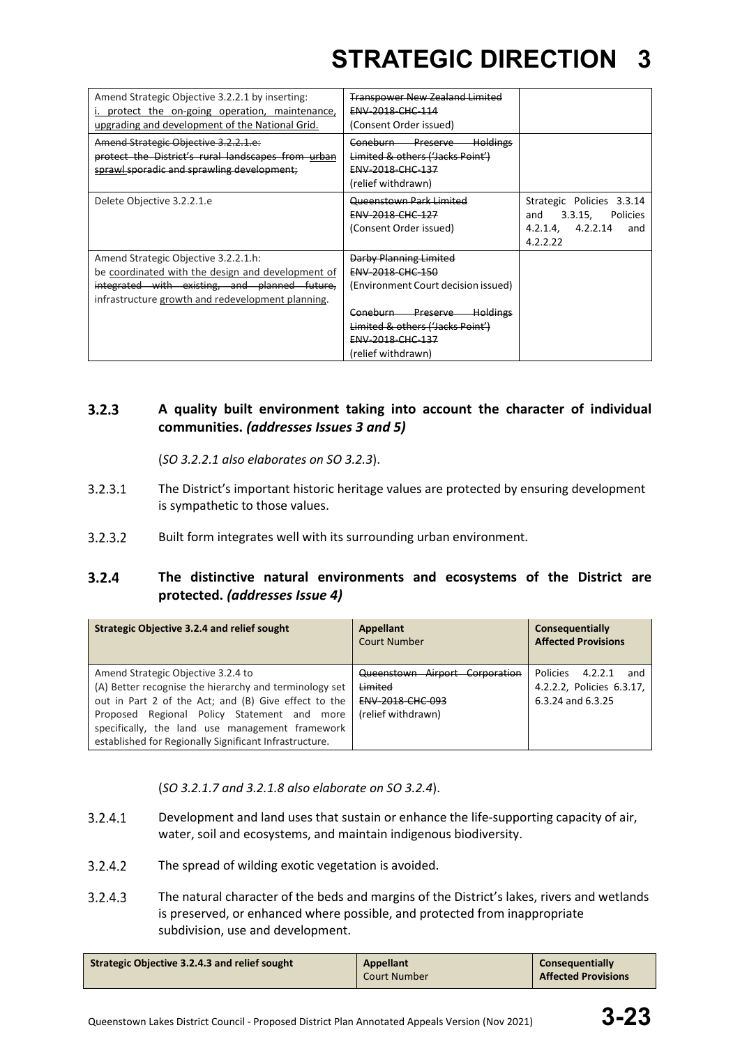| | | |
|---|---|---|
| Amend Strategic Objective 3.2.2.1 by inserting: <u>i. protect the on-going operation, maintenance, upgrading and development of the National Grid.</u> | ~~Transpower New Zealand Limited~~ ~~ENV-2018-CHC-114~~ (Consent Order issued) | |
| ~~Amend Strategic Objective 3.2.2.1.e: protect the District's rural landscapes from urban sprawl~~ ~~sporadic and sprawling development;~~ | ~~Coneburn Preserve Holdings Limited & others ('Jacks Point')~~ ~~ENV-2018-CHC-137~~ (relief withdrawn) | |
| Delete Objective 3.2.2.1.e | ~~Queenstown Park Limited~~ ~~ENV-2018-CHC-127~~ (Consent Order issued) | Strategic Policies 3.3.14 and 3.3.15, Policies 4.2.1.4, 4.2.2.14 and 4.2.2.22 |
| Amend Strategic Objective 3.2.2.1.h: be <u>coordinated with the design and development of</u> ~~integrated with existing, and planned future,~~ infrastructure <u>growth and redevelopment planning</u>. | ~~Darby Planning Limited~~ ~~ENV-2018-CHC-150~~ (Environment Court decision issued) ~~Coneburn Preserve Holdings Limited & others ('Jacks Point')~~ ~~ENV-2018-CHC-137~~ (relief withdrawn) | |

### 3.2.3 A quality built environment taking into account the character of individual communities. *(addresses Issues 3 and 5)*

(*SO 3.2.2.1 also elaborates on SO 3.2.3*).

3.2.3.1 The District's important historic heritage values are protected by ensuring development is sympathetic to those values.

3.2.3.2 Built form integrates well with its surrounding urban environment.

### 3.2.4 The distinctive natural environments and ecosystems of the District are protected. *(addresses Issue 4)*

| Strategic Objective 3.2.4 and relief sought | Appellant Court Number | Consequentially Affected Provisions |
|---|---|---|
| Amend Strategic Objective 3.2.4 to (A) Better recognise the hierarchy and terminology set out in Part 2 of the Act; and (B) Give effect to the Proposed Regional Policy Statement and more specifically, the land use management framework established for Regionally Significant Infrastructure. | ~~Queenstown Airport Corporation Limited~~ ~~ENV-2018-CHC-093~~ (relief withdrawn) | Policies 4.2.2.1 and 4.2.2.2, Policies 6.3.17, 6.3.24 and 6.3.25 |

(*SO 3.2.1.7 and 3.2.1.8 also elaborate on SO 3.2.4*).

3.2.4.1 Development and land uses that sustain or enhance the life-supporting capacity of air, water, soil and ecosystems, and maintain indigenous biodiversity.

3.2.4.2 The spread of wilding exotic vegetation is avoided.

3.2.4.3 The natural character of the beds and margins of the District's lakes, rivers and wetlands is preserved, or enhanced where possible, and protected from inappropriate subdivision, use and development.

| Strategic Objective 3.2.4.3 and relief sought | Appellant Court Number | Consequentially Affected Provisions |
|---|---|---|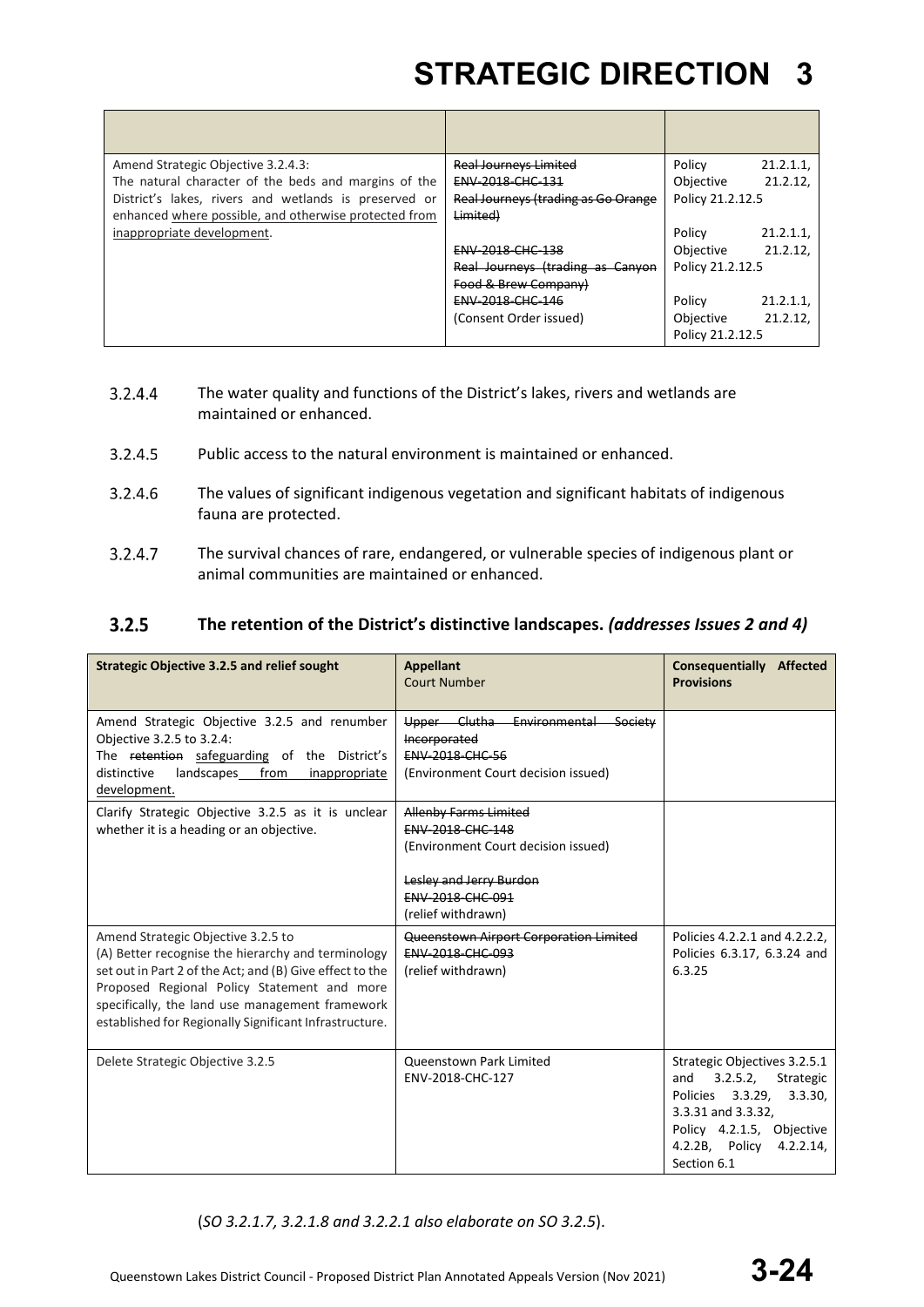| | | |
|---|---|---|
| Amend Strategic Objective 3.2.4.3: The natural character of the beds and margins of the District's lakes, rivers and wetlands is preserved or enhanced where possible, and otherwise protected from inappropriate development. | ~~Real Journeys Limited~~ ~~ENV-2018-CHC-131~~ ~~Real Journeys (trading as Go Orange Limited)~~ | Policy 21.2.1.1, Objective 21.2.12, Policy 21.2.12.5 |
| | ~~ENV-2018-CHC-138~~ ~~Real Journeys (trading as Canyon Food & Brew Company)~~ | Policy 21.2.1.1, Objective 21.2.12, Policy 21.2.12.5 |
| | ~~ENV-2018-CHC-146~~ (Consent Order issued) | Policy 21.2.1.1, Objective 21.2.12, Policy 21.2.12.5 |

3.2.4.4 The water quality and functions of the District's lakes, rivers and wetlands are maintained or enhanced.

3.2.4.5 Public access to the natural environment is maintained or enhanced.

3.2.4.6 The values of significant indigenous vegetation and significant habitats of indigenous fauna are protected.

3.2.4.7 The survival chances of rare, endangered, or vulnerable species of indigenous plant or animal communities are maintained or enhanced.

### 3.2.5 The retention of the District's distinctive landscapes. *(addresses Issues 2 and 4)*

| Strategic Objective 3.2.5 and relief sought | Appellant Court Number | Consequentially Affected Provisions |
|---|---|---|
| Amend Strategic Objective 3.2.5 and renumber Objective 3.2.5 to 3.2.4: The ~~retention~~ <u>safeguarding</u> of the District's distinctive landscapes <u>from inappropriate development.</u> | ~~Upper Clutha Environmental Society Incorporated~~ ~~ENV-2018-CHC-56~~ (Environment Court decision issued) | |
| Clarify Strategic Objective 3.2.5 as it is unclear whether it is a heading or an objective. | ~~Allenby Farms Limited~~ ~~ENV-2018-CHC-148~~ (Environment Court decision issued)<br><br>~~Lesley and Jerry Burdon~~ ~~ENV-2018-CHC-091~~ (relief withdrawn) | |
| Amend Strategic Objective 3.2.5 to (A) Better recognise the hierarchy and terminology set out in Part 2 of the Act; and (B) Give effect to the Proposed Regional Policy Statement and more specifically, the land use management framework established for Regionally Significant Infrastructure. | ~~Queenstown Airport Corporation Limited~~ ~~ENV-2018-CHC-093~~ (relief withdrawn) | Policies 4.2.2.1 and 4.2.2.2, Policies 6.3.17, 6.3.24 and 6.3.25 |
| Delete Strategic Objective 3.2.5 | Queenstown Park Limited ENV-2018-CHC-127 | Strategic Objectives 3.2.5.1 and 3.2.5.2, Strategic Policies 3.3.29, 3.3.30, 3.3.31 and 3.3.32, Policy 4.2.1.5, Objective 4.2.2B, Policy 4.2.2.14, Section 6.1 |

(*SO 3.2.1.7, 3.2.1.8 and 3.2.2.1 also elaborate on SO 3.2.5*).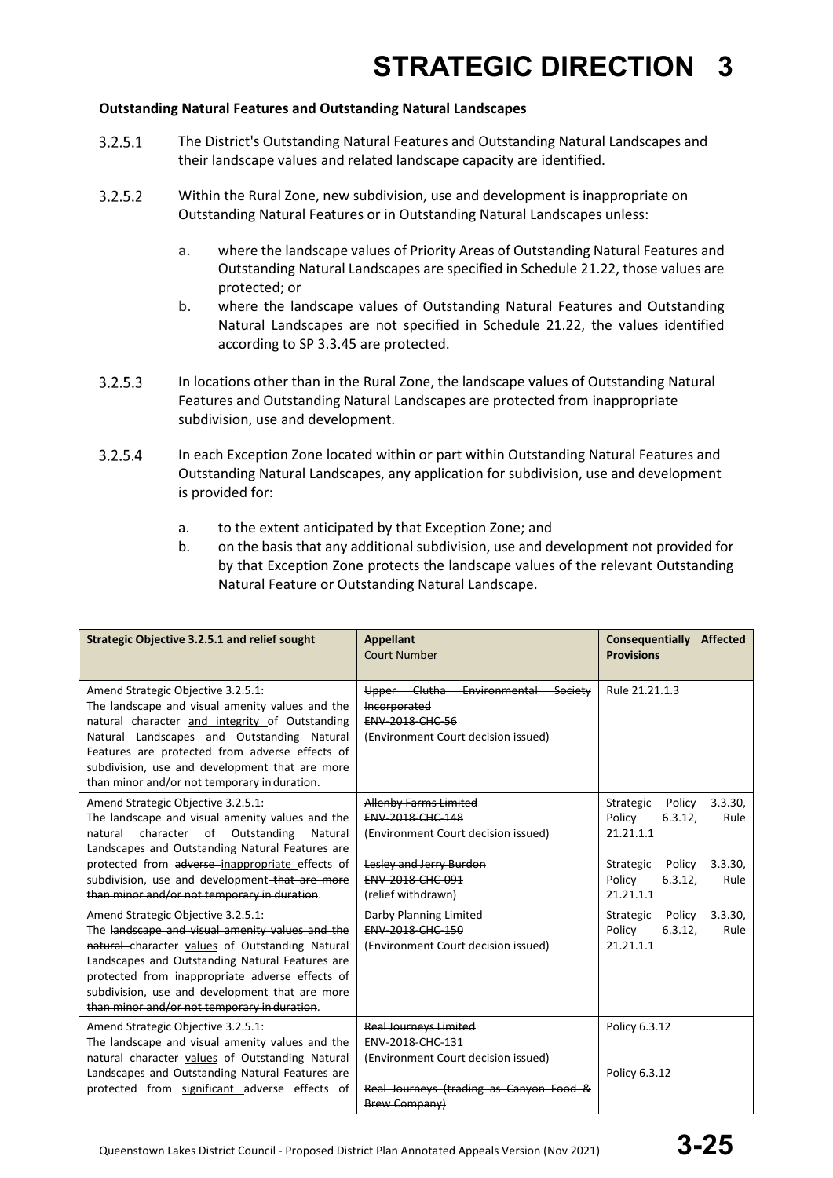**Outstanding Natural Features and Outstanding Natural Landscapes**

3.2.5.1 The District's Outstanding Natural Features and Outstanding Natural Landscapes and their landscape values and related landscape capacity are identified.

3.2.5.2 Within the Rural Zone, new subdivision, use and development is inappropriate on Outstanding Natural Features or in Outstanding Natural Landscapes unless:

a. where the landscape values of Priority Areas of Outstanding Natural Features and Outstanding Natural Landscapes are specified in Schedule 21.22, those values are protected; or

b. where the landscape values of Outstanding Natural Features and Outstanding Natural Landscapes are not specified in Schedule 21.22, the values identified according to SP 3.3.45 are protected.

3.2.5.3 In locations other than in the Rural Zone, the landscape values of Outstanding Natural Features and Outstanding Natural Landscapes are protected from inappropriate subdivision, use and development.

3.2.5.4 In each Exception Zone located within or part within Outstanding Natural Features and Outstanding Natural Landscapes, any application for subdivision, use and development is provided for:

a. to the extent anticipated by that Exception Zone; and

b. on the basis that any additional subdivision, use and development not provided for by that Exception Zone protects the landscape values of the relevant Outstanding Natural Feature or Outstanding Natural Landscape.

| Strategic Objective 3.2.5.1 and relief sought | Appellant<br>Court Number | Consequentially Affected Provisions |
|---|---|---|
| Amend Strategic Objective 3.2.5.1:<br>The landscape and visual amenity values and the natural character and integrity of Outstanding Natural Landscapes and Outstanding Natural Features are protected from adverse effects of subdivision, use and development that are more than minor and/or not temporary in duration. | ~~Upper Clutha Environmental Society Incorporated~~<br>~~ENV-2018-CHC-56~~<br>(Environment Court decision issued) | Rule 21.21.1.3 |
| Amend Strategic Objective 3.2.5.1:<br>The landscape and visual amenity values and the natural character of Outstanding Natural Landscapes and Outstanding Natural Features are protected from ~~adverse~~ inappropriate effects of subdivision, use and development ~~that are more than minor and/or not temporary in duration~~. | ~~Allenby Farms Limited~~<br>~~ENV-2018-CHC-148~~<br>(Environment Court decision issued)<br><br>~~Lesley and Jerry Burdon~~<br>~~ENV-2018-CHC-091~~<br>(relief withdrawn) | Strategic Policy 3.3.30, Policy 6.3.12, Rule 21.21.1.1<br><br>Strategic Policy 3.3.30, Policy 6.3.12, Rule 21.21.1.1 |
| Amend Strategic Objective 3.2.5.1:<br>The ~~landscape and visual amenity values and the natural~~ character values of Outstanding Natural Landscapes and Outstanding Natural Features are protected from inappropriate adverse effects of subdivision, use and development ~~that are more than minor and/or not temporary in duration~~. | ~~Darby Planning Limited~~<br>~~ENV-2018-CHC-150~~<br>(Environment Court decision issued) | Strategic Policy 3.3.30, Policy 6.3.12, Rule 21.21.1.1 |
| Amend Strategic Objective 3.2.5.1:<br>The ~~landscape and visual amenity values and the~~ natural character values of Outstanding Natural Landscapes and Outstanding Natural Features are protected from significant adverse effects of | ~~Real Journeys Limited~~<br>~~ENV-2018-CHC-131~~<br>(Environment Court decision issued)<br><br>~~Real Journeys (trading as Canyon Food & Brew Company)~~ | Policy 6.3.12<br><br>Policy 6.3.12 |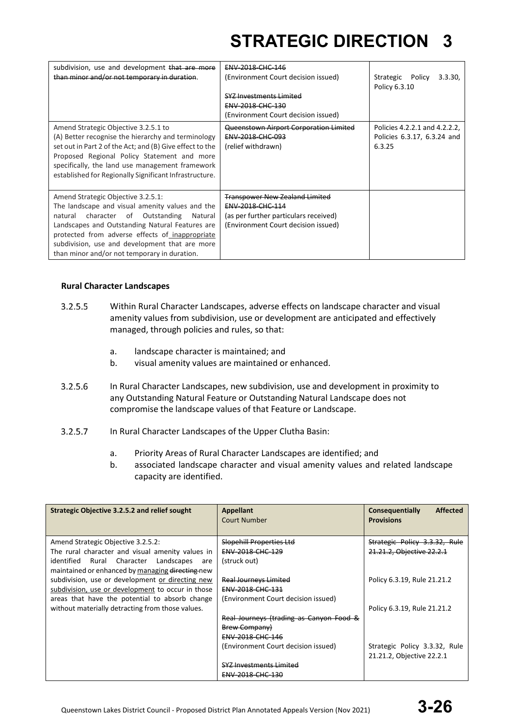| | | |
|---|---|---|
| subdivision, use and development ~~that are more than minor and/or not temporary in duration~~. | ~~ENV-2018-CHC-146~~<br>(Environment Court decision issued)<br><br>~~SYZ Investments Limited~~<br>~~ENV-2018-CHC-130~~<br>(Environment Court decision issued) | Strategic Policy 3.3.30, Policy 6.3.10 |
| Amend Strategic Objective 3.2.5.1 to (A) Better recognise the hierarchy and terminology set out in Part 2 of the Act; and (B) Give effect to the Proposed Regional Policy Statement and more specifically, the land use management framework established for Regionally Significant Infrastructure. | ~~Queenstown Airport Corporation Limited~~<br>~~ENV-2018-CHC-093~~<br>(relief withdrawn) | Policies 4.2.2.1 and 4.2.2.2, Policies 6.3.17, 6.3.24 and 6.3.25 |
| Amend Strategic Objective 3.2.5.1: The landscape and visual amenity values and the natural character of Outstanding Natural Landscapes and Outstanding Natural Features are protected from adverse effects of <u>inappropriate</u> subdivision, use and development that are more than minor and/or not temporary in duration. | ~~Transpower New Zealand Limited~~<br>~~ENV-2018-CHC-114~~<br>(as per further particulars received)<br>(Environment Court decision issued) | |

**Rural Character Landscapes**

3.2.5.5 Within Rural Character Landscapes, adverse effects on landscape character and visual amenity values from subdivision, use or development are anticipated and effectively managed, through policies and rules, so that:

a. landscape character is maintained; and
b. visual amenity values are maintained or enhanced.

3.2.5.6 In Rural Character Landscapes, new subdivision, use and development in proximity to any Outstanding Natural Feature or Outstanding Natural Landscape does not compromise the landscape values of that Feature or Landscape.

3.2.5.7 In Rural Character Landscapes of the Upper Clutha Basin:

a. Priority Areas of Rural Character Landscapes are identified; and
b. associated landscape character and visual amenity values and related landscape capacity are identified.

| **Strategic Objective 3.2.5.2 and relief sought** | **Appellant**<br>Court Number | **Consequentially Affected Provisions** |
|---|---|---|
| Amend Strategic Objective 3.2.5.2: The rural character and visual amenity values in identified Rural Character Landscapes are maintained or enhanced by <u>managing</u> ~~directing~~ new subdivision, use or development <u>or directing new subdivision, use or development</u> to occur in those areas that have the potential to absorb change without materially detracting from those values. | ~~Slopehill Properties Ltd~~<br>~~ENV-2018-CHC-129~~<br>(struck out)<br><br>~~Real Journeys Limited~~<br>~~ENV-2018-CHC-131~~<br>(Environment Court decision issued)<br><br>~~Real Journeys (trading as Canyon Food & Brew Company)~~<br>~~ENV-2018-CHC-146~~<br>(Environment Court decision issued)<br><br>~~SYZ Investments Limited~~<br>~~ENV-2018-CHC-130~~ | ~~Strategic Policy 3.3.32, Rule 21.21.2, Objective 22.2.1~~<br><br>Policy 6.3.19, Rule 21.21.2<br><br>Policy 6.3.19, Rule 21.21.2<br><br>Strategic Policy 3.3.32, Rule 21.21.2, Objective 22.2.1 |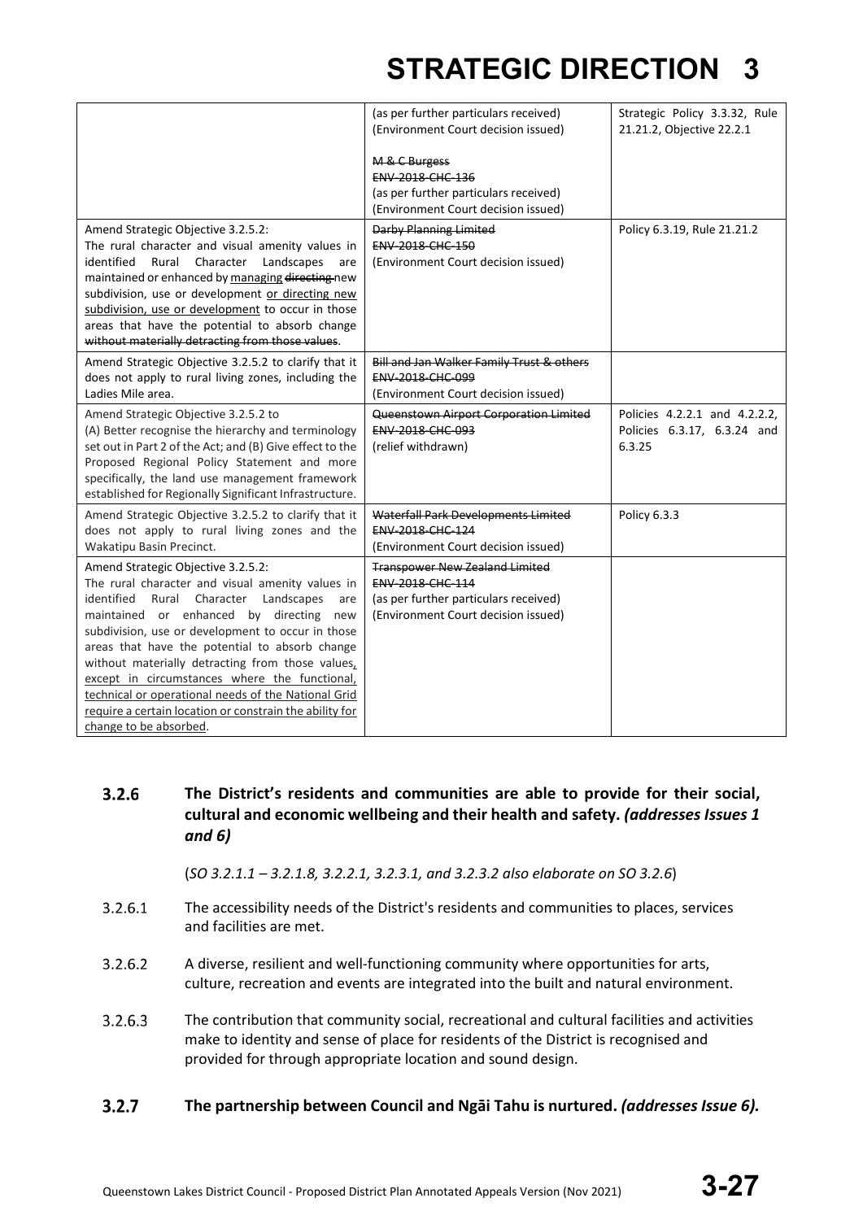| | | |
|---|---|---|
| | (as per further particulars received) (Environment Court decision issued) <br><br> ~~M & C Burgess~~ <br> ~~ENV-2018-CHC-136~~ <br> (as per further particulars received) (Environment Court decision issued) | Strategic Policy 3.3.32, Rule 21.21.2, Objective 22.2.1 |
| Amend Strategic Objective 3.2.5.2: The rural character and visual amenity values in identified Rural Character Landscapes are maintained or enhanced by <u>managing</u> ~~directing~~ new subdivision, use or development <u>or directing new subdivision, use or development</u> to occur in those areas that have the potential to absorb change ~~without materially detracting from those values~~. | ~~Darby Planning Limited~~ <br> ~~ENV-2018-CHC-150~~ <br> (Environment Court decision issued) | Policy 6.3.19, Rule 21.21.2 |
| Amend Strategic Objective 3.2.5.2 to clarify that it does not apply to rural living zones, including the Ladies Mile area. | ~~Bill and Jan Walker Family Trust & others~~ <br> ~~ENV-2018-CHC-099~~ <br> (Environment Court decision issued) | |
| Amend Strategic Objective 3.2.5.2 to (A) Better recognise the hierarchy and terminology set out in Part 2 of the Act; and (B) Give effect to the Proposed Regional Policy Statement and more specifically, the land use management framework established for Regionally Significant Infrastructure. | ~~Queenstown Airport Corporation Limited~~ <br> ~~ENV-2018-CHC-093~~ <br> (relief withdrawn) | Policies 4.2.2.1 and 4.2.2.2, Policies 6.3.17, 6.3.24 and 6.3.25 |
| Amend Strategic Objective 3.2.5.2 to clarify that it does not apply to rural living zones and the Wakatipu Basin Precinct. | ~~Waterfall Park Developments Limited~~ <br> ~~ENV-2018-CHC-124~~ <br> (Environment Court decision issued) | Policy 6.3.3 |
| Amend Strategic Objective 3.2.5.2: The rural character and visual amenity values in identified Rural Character Landscapes are maintained or enhanced by directing new subdivision, use or development to occur in those areas that have the potential to absorb change without materially detracting from those values<u>, except in circumstances where the functional, technical or operational needs of the National Grid require a certain location or constrain the ability for change to be absorbed</u>. | ~~Transpower New Zealand Limited~~ <br> ~~ENV-2018-CHC-114~~ <br> (as per further particulars received) (Environment Court decision issued) | |

### 3.2.6 The District's residents and communities are able to provide for their social, cultural and economic wellbeing and their health and safety. *(addresses Issues 1 and 6)*

(*SO 3.2.1.1 – 3.2.1.8, 3.2.2.1, 3.2.3.1, and 3.2.3.2 also elaborate on SO 3.2.6*)

3.2.6.1 The accessibility needs of the District's residents and communities to places, services and facilities are met.

3.2.6.2 A diverse, resilient and well-functioning community where opportunities for arts, culture, recreation and events are integrated into the built and natural environment.

3.2.6.3 The contribution that community social, recreational and cultural facilities and activities make to identity and sense of place for residents of the District is recognised and provided for through appropriate location and sound design.

### 3.2.7 The partnership between Council and Ngāi Tahu is nurtured. *(addresses Issue 6).*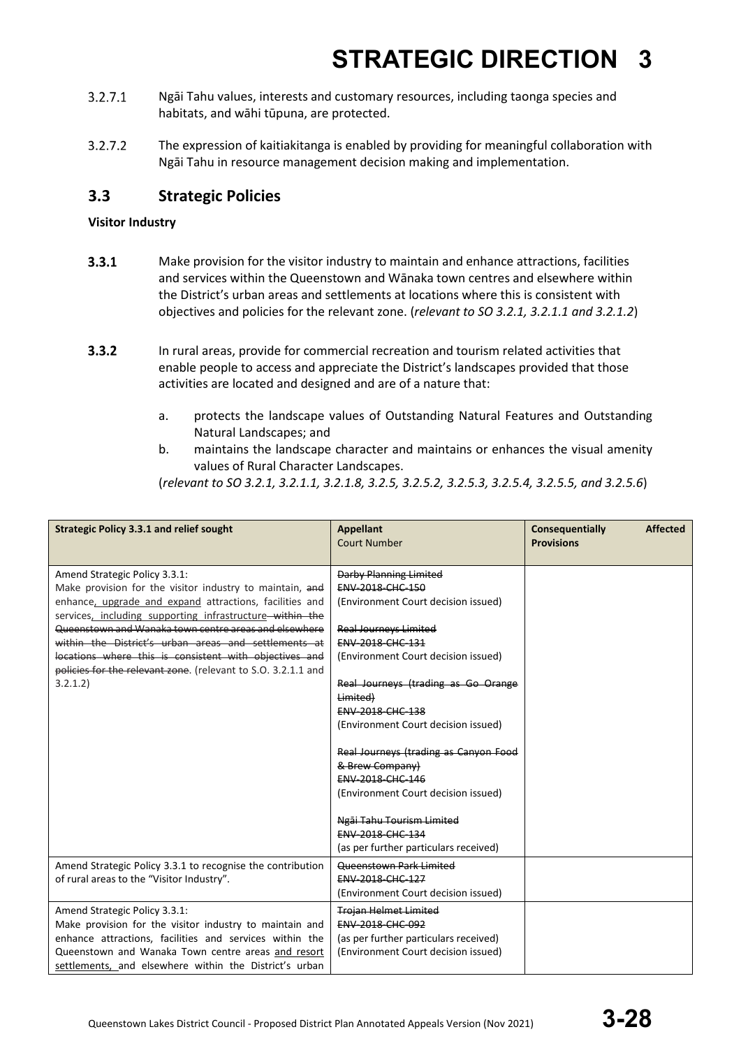3.2.7.1 Ngāi Tahu values, interests and customary resources, including taonga species and habitats, and wāhi tūpuna, are protected.

3.2.7.2 The expression of kaitiakitanga is enabled by providing for meaningful collaboration with Ngāi Tahu in resource management decision making and implementation.

## 3.3 Strategic Policies

**Visitor Industry**

**3.3.1** Make provision for the visitor industry to maintain and enhance attractions, facilities and services within the Queenstown and Wānaka town centres and elsewhere within the District's urban areas and settlements at locations where this is consistent with objectives and policies for the relevant zone. (*relevant to SO 3.2.1, 3.2.1.1 and 3.2.1.2*)

**3.3.2** In rural areas, provide for commercial recreation and tourism related activities that enable people to access and appreciate the District's landscapes provided that those activities are located and designed and are of a nature that:

a. protects the landscape values of Outstanding Natural Features and Outstanding Natural Landscapes; and

b. maintains the landscape character and maintains or enhances the visual amenity values of Rural Character Landscapes.

(*relevant to SO 3.2.1, 3.2.1.1, 3.2.1.8, 3.2.5, 3.2.5.2, 3.2.5.3, 3.2.5.4, 3.2.5.5, and 3.2.5.6*)

| **Strategic Policy 3.3.1 and relief sought** | **Appellant** Court Number | **Consequentially Affected Provisions** |
|---|---|---|
| Amend Strategic Policy 3.3.1:<br>Make provision for the visitor industry to maintain, ~~and~~ enhance<u>, upgrade and expand</u> attractions, facilities and services<u>, including supporting infrastructure</u> ~~within the Queenstown and Wanaka town centre areas and elsewhere within the District's urban areas and settlements at locations where this is consistent with objectives and policies for the relevant zone~~. (relevant to S.O. 3.2.1.1 and 3.2.1.2) | ~~Darby Planning Limited~~<br>~~ENV-2018-CHC-150~~<br>(Environment Court decision issued)<br><br>~~Real Journeys Limited~~<br>~~ENV-2018-CHC-131~~<br>(Environment Court decision issued)<br><br>~~Real Journeys (trading as Go Orange Limited)~~<br>~~ENV-2018-CHC-138~~<br>(Environment Court decision issued)<br><br>~~Real Journeys (trading as Canyon Food & Brew Company)~~<br>~~ENV-2018-CHC-146~~<br>(Environment Court decision issued)<br><br>~~Ngāi Tahu Tourism Limited~~<br>~~ENV-2018-CHC-134~~<br>(as per further particulars received) | |
| Amend Strategic Policy 3.3.1 to recognise the contribution of rural areas to the "Visitor Industry". | ~~Queenstown Park Limited~~<br>~~ENV-2018-CHC-127~~<br>(Environment Court decision issued) | |
| Amend Strategic Policy 3.3.1:<br>Make provision for the visitor industry to maintain and enhance attractions, facilities and services within the Queenstown and Wanaka Town centre areas <u>and resort settlements,</u> and elsewhere within the District's urban | ~~Trojan Helmet Limited~~<br>~~ENV-2018-CHC-092~~<br>(as per further particulars received)<br>(Environment Court decision issued) | |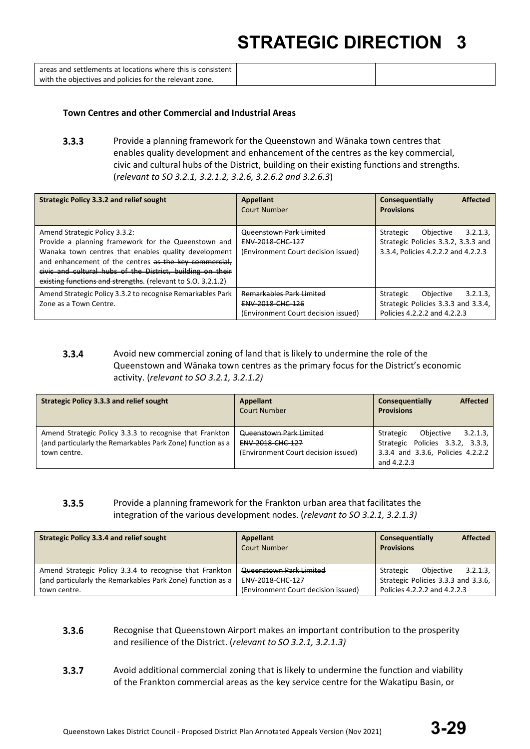| | | |
|---|---|---|
| areas and settlements at locations where this is consistent with the objectives and policies for the relevant zone. | | |

**Town Centres and other Commercial and Industrial Areas**

**3.3.3** Provide a planning framework for the Queenstown and Wānaka town centres that enables quality development and enhancement of the centres as the key commercial, civic and cultural hubs of the District, building on their existing functions and strengths. (*relevant to SO 3.2.1, 3.2.1.2, 3.2.6, 3.2.6.2 and 3.2.6.3*)

| Strategic Policy 3.3.2 and relief sought | Appellant Court Number | Consequentially Affected Provisions |
|---|---|---|
| Amend Strategic Policy 3.3.2: Provide a planning framework for the Queenstown and Wanaka town centres that enables quality development and enhancement of the centres ~~as the key commercial, civic and cultural hubs of the District, building on their existing functions and strengths~~. (relevant to S.O. 3.2.1.2) | ~~Queenstown Park Limited~~ ~~ENV-2018-CHC-127~~ (Environment Court decision issued) | Strategic Objective 3.2.1.3, Strategic Policies 3.3.2, 3.3.3 and 3.3.4, Policies 4.2.2.2 and 4.2.2.3 |
| Amend Strategic Policy 3.3.2 to recognise Remarkables Park Zone as a Town Centre. | ~~Remarkables Park Limited~~ ~~ENV-2018-CHC-126~~ (Environment Court decision issued) | Strategic Objective 3.2.1.3, Strategic Policies 3.3.3 and 3.3.4, Policies 4.2.2.2 and 4.2.2.3 |

**3.3.4** Avoid new commercial zoning of land that is likely to undermine the role of the Queenstown and Wānaka town centres as the primary focus for the District's economic activity. (*relevant to SO 3.2.1, 3.2.1.2)*

| Strategic Policy 3.3.3 and relief sought | Appellant Court Number | Consequentially Affected Provisions |
|---|---|---|
| Amend Strategic Policy 3.3.3 to recognise that Frankton (and particularly the Remarkables Park Zone) function as a town centre. | ~~Queenstown Park Limited~~ ~~ENV-2018-CHC-127~~ (Environment Court decision issued) | Strategic Objective 3.2.1.3, Strategic Policies 3.3.2, 3.3.3, 3.3.4 and 3.3.6, Policies 4.2.2.2 and 4.2.2.3 |

**3.3.5** Provide a planning framework for the Frankton urban area that facilitates the integration of the various development nodes. (*relevant to SO 3.2.1, 3.2.1.3)*

| Strategic Policy 3.3.4 and relief sought | Appellant Court Number | Consequentially Affected Provisions |
|---|---|---|
| Amend Strategic Policy 3.3.4 to recognise that Frankton (and particularly the Remarkables Park Zone) function as a town centre. | ~~Queenstown Park Limited~~ ~~ENV-2018-CHC-127~~ (Environment Court decision issued) | Strategic Objective 3.2.1.3, Strategic Policies 3.3.3 and 3.3.6, Policies 4.2.2.2 and 4.2.2.3 |

**3.3.6** Recognise that Queenstown Airport makes an important contribution to the prosperity and resilience of the District. (*relevant to SO 3.2.1, 3.2.1.3)*

**3.3.7** Avoid additional commercial zoning that is likely to undermine the function and viability of the Frankton commercial areas as the key service centre for the Wakatipu Basin, or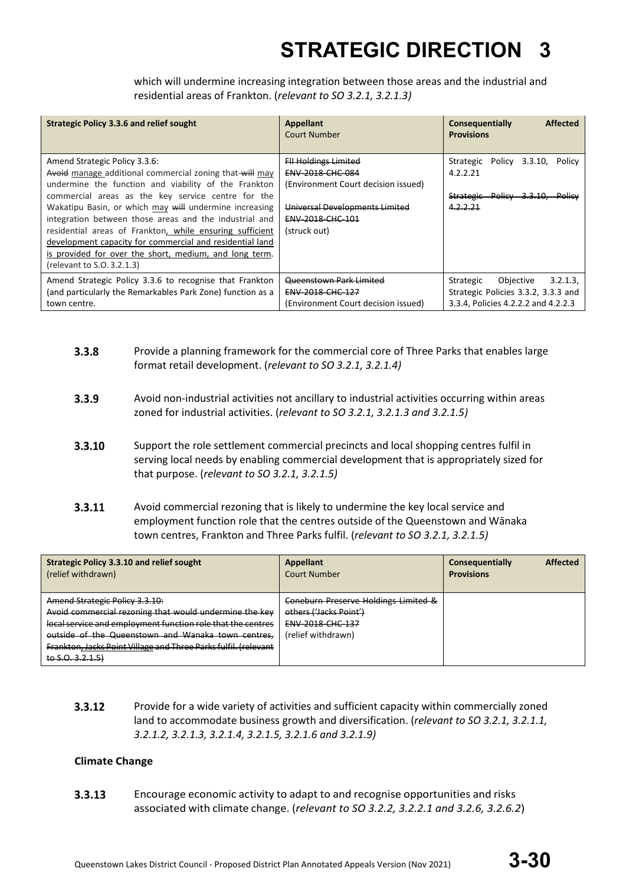which will undermine increasing integration between those areas and the industrial and residential areas of Frankton. (*relevant to SO 3.2.1, 3.2.1.3)*

| Strategic Policy 3.3.6 and relief sought | Appellant<br>Court Number | Consequentially Affected Provisions |
|---|---|---|
| Amend Strategic Policy 3.3.6:<br>~~Avoid~~ manage additional commercial zoning that ~~will~~ may undermine the function and viability of the Frankton commercial areas as the key service centre for the Wakatipu Basin, or which may ~~will~~ undermine increasing integration between those areas and the industrial and residential areas of Frankton, while ensuring sufficient development capacity for commercial and residential land is provided for over the short, medium, and long term. (relevant to S.O. 3.2.1.3) | ~~FII Holdings Limited~~<br>~~ENV-2018-CHC-084~~<br>(Environment Court decision issued)<br><br>~~Universal Developments Limited~~<br>~~ENV-2018-CHC-101~~<br>(struck out) | Strategic Policy 3.3.10, Policy 4.2.2.21<br><br>~~Strategic Policy 3.3.10, Policy 4.2.2.21~~ |
| Amend Strategic Policy 3.3.6 to recognise that Frankton (and particularly the Remarkables Park Zone) function as a town centre. | ~~Queenstown Park Limited~~<br>~~ENV-2018-CHC-127~~<br>(Environment Court decision issued) | Strategic Objective 3.2.1.3, Strategic Policies 3.3.2, 3.3.3 and 3.3.4, Policies 4.2.2.2 and 4.2.2.3 |

**3.3.8** Provide a planning framework for the commercial core of Three Parks that enables large format retail development. (*relevant to SO 3.2.1, 3.2.1.4)*

**3.3.9** Avoid non-industrial activities not ancillary to industrial activities occurring within areas zoned for industrial activities. (*relevant to SO 3.2.1, 3.2.1.3 and 3.2.1.5)*

**3.3.10** Support the role settlement commercial precincts and local shopping centres fulfil in serving local needs by enabling commercial development that is appropriately sized for that purpose. (*relevant to SO 3.2.1, 3.2.1.5)*

**3.3.11** Avoid commercial rezoning that is likely to undermine the key local service and employment function role that the centres outside of the Queenstown and Wānaka town centres, Frankton and Three Parks fulfil. (*relevant to SO 3.2.1, 3.2.1.5)*

| Strategic Policy 3.3.10 and relief sought<br>(relief withdrawn) | Appellant<br>Court Number | Consequentially Affected Provisions |
|---|---|---|
| ~~Amend Strategic Policy 3.3.10:~~<br>~~Avoid commercial rezoning that would undermine the key local service and employment function role that the centres outside of the Queenstown and Wanaka town centres, Frankton, Jacks Point Village and Three Parks fulfil. (relevant to S.O. 3.2.1.5)~~ | ~~Coneburn Preserve Holdings Limited & others ('Jacks Point')~~<br>~~ENV-2018-CHC-137~~<br>(relief withdrawn) | |

**3.3.12** Provide for a wide variety of activities and sufficient capacity within commercially zoned land to accommodate business growth and diversification. (*relevant to SO 3.2.1, 3.2.1.1, 3.2.1.2, 3.2.1.3, 3.2.1.4, 3.2.1.5, 3.2.1.6 and 3.2.1.9)*

**Climate Change**

**3.3.13** Encourage economic activity to adapt to and recognise opportunities and risks associated with climate change. (*relevant to SO 3.2.2, 3.2.2.1 and 3.2.6, 3.2.6.2*)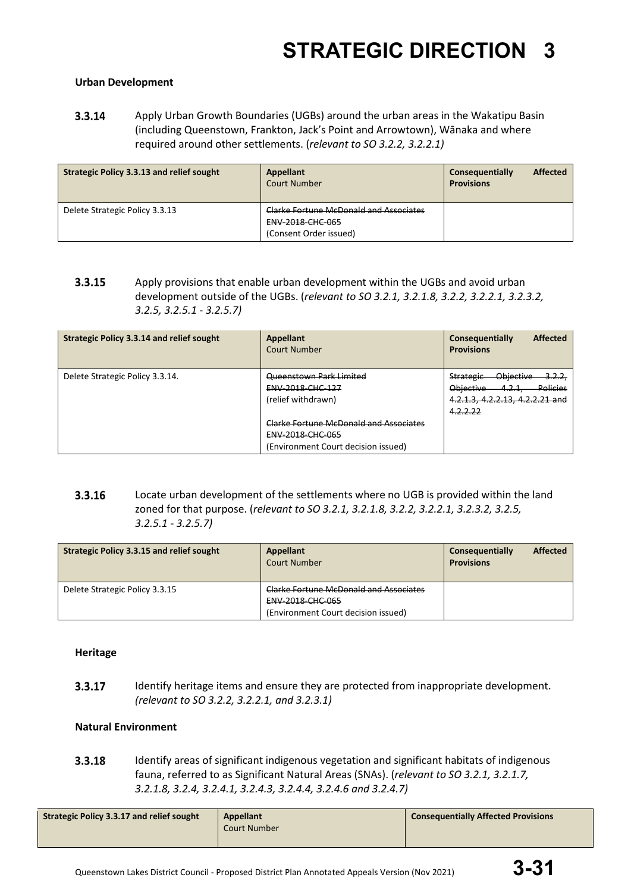**Urban Development**

**3.3.14** Apply Urban Growth Boundaries (UGBs) around the urban areas in the Wakatipu Basin (including Queenstown, Frankton, Jack's Point and Arrowtown), Wānaka and where required around other settlements. (*relevant to SO 3.2.2, 3.2.2.1)*

| Strategic Policy 3.3.13 and relief sought | Appellant<br>Court Number | Consequentially Affected Provisions |
|---|---|---|
| Delete Strategic Policy 3.3.13 | ~~Clarke Fortune McDonald and Associates~~<br>~~ENV-2018-CHC-065~~<br>(Consent Order issued) | |

**3.3.15** Apply provisions that enable urban development within the UGBs and avoid urban development outside of the UGBs. (*relevant to SO 3.2.1, 3.2.1.8, 3.2.2, 3.2.2.1, 3.2.3.2, 3.2.5, 3.2.5.1 - 3.2.5.7)*

| Strategic Policy 3.3.14 and relief sought | Appellant<br>Court Number | Consequentially Affected Provisions |
|---|---|---|
| Delete Strategic Policy 3.3.14. | ~~Queenstown Park Limited~~<br>~~ENV-2018-CHC-127~~<br>(relief withdrawn)<br><br>~~Clarke Fortune McDonald and Associates~~<br>~~ENV-2018-CHC-065~~<br>(Environment Court decision issued) | ~~Strategic Objective 3.2.2, Objective 4.2.1, Policies 4.2.1.3, 4.2.2.13, 4.2.2.21 and 4.2.2.22~~ |

**3.3.16** Locate urban development of the settlements where no UGB is provided within the land zoned for that purpose. (*relevant to SO 3.2.1, 3.2.1.8, 3.2.2, 3.2.2.1, 3.2.3.2, 3.2.5, 3.2.5.1 - 3.2.5.7)*

| Strategic Policy 3.3.15 and relief sought | Appellant<br>Court Number | Consequentially Affected Provisions |
|---|---|---|
| Delete Strategic Policy 3.3.15 | ~~Clarke Fortune McDonald and Associates~~<br>~~ENV-2018-CHC-065~~<br>(Environment Court decision issued) | |

**Heritage**

**3.3.17** Identify heritage items and ensure they are protected from inappropriate development. *(relevant to SO 3.2.2, 3.2.2.1, and 3.2.3.1)*

**Natural Environment**

**3.3.18** Identify areas of significant indigenous vegetation and significant habitats of indigenous fauna, referred to as Significant Natural Areas (SNAs). (*relevant to SO 3.2.1, 3.2.1.7, 3.2.1.8, 3.2.4, 3.2.4.1, 3.2.4.3, 3.2.4.4, 3.2.4.6 and 3.2.4.7)*

| Strategic Policy 3.3.17 and relief sought | Appellant<br>Court Number | Consequentially Affected Provisions |
|---|---|---|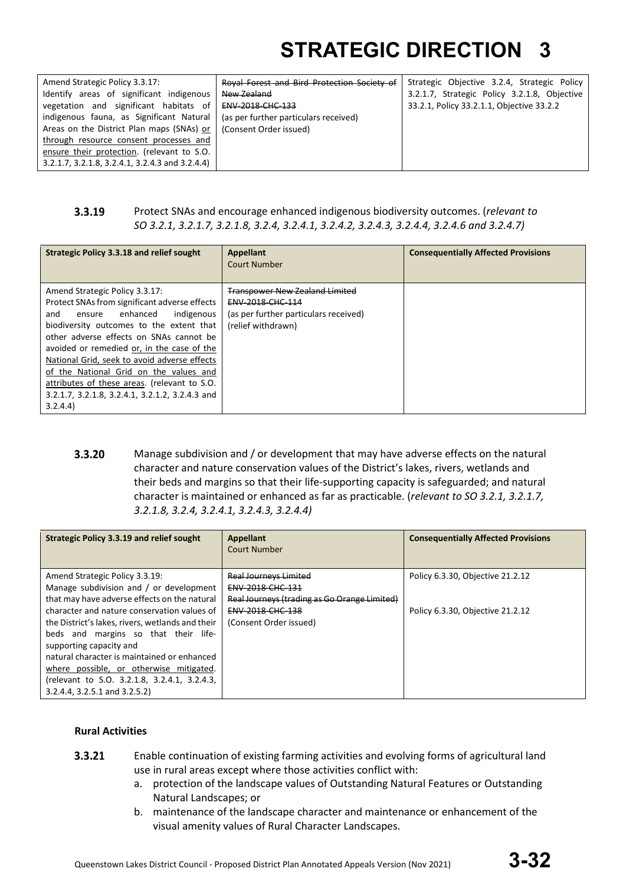| Amend Strategic Policy 3.3.17: Identify areas of significant indigenous vegetation and significant habitats of indigenous fauna, as Significant Natural Areas on the District Plan maps (SNAs) or through resource consent processes and ensure their protection. (relevant to S.O. 3.2.1.7, 3.2.1.8, 3.2.4.1, 3.2.4.3 and 3.2.4.4) | ~~Royal Forest and Bird Protection Society of New Zealand~~ ~~ENV-2018-CHC-133~~ (as per further particulars received) (Consent Order issued) | Strategic Objective 3.2.4, Strategic Policy 3.2.1.7, Strategic Policy 3.2.1.8, Objective 33.2.1, Policy 33.2.1.1, Objective 33.2.2 |
|---|---|---|

**3.3.19** Protect SNAs and encourage enhanced indigenous biodiversity outcomes. (*relevant to SO 3.2.1, 3.2.1.7, 3.2.1.8, 3.2.4, 3.2.4.1, 3.2.4.2, 3.2.4.3, 3.2.4.4, 3.2.4.6 and 3.2.4.7)*

| Strategic Policy 3.3.18 and relief sought | Appellant Court Number | Consequentially Affected Provisions |
|---|---|---|
| Amend Strategic Policy 3.3.17: Protect SNAs from significant adverse effects and ensure enhanced indigenous biodiversity outcomes to the extent that other adverse effects on SNAs cannot be avoided or remedied or, in the case of the National Grid, seek to avoid adverse effects of the National Grid on the values and attributes of these areas. (relevant to S.O. 3.2.1.7, 3.2.1.8, 3.2.4.1, 3.2.1.2, 3.2.4.3 and 3.2.4.4) | ~~Transpower New Zealand Limited~~ ~~ENV-2018-CHC-114~~ (as per further particulars received) (relief withdrawn) | |

**3.3.20** Manage subdivision and / or development that may have adverse effects on the natural character and nature conservation values of the District's lakes, rivers, wetlands and their beds and margins so that their life-supporting capacity is safeguarded; and natural character is maintained or enhanced as far as practicable. (*relevant to SO 3.2.1, 3.2.1.7, 3.2.1.8, 3.2.4, 3.2.4.1, 3.2.4.3, 3.2.4.4)*

| Strategic Policy 3.3.19 and relief sought | Appellant Court Number | Consequentially Affected Provisions |
|---|---|---|
| Amend Strategic Policy 3.3.19: Manage subdivision and / or development that may have adverse effects on the natural character and nature conservation values of the District's lakes, rivers, wetlands and their beds and margins so that their life-supporting capacity and natural character is maintained or enhanced where possible, or otherwise mitigated. (relevant to S.O. 3.2.1.8, 3.2.4.1, 3.2.4.3, 3.2.4.4, 3.2.5.1 and 3.2.5.2) | ~~Real Journeys Limited~~ ~~ENV-2018-CHC-131~~ ~~Real Journeys (trading as Go Orange Limited)~~ ~~ENV-2018-CHC-138~~ (Consent Order issued) | Policy 6.3.30, Objective 21.2.12<br><br>Policy 6.3.30, Objective 21.2.12 |

**Rural Activities**

**3.3.21** Enable continuation of existing farming activities and evolving forms of agricultural land use in rural areas except where those activities conflict with:

a. protection of the landscape values of Outstanding Natural Features or Outstanding Natural Landscapes; or
b. maintenance of the landscape character and maintenance or enhancement of the visual amenity values of Rural Character Landscapes.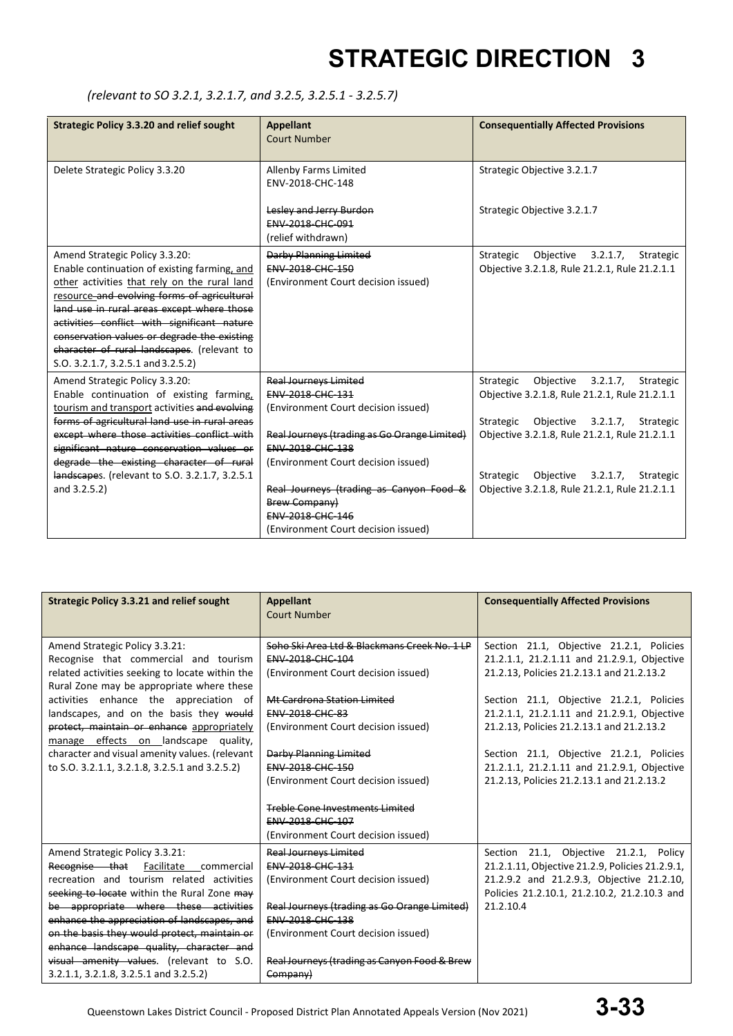# STRATEGIC DIRECTION 3

*(relevant to SO 3.2.1, 3.2.1.7, and 3.2.5, 3.2.5.1 - 3.2.5.7)*

| Strategic Policy 3.3.20 and relief sought | Appellant<br>Court Number | Consequentially Affected Provisions |
|---|---|---|
| Delete Strategic Policy 3.3.20 | Allenby Farms Limited<br>ENV-2018-CHC-148<br><br>~~Lesley and Jerry Burdon~~<br>~~ENV-2018-CHC-091~~<br>(relief withdrawn) | Strategic Objective 3.2.1.7<br><br>Strategic Objective 3.2.1.7 |
| Amend Strategic Policy 3.3.20:<br>Enable continuation of existing farming, and other activities that rely on the rural land resource ~~and evolving forms of agricultural land use in rural areas except where those activities conflict with significant nature conservation values or degrade the existing character of rural landscapes~~. (relevant to S.O. 3.2.1.7, 3.2.5.1 and 3.2.5.2) | ~~Darby Planning Limited~~<br>~~ENV-2018-CHC-150~~<br>(Environment Court decision issued) | Strategic Objective 3.2.1.7, Strategic Objective 3.2.1.8, Rule 21.2.1, Rule 21.2.1.1 |
| Amend Strategic Policy 3.3.20:<br>Enable continuation of existing farming, tourism and transport activities ~~and evolving forms of agricultural land use in rural areas except where those activities conflict with significant nature conservation values or degrade the existing character of rural landscapes~~. (relevant to S.O. 3.2.1.7, 3.2.5.1 and 3.2.5.2) | ~~Real Journeys Limited~~<br>~~ENV-2018-CHC-131~~<br>(Environment Court decision issued)<br><br>~~Real Journeys (trading as Go Orange Limited)~~<br>~~ENV-2018-CHC-138~~<br>(Environment Court decision issued)<br><br>~~Real Journeys (trading as Canyon Food & Brew Company)~~<br>~~ENV-2018-CHC-146~~<br>(Environment Court decision issued) | Strategic Objective 3.2.1.7, Strategic Objective 3.2.1.8, Rule 21.2.1, Rule 21.2.1.1<br><br>Strategic Objective 3.2.1.7, Strategic Objective 3.2.1.8, Rule 21.2.1, Rule 21.2.1.1<br><br>Strategic Objective 3.2.1.7, Strategic Objective 3.2.1.8, Rule 21.2.1, Rule 21.2.1.1 |

| Strategic Policy 3.3.21 and relief sought | Appellant<br>Court Number | Consequentially Affected Provisions |
|---|---|---|
| Amend Strategic Policy 3.3.21:<br>Recognise that commercial and tourism related activities seeking to locate within the Rural Zone may be appropriate where these activities enhance the appreciation of landscapes, and on the basis they ~~would protect, maintain or enhance~~ appropriately manage effects on landscape quality, character and visual amenity values. (relevant to S.O. 3.2.1.1, 3.2.1.8, 3.2.5.1 and 3.2.5.2) | ~~Soho Ski Area Ltd & Blackmans Creek No. 1 LP~~<br>~~ENV-2018-CHC-104~~<br>(Environment Court decision issued)<br><br>~~Mt Cardrona Station Limited~~<br>~~ENV-2018-CHC-83~~<br>(Environment Court decision issued)<br><br>~~Darby Planning Limited~~<br>~~ENV-2018-CHC-150~~<br>(Environment Court decision issued)<br><br>~~Treble Cone Investments Limited~~<br>~~ENV-2018-CHC-107~~<br>(Environment Court decision issued) | Section 21.1, Objective 21.2.1, Policies 21.2.1.1, 21.2.1.11 and 21.2.9.1, Objective 21.2.13, Policies 21.2.13.1 and 21.2.13.2<br><br>Section 21.1, Objective 21.2.1, Policies 21.2.1.1, 21.2.1.11 and 21.2.9.1, Objective 21.2.13, Policies 21.2.13.1 and 21.2.13.2<br><br>Section 21.1, Objective 21.2.1, Policies 21.2.1.1, 21.2.1.11 and 21.2.9.1, Objective 21.2.13, Policies 21.2.13.1 and 21.2.13.2 |
| Amend Strategic Policy 3.3.21:<br>~~Recognise that~~ Facilitate commercial recreation and tourism related activities ~~seeking to locate~~ within the Rural Zone ~~may be appropriate where these activities enhance the appreciation of landscapes, and on the basis they would protect, maintain or enhance landscape quality, character and visual amenity values~~. (relevant to S.O. 3.2.1.1, 3.2.1.8, 3.2.5.1 and 3.2.5.2) | ~~Real Journeys Limited~~<br>~~ENV-2018-CHC-131~~<br>(Environment Court decision issued)<br><br>~~Real Journeys (trading as Go Orange Limited)~~<br>~~ENV-2018-CHC-138~~<br>(Environment Court decision issued)<br><br>~~Real Journeys (trading as Canyon Food & Brew Company)~~ | Section 21.1, Objective 21.2.1, Policy 21.2.1.11, Objective 21.2.9, Policies 21.2.9.1, 21.2.9.2 and 21.2.9.3, Objective 21.2.10, Policies 21.2.10.1, 21.2.10.2, 21.2.10.3 and 21.2.10.4 |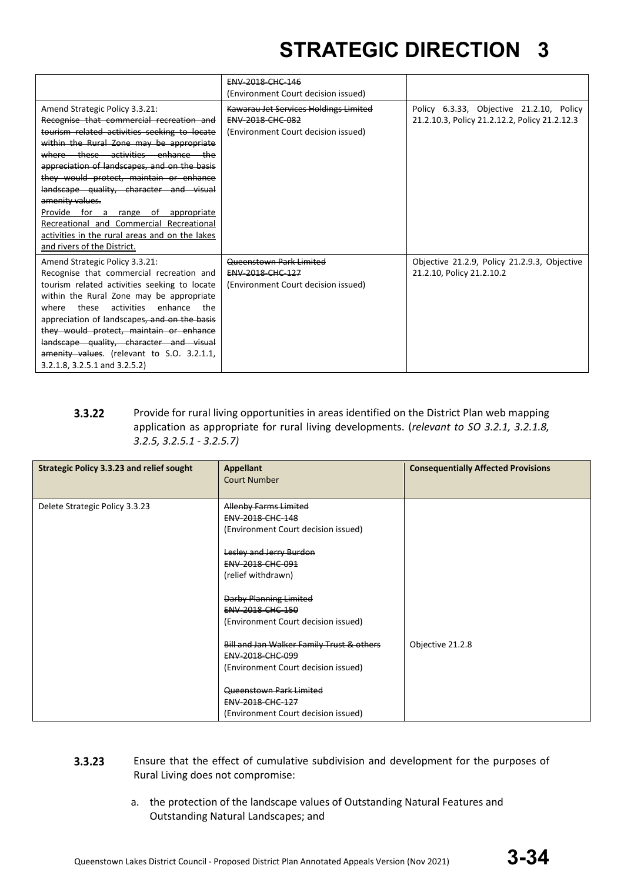| | ~~ENV-2018-CHC-146~~<br>(Environment Court decision issued) | |
|---|---|---|
| Amend Strategic Policy 3.3.21:<br>~~Recognise that commercial recreation and tourism related activities seeking to locate within the Rural Zone may be appropriate where these activities enhance the appreciation of landscapes, and on the basis they would protect, maintain or enhance landscape quality, character and visual amenity values.~~<br><u>Provide for a range of appropriate Recreational and Commercial Recreational activities in the rural areas and on the lakes and rivers of the District.</u> | ~~Kawarau Jet Services Holdings Limited~~<br>~~ENV-2018-CHC-082~~<br>(Environment Court decision issued) | Policy 6.3.33, Objective 21.2.10, Policy 21.2.10.3, Policy 21.2.12.2, Policy 21.2.12.3 |
| Amend Strategic Policy 3.3.21:<br>Recognise that commercial recreation and tourism related activities seeking to locate within the Rural Zone may be appropriate where these activities enhance the appreciation of landscapes~~, and on the basis they would protect, maintain or enhance landscape quality, character and visual amenity values~~. (relevant to S.O. 3.2.1.1, 3.2.1.8, 3.2.5.1 and 3.2.5.2) | ~~Queenstown Park Limited~~<br>~~ENV-2018-CHC-127~~<br>(Environment Court decision issued) | Objective 21.2.9, Policy 21.2.9.3, Objective 21.2.10, Policy 21.2.10.2 |

**3.3.22** Provide for rural living opportunities in areas identified on the District Plan web mapping application as appropriate for rural living developments. (*relevant to SO 3.2.1, 3.2.1.8, 3.2.5, 3.2.5.1 - 3.2.5.7)*

| Strategic Policy 3.3.23 and relief sought | Appellant<br>Court Number | Consequentially Affected Provisions |
|---|---|---|
| Delete Strategic Policy 3.3.23 | ~~Allenby Farms Limited~~<br>~~ENV-2018-CHC-148~~<br>(Environment Court decision issued)<br><br>~~Lesley and Jerry Burdon~~<br>~~ENV-2018-CHC-091~~<br>(relief withdrawn)<br><br>~~Darby Planning Limited~~<br>~~ENV-2018-CHC-150~~<br>(Environment Court decision issued)<br><br>~~Bill and Jan Walker Family Trust & others~~<br>~~ENV-2018-CHC-099~~<br>(Environment Court decision issued)<br><br>~~Queenstown Park Limited~~<br>~~ENV-2018-CHC-127~~<br>(Environment Court decision issued) | <br><br><br><br><br><br><br><br><br><br><br>Objective 21.2.8 |

**3.3.23** Ensure that the effect of cumulative subdivision and development for the purposes of Rural Living does not compromise:

a. the protection of the landscape values of Outstanding Natural Features and Outstanding Natural Landscapes; and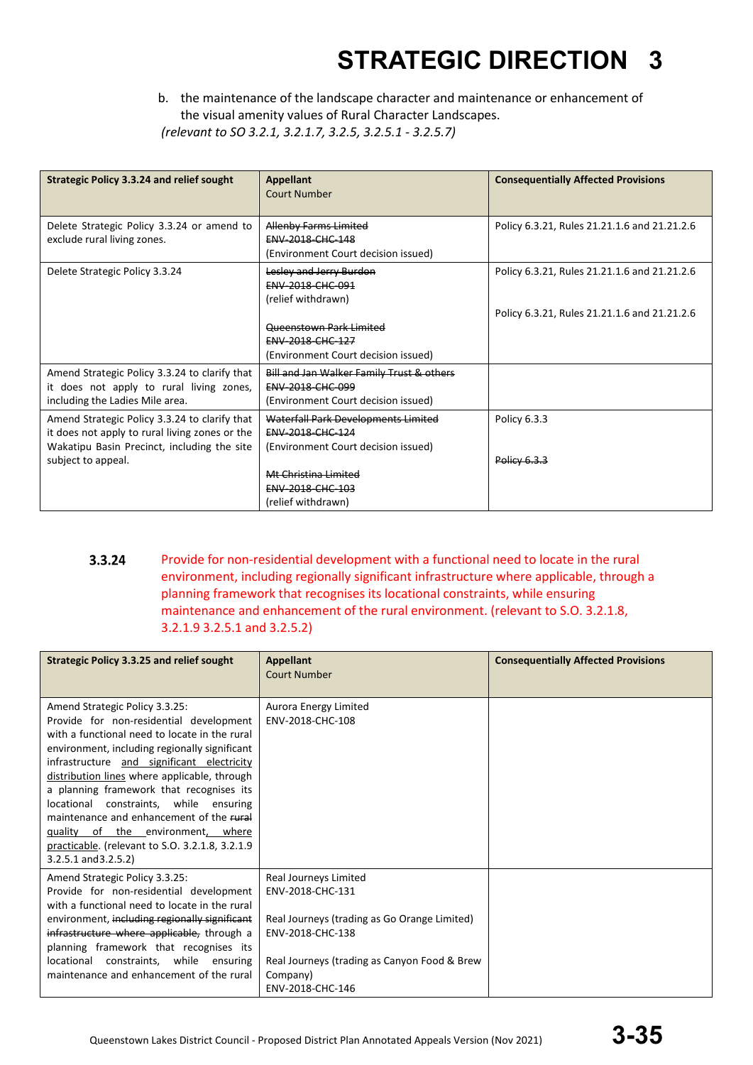b. the maintenance of the landscape character and maintenance or enhancement of the visual amenity values of Rural Character Landscapes.

*(relevant to SO 3.2.1, 3.2.1.7, 3.2.5, 3.2.5.1 - 3.2.5.7)*

| Strategic Policy 3.3.24 and relief sought | Appellant<br>Court Number | Consequentially Affected Provisions |
|---|---|---|
| Delete Strategic Policy 3.3.24 or amend to exclude rural living zones. | ~~Allenby Farms Limited~~<br>~~ENV-2018-CHC-148~~<br>(Environment Court decision issued) | Policy 6.3.21, Rules 21.21.1.6 and 21.21.2.6 |
| Delete Strategic Policy 3.3.24 | ~~Lesley and Jerry Burdon~~<br>~~ENV-2018-CHC-091~~<br>(relief withdrawn)<br><br>~~Queenstown Park Limited~~<br>~~ENV-2018-CHC-127~~<br>(Environment Court decision issued) | Policy 6.3.21, Rules 21.21.1.6 and 21.21.2.6<br><br>Policy 6.3.21, Rules 21.21.1.6 and 21.21.2.6 |
| Amend Strategic Policy 3.3.24 to clarify that it does not apply to rural living zones, including the Ladies Mile area. | ~~Bill and Jan Walker Family Trust & others~~<br>~~ENV-2018-CHC-099~~<br>(Environment Court decision issued) | |
| Amend Strategic Policy 3.3.24 to clarify that it does not apply to rural living zones or the Wakatipu Basin Precinct, including the site subject to appeal. | ~~Waterfall Park Developments Limited~~<br>~~ENV-2018-CHC-124~~<br>(Environment Court decision issued)<br><br>~~Mt Christina Limited~~<br>~~ENV-2018-CHC-103~~<br>(relief withdrawn) | Policy 6.3.3<br><br>~~Policy 6.3.3~~ |

**3.3.24** Provide for non-residential development with a functional need to locate in the rural environment, including regionally significant infrastructure where applicable, through a planning framework that recognises its locational constraints, while ensuring maintenance and enhancement of the rural environment. (relevant to S.O. 3.2.1.8, 3.2.1.9 3.2.5.1 and 3.2.5.2)

| Strategic Policy 3.3.25 and relief sought | Appellant<br>Court Number | Consequentially Affected Provisions |
|---|---|---|
| Amend Strategic Policy 3.3.25:<br>Provide for non-residential development with a functional need to locate in the rural environment, including regionally significant infrastructure <u>and significant electricity distribution lines</u> where applicable, through a planning framework that recognises its locational constraints, while ensuring maintenance and enhancement of the ~~rural~~ <u>quality of the</u> environment<u>, where practicable</u>. (relevant to S.O. 3.2.1.8, 3.2.1.9 3.2.5.1 and3.2.5.2) | Aurora Energy Limited<br>ENV-2018-CHC-108 | |
| Amend Strategic Policy 3.3.25:<br>Provide for non-residential development with a functional need to locate in the rural environment, ~~including regionally significant infrastructure where applicable,~~ through a planning framework that recognises its locational constraints, while ensuring maintenance and enhancement of the rural | Real Journeys Limited<br>ENV-2018-CHC-131<br><br>Real Journeys (trading as Go Orange Limited)<br>ENV-2018-CHC-138<br><br>Real Journeys (trading as Canyon Food & Brew Company)<br>ENV-2018-CHC-146 | |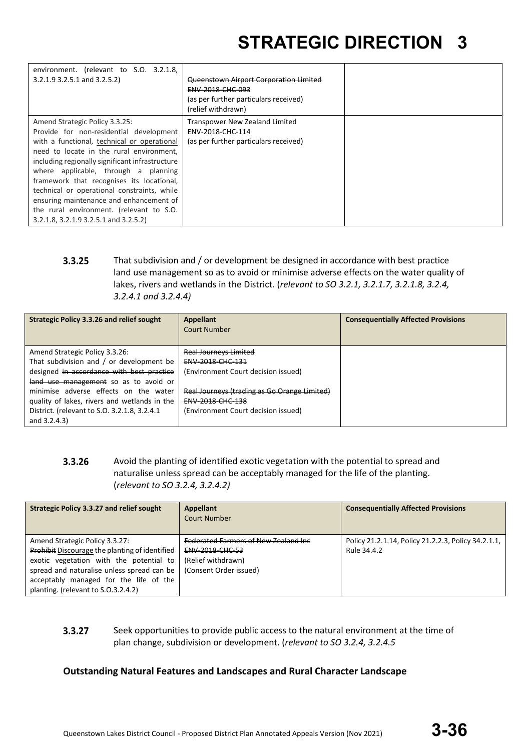| | | |
|---|---|---|
| environment. (relevant to S.O. 3.2.1.8, 3.2.1.9 3.2.5.1 and 3.2.5.2) | ~~Queenstown Airport Corporation Limited~~<br>~~ENV-2018-CHC-093~~<br>(as per further particulars received)<br>(relief withdrawn) | |
| Amend Strategic Policy 3.3.25:<br>Provide for non-residential development with a functional, technical or operational need to locate in the rural environment, including regionally significant infrastructure where applicable, through a planning framework that recognises its locational, technical or operational constraints, while ensuring maintenance and enhancement of the rural environment. (relevant to S.O. 3.2.1.8, 3.2.1.9 3.2.5.1 and 3.2.5.2) | Transpower New Zealand Limited<br>ENV-2018-CHC-114<br>(as per further particulars received) | |

**3.3.25** That subdivision and / or development be designed in accordance with best practice land use management so as to avoid or minimise adverse effects on the water quality of lakes, rivers and wetlands in the District. (*relevant to SO 3.2.1, 3.2.1.7, 3.2.1.8, 3.2.4, 3.2.4.1 and 3.2.4.4)*

| Strategic Policy 3.3.26 and relief sought | Appellant<br>Court Number | Consequentially Affected Provisions |
|---|---|---|
| Amend Strategic Policy 3.3.26:<br>That subdivision and / or development be designed ~~in accordance with best practice land use management~~ so as to avoid or minimise adverse effects on the water quality of lakes, rivers and wetlands in the District. (relevant to S.O. 3.2.1.8, 3.2.4.1 and 3.2.4.3) | ~~Real Journeys Limited~~<br>~~ENV-2018-CHC-131~~<br>(Environment Court decision issued)<br><br>~~Real Journeys (trading as Go Orange Limited)~~<br>~~ENV-2018-CHC-138~~<br>(Environment Court decision issued) | |

**3.3.26** Avoid the planting of identified exotic vegetation with the potential to spread and naturalise unless spread can be acceptably managed for the life of the planting. (*relevant to SO 3.2.4, 3.2.4.2)*

| Strategic Policy 3.3.27 and relief sought | Appellant<br>Court Number | Consequentially Affected Provisions |
|---|---|---|
| Amend Strategic Policy 3.3.27:<br>~~Prohibit~~ Discourage the planting of identified exotic vegetation with the potential to spread and naturalise unless spread can be acceptably managed for the life of the planting. (relevant to S.O.3.2.4.2) | ~~Federated Farmers of New Zealand Inc~~<br>~~ENV-2018-CHC-53~~<br>(Relief withdrawn)<br>(Consent Order issued) | Policy 21.2.1.14, Policy 21.2.2.3, Policy 34.2.1.1, Rule 34.4.2 |

**3.3.27** Seek opportunities to provide public access to the natural environment at the time of plan change, subdivision or development. (*relevant to SO 3.2.4, 3.2.4.5*

**Outstanding Natural Features and Landscapes and Rural Character Landscape**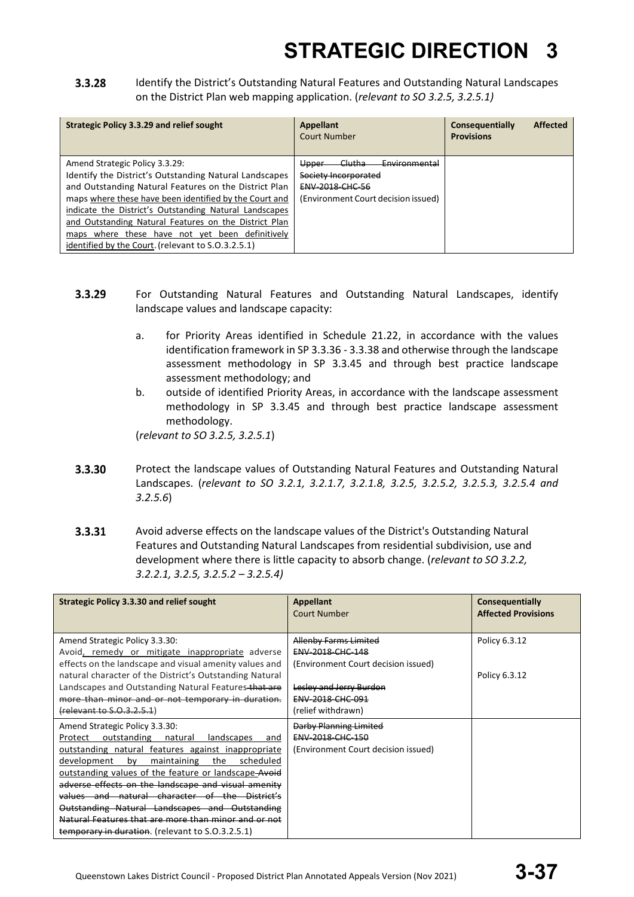# STRATEGIC DIRECTION 3

**3.3.28** Identify the District's Outstanding Natural Features and Outstanding Natural Landscapes on the District Plan web mapping application. (*relevant to SO 3.2.5, 3.2.5.1)*

| Strategic Policy 3.3.29 and relief sought | Appellant<br>Court Number | Consequentially Affected Provisions |
|---|---|---|
| Amend Strategic Policy 3.3.29:<br>Identify the District's Outstanding Natural Landscapes and Outstanding Natural Features on the District Plan maps <u>where these have been identified by the Court and indicate the District's Outstanding Natural Landscapes and Outstanding Natural Features on the District Plan maps where these have not yet been definitively identified by the Court</u>. (relevant to S.O.3.2.5.1) | ~~Upper Clutha Environmental Society Incorporated~~<br>~~ENV-2018-CHC-56~~<br>(Environment Court decision issued) | |

**3.3.29** For Outstanding Natural Features and Outstanding Natural Landscapes, identify landscape values and landscape capacity:

a. for Priority Areas identified in Schedule 21.22, in accordance with the values identification framework in SP 3.3.36 - 3.3.38 and otherwise through the landscape assessment methodology in SP 3.3.45 and through best practice landscape assessment methodology; and

b. outside of identified Priority Areas, in accordance with the landscape assessment methodology in SP 3.3.45 and through best practice landscape assessment methodology.

(*relevant to SO 3.2.5, 3.2.5.1*)

**3.3.30** Protect the landscape values of Outstanding Natural Features and Outstanding Natural Landscapes. (*relevant to SO 3.2.1, 3.2.1.7, 3.2.1.8, 3.2.5, 3.2.5.2, 3.2.5.3, 3.2.5.4 and 3.2.5.6*)

**3.3.31** Avoid adverse effects on the landscape values of the District's Outstanding Natural Features and Outstanding Natural Landscapes from residential subdivision, use and development where there is little capacity to absorb change. (*relevant to SO 3.2.2, 3.2.2.1, 3.2.5, 3.2.5.2 – 3.2.5.4)*

| Strategic Policy 3.3.30 and relief sought | Appellant<br>Court Number | Consequentially Affected Provisions |
|---|---|---|
| Amend Strategic Policy 3.3.30:<br>Avoid<u>, remedy or mitigate inappropriate</u> adverse effects on the landscape and visual amenity values and natural character of the District's Outstanding Natural Landscapes and Outstanding Natural Features ~~that are more than minor and or not temporary in duration.~~ ~~(relevant to S.O.3.2.5.1)~~ | ~~Allenby Farms Limited~~<br>~~ENV-2018-CHC-148~~<br>(Environment Court decision issued)<br><br>~~Lesley and Jerry Burdon~~<br>~~ENV-2018-CHC-091~~<br>(relief withdrawn) | Policy 6.3.12<br><br>Policy 6.3.12 |
| Amend Strategic Policy 3.3.30:<br><u>Protect outstanding natural landscapes and outstanding natural features against inappropriate development by maintaining the scheduled outstanding values of the feature or landscape</u> ~~Avoid adverse effects on the landscape and visual amenity values and natural character of the District's Outstanding Natural Landscapes and Outstanding Natural Features that are more than minor and or not temporary in duration~~. (relevant to S.O.3.2.5.1) | ~~Darby Planning Limited~~<br>~~ENV-2018-CHC-150~~<br>(Environment Court decision issued) | |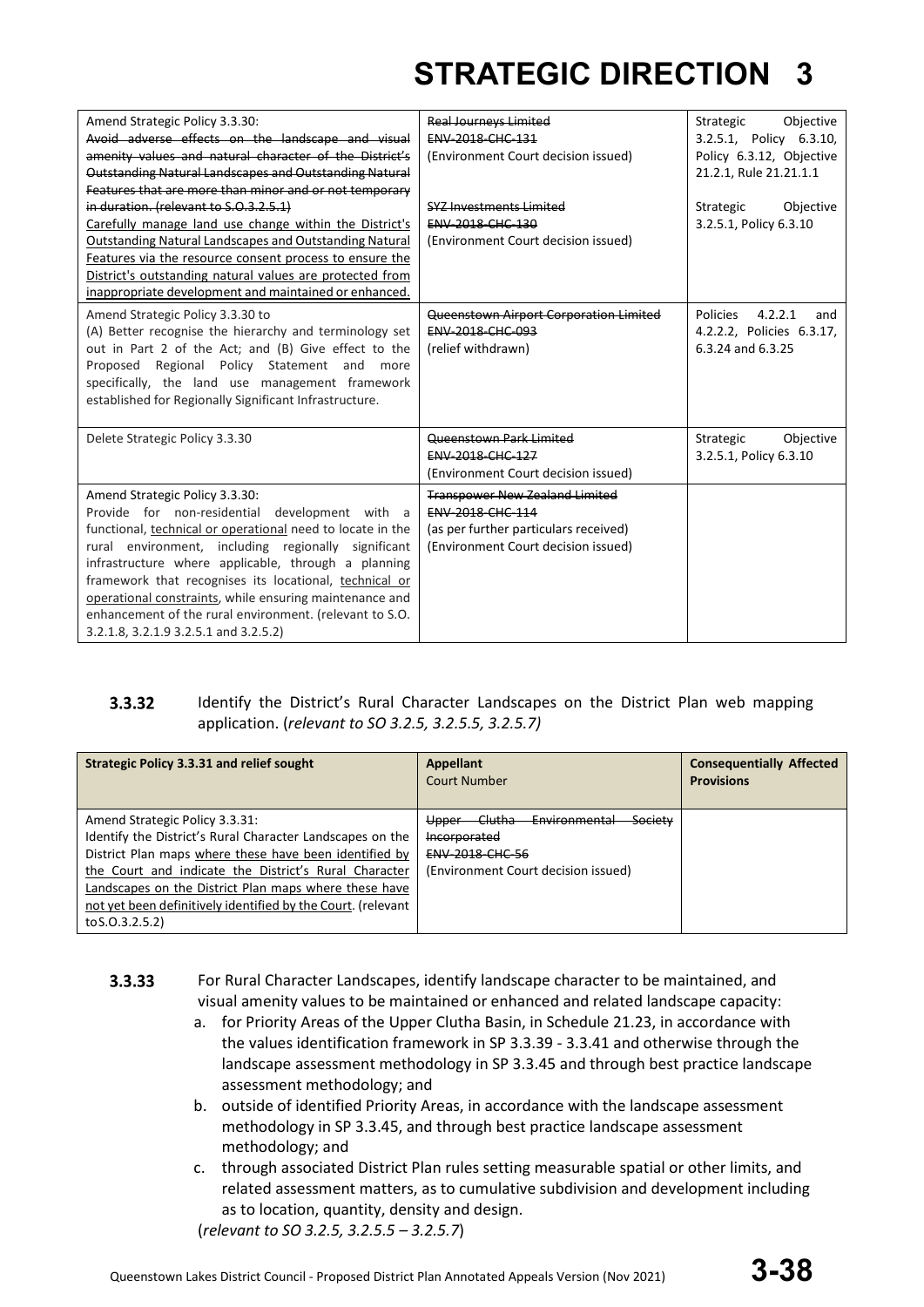| | | |
|---|---|---|
| Amend Strategic Policy 3.3.30: ~~Avoid adverse effects on the landscape and visual amenity values and natural character of the District's Outstanding Natural Landscapes and Outstanding Natural Features that are more than minor and or not temporary in duration. (relevant to S.O.3.2.5.1)~~ <u>Carefully manage land use change within the District's Outstanding Natural Landscapes and Outstanding Natural Features via the resource consent process to ensure the District's outstanding natural values are protected from inappropriate development and maintained or enhanced.</u> | ~~Real Journeys Limited~~ ~~ENV-2018-CHC-131~~ (Environment Court decision issued) ~~SYZ Investments Limited~~ ~~ENV-2018-CHC-130~~ (Environment Court decision issued) | Strategic Objective 3.2.5.1, Policy 6.3.10, Policy 6.3.12, Objective 21.2.1, Rule 21.21.1.1 Strategic Objective 3.2.5.1, Policy 6.3.10 |
| Amend Strategic Policy 3.3.30 to (A) Better recognise the hierarchy and terminology set out in Part 2 of the Act; and (B) Give effect to the Proposed Regional Policy Statement and more specifically, the land use management framework established for Regionally Significant Infrastructure. | ~~Queenstown Airport Corporation Limited~~ ~~ENV-2018-CHC-093~~ (relief withdrawn) | Policies 4.2.2.1 and 4.2.2.2, Policies 6.3.17, 6.3.24 and 6.3.25 |
| Delete Strategic Policy 3.3.30 | ~~Queenstown Park Limited~~ ~~ENV-2018-CHC-127~~ (Environment Court decision issued) | Strategic Objective 3.2.5.1, Policy 6.3.10 |
| Amend Strategic Policy 3.3.30: Provide for non-residential development with a functional, <u>technical or operational</u> need to locate in the rural environment, including regionally significant infrastructure where applicable, through a planning framework that recognises its locational, <u>technical or operational constraints</u>, while ensuring maintenance and enhancement of the rural environment. (relevant to S.O. 3.2.1.8, 3.2.1.9 3.2.5.1 and 3.2.5.2) | ~~Transpower New Zealand Limited~~ ~~ENV-2018-CHC-114~~ (as per further particulars received) (Environment Court decision issued) | |

**3.3.32** Identify the District's Rural Character Landscapes on the District Plan web mapping application. (*relevant to SO 3.2.5, 3.2.5.5, 3.2.5.7)*

| Strategic Policy 3.3.31 and relief sought | Appellant Court Number | Consequentially Affected Provisions |
|---|---|---|
| Amend Strategic Policy 3.3.31: Identify the District's Rural Character Landscapes on the District Plan maps <u>where these have been identified by the Court and indicate the District's Rural Character Landscapes on the District Plan maps where these have not yet been definitively identified by the Court</u>. (relevant toS.O.3.2.5.2) | ~~Upper Clutha Environmental Society Incorporated~~ ~~ENV-2018-CHC-56~~ (Environment Court decision issued) | |

**3.3.33** For Rural Character Landscapes, identify landscape character to be maintained, and visual amenity values to be maintained or enhanced and related landscape capacity:

a. for Priority Areas of the Upper Clutha Basin, in Schedule 21.23, in accordance with the values identification framework in SP 3.3.39 - 3.3.41 and otherwise through the landscape assessment methodology in SP 3.3.45 and through best practice landscape assessment methodology; and
b. outside of identified Priority Areas, in accordance with the landscape assessment methodology in SP 3.3.45, and through best practice landscape assessment methodology; and
c. through associated District Plan rules setting measurable spatial or other limits, and related assessment matters, as to cumulative subdivision and development including as to location, quantity, density and design.

(*relevant to SO 3.2.5, 3.2.5.5 – 3.2.5.7*)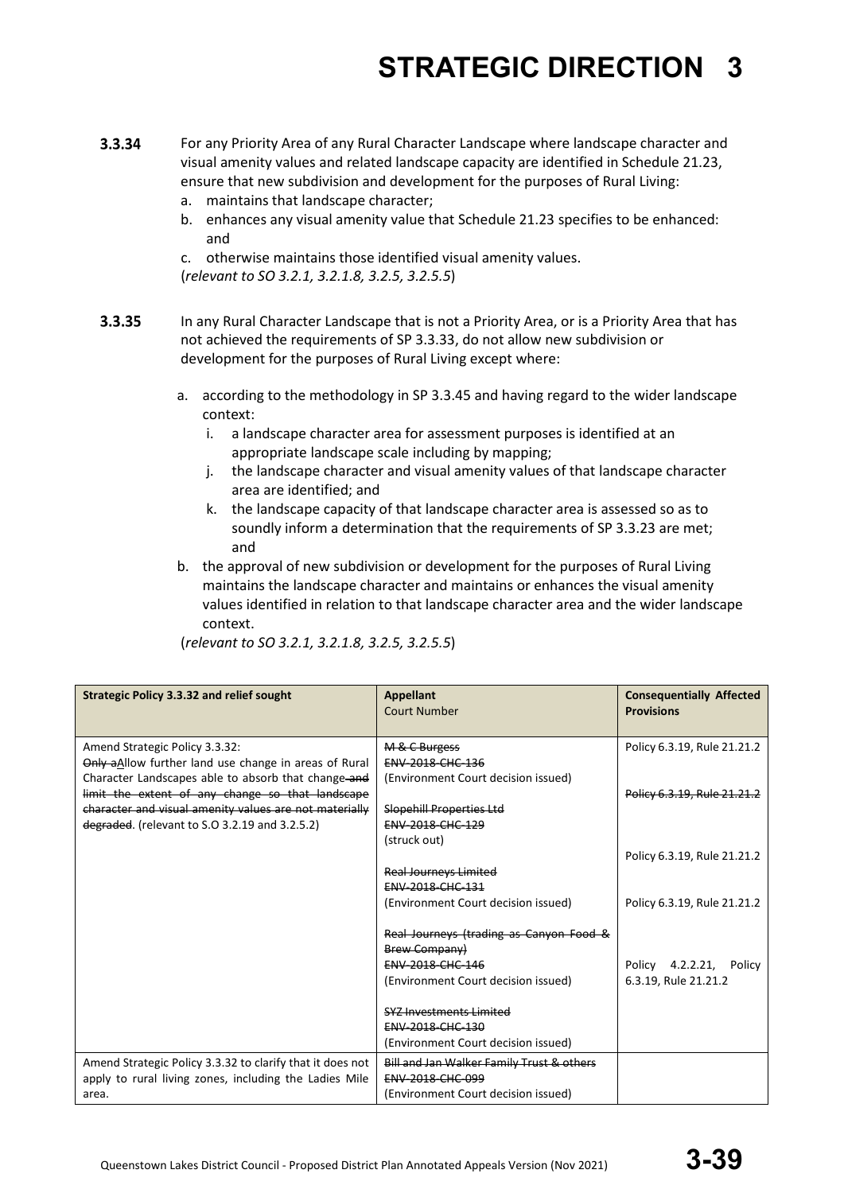**3.3.34** For any Priority Area of any Rural Character Landscape where landscape character and visual amenity values and related landscape capacity are identified in Schedule 21.23, ensure that new subdivision and development for the purposes of Rural Living:

a. maintains that landscape character;

b. enhances any visual amenity value that Schedule 21.23 specifies to be enhanced: and

c. otherwise maintains those identified visual amenity values.

(*relevant to SO 3.2.1, 3.2.1.8, 3.2.5, 3.2.5.5*)

**3.3.35** In any Rural Character Landscape that is not a Priority Area, or is a Priority Area that has not achieved the requirements of SP 3.3.33, do not allow new subdivision or development for the purposes of Rural Living except where:

a. according to the methodology in SP 3.3.45 and having regard to the wider landscape context:

   i. a landscape character area for assessment purposes is identified at an appropriate landscape scale including by mapping;

   j. the landscape character and visual amenity values of that landscape character area are identified; and

   k. the landscape capacity of that landscape character area is assessed so as to soundly inform a determination that the requirements of SP 3.3.23 are met; and

b. the approval of new subdivision or development for the purposes of Rural Living maintains the landscape character and maintains or enhances the visual amenity values identified in relation to that landscape character area and the wider landscape context.

(*relevant to SO 3.2.1, 3.2.1.8, 3.2.5, 3.2.5.5*)

| Strategic Policy 3.3.32 and relief sought | Appellant<br>Court Number | Consequentially Affected Provisions |
|---|---|---|
| Amend Strategic Policy 3.3.32:<br>~~Only a~~Allow further land use change in areas of Rural Character Landscapes able to absorb that change ~~and limit the extent of any change so that landscape character and visual amenity values are not materially degraded~~. (relevant to S.O 3.2.19 and 3.2.5.2) | ~~M & C Burgess~~<br>~~ENV-2018-CHC-136~~<br>(Environment Court decision issued)<br><br>~~Slopehill Properties Ltd~~<br>~~ENV-2018-CHC-129~~<br>(struck out)<br><br>~~Real Journeys Limited~~<br>~~ENV-2018-CHC-131~~<br>(Environment Court decision issued)<br><br>~~Real Journeys (trading as Canyon Food & Brew Company)~~<br>~~ENV-2018-CHC-146~~<br>(Environment Court decision issued)<br><br>~~SYZ Investments Limited~~<br>~~ENV-2018-CHC-130~~<br>(Environment Court decision issued) | Policy 6.3.19, Rule 21.21.2<br><br>~~Policy 6.3.19, Rule 21.21.2~~<br><br>Policy 6.3.19, Rule 21.21.2<br><br>Policy 6.3.19, Rule 21.21.2<br><br>Policy 4.2.2.21, Policy 6.3.19, Rule 21.21.2 |
| Amend Strategic Policy 3.3.32 to clarify that it does not apply to rural living zones, including the Ladies Mile area. | ~~Bill and Jan Walker Family Trust & others~~<br>~~ENV-2018-CHC-099~~<br>(Environment Court decision issued) | |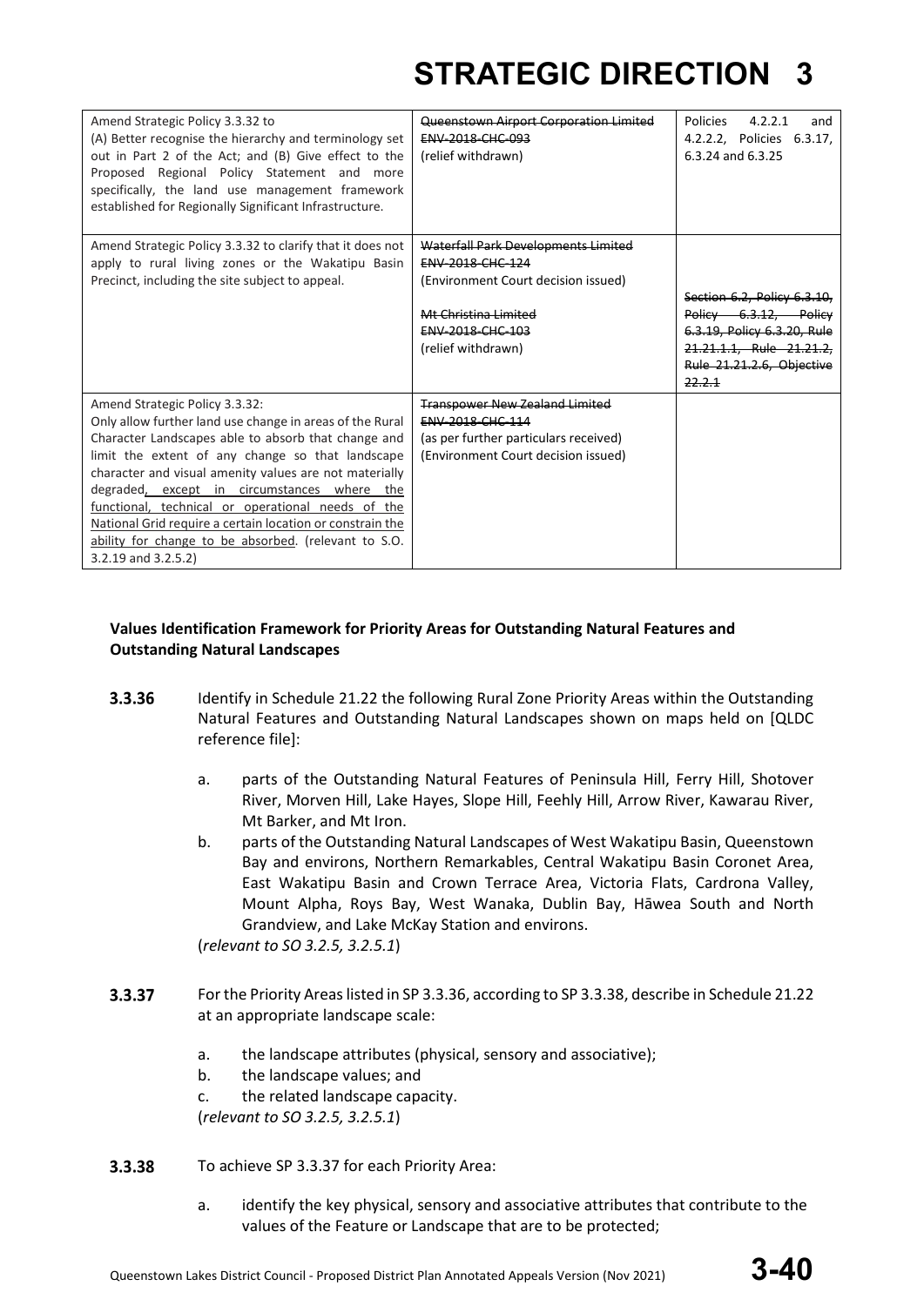| Amend Strategic Policy 3.3.32 to (A) Better recognise the hierarchy and terminology set out in Part 2 of the Act; and (B) Give effect to the Proposed Regional Policy Statement and more specifically, the land use management framework established for Regionally Significant Infrastructure. | ~~Queenstown Airport Corporation Limited~~ ~~ENV-2018-CHC-093~~ (relief withdrawn) | Policies 4.2.2.1 and 4.2.2.2, Policies 6.3.17, 6.3.24 and 6.3.25 |
|---|---|---|
| Amend Strategic Policy 3.3.32 to clarify that it does not apply to rural living zones or the Wakatipu Basin Precinct, including the site subject to appeal. | ~~Waterfall Park Developments Limited~~ ~~ENV-2018-CHC-124~~ (Environment Court decision issued) ~~Mt Christina Limited~~ ~~ENV-2018-CHC-103~~ (relief withdrawn) | ~~Section 6.2, Policy 6.3.10, Policy 6.3.12, Policy 6.3.19, Policy 6.3.20, Rule 21.21.1.1, Rule 21.21.2, Rule 21.21.2.6, Objective 22.2.1~~ |
| Amend Strategic Policy 3.3.32: Only allow further land use change in areas of the Rural Character Landscapes able to absorb that change and limit the extent of any change so that landscape character and visual amenity values are not materially degraded, except in circumstances where the functional, technical or operational needs of the National Grid require a certain location or constrain the ability for change to be absorbed. (relevant to S.O. 3.2.19 and 3.2.5.2) | ~~Transpower New Zealand Limited~~ ~~ENV-2018-CHC-114~~ (as per further particulars received) (Environment Court decision issued) | |

**Values Identification Framework for Priority Areas for Outstanding Natural Features and Outstanding Natural Landscapes**

**3.3.36** Identify in Schedule 21.22 the following Rural Zone Priority Areas within the Outstanding Natural Features and Outstanding Natural Landscapes shown on maps held on [QLDC reference file]:

a. parts of the Outstanding Natural Features of Peninsula Hill, Ferry Hill, Shotover River, Morven Hill, Lake Hayes, Slope Hill, Feehly Hill, Arrow River, Kawarau River, Mt Barker, and Mt Iron.

b. parts of the Outstanding Natural Landscapes of West Wakatipu Basin, Queenstown Bay and environs, Northern Remarkables, Central Wakatipu Basin Coronet Area, East Wakatipu Basin and Crown Terrace Area, Victoria Flats, Cardrona Valley, Mount Alpha, Roys Bay, West Wanaka, Dublin Bay, Hāwea South and North Grandview, and Lake McKay Station and environs.

(*relevant to SO 3.2.5, 3.2.5.1*)

**3.3.37** For the Priority Areas listed in SP 3.3.36, according to SP 3.3.38, describe in Schedule 21.22 at an appropriate landscape scale:

a. the landscape attributes (physical, sensory and associative);

b. the landscape values; and

c. the related landscape capacity.

(*relevant to SO 3.2.5, 3.2.5.1*)

**3.3.38** To achieve SP 3.3.37 for each Priority Area:

a. identify the key physical, sensory and associative attributes that contribute to the values of the Feature or Landscape that are to be protected;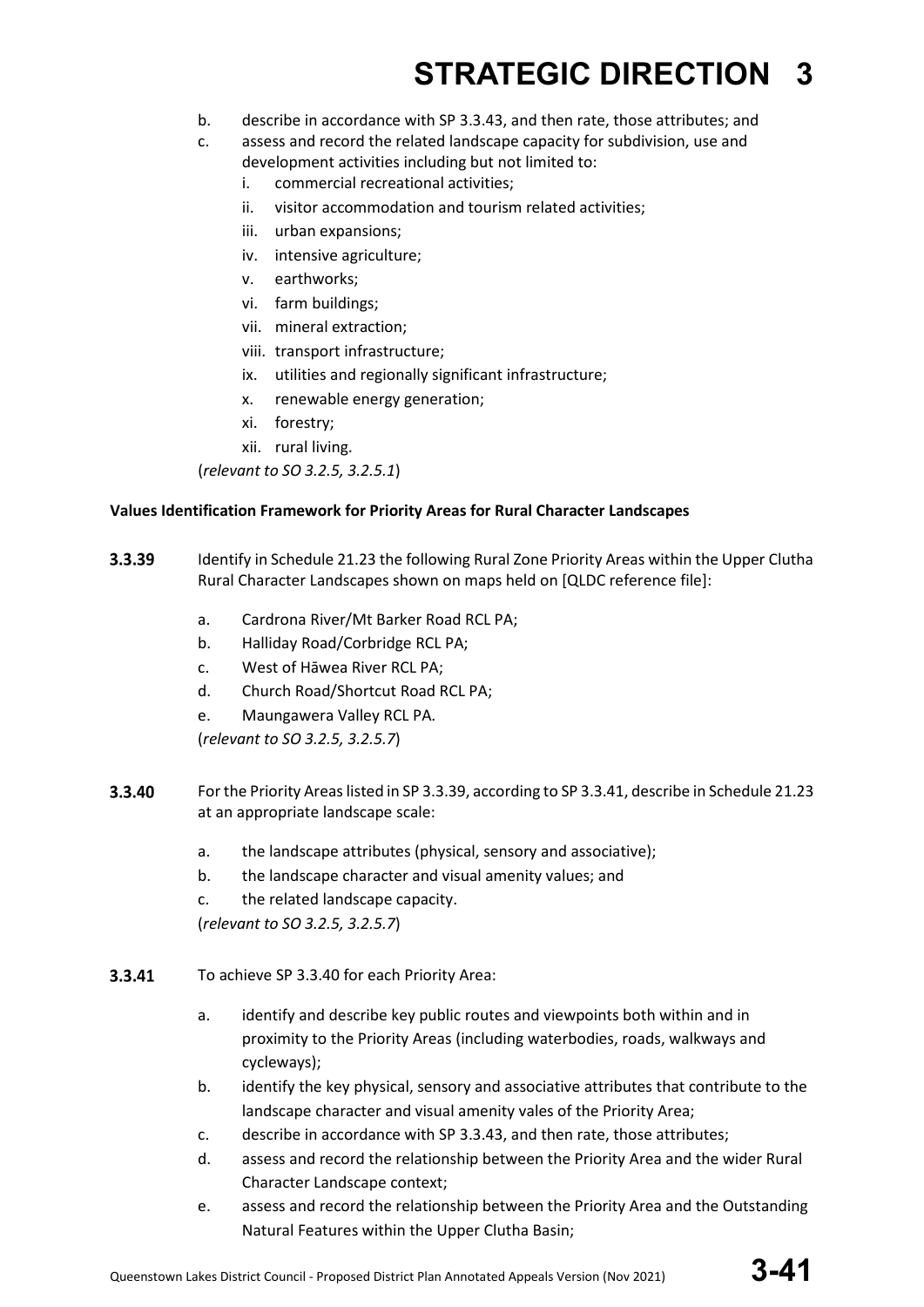b. describe in accordance with SP 3.3.43, and then rate, those attributes; and
c. assess and record the related landscape capacity for subdivision, use and development activities including but not limited to:
   i. commercial recreational activities;
   ii. visitor accommodation and tourism related activities;
   iii. urban expansions;
   iv. intensive agriculture;
   v. earthworks;
   vi. farm buildings;
   vii. mineral extraction;
   viii. transport infrastructure;
   ix. utilities and regionally significant infrastructure;
   x. renewable energy generation;
   xi. forestry;
   xii. rural living.

(*relevant to SO 3.2.5, 3.2.5.1*)

**Values Identification Framework for Priority Areas for Rural Character Landscapes**

**3.3.39** Identify in Schedule 21.23 the following Rural Zone Priority Areas within the Upper Clutha Rural Character Landscapes shown on maps held on [QLDC reference file]:

a. Cardrona River/Mt Barker Road RCL PA;
b. Halliday Road/Corbridge RCL PA;
c. West of Hāwea River RCL PA;
d. Church Road/Shortcut Road RCL PA;
e. Maungawera Valley RCL PA.

(*relevant to SO 3.2.5, 3.2.5.7*)

**3.3.40** For the Priority Areas listed in SP 3.3.39, according to SP 3.3.41, describe in Schedule 21.23 at an appropriate landscape scale:

a. the landscape attributes (physical, sensory and associative);
b. the landscape character and visual amenity values; and
c. the related landscape capacity.

(*relevant to SO 3.2.5, 3.2.5.7*)

**3.3.41** To achieve SP 3.3.40 for each Priority Area:

a. identify and describe key public routes and viewpoints both within and in proximity to the Priority Areas (including waterbodies, roads, walkways and cycleways);
b. identify the key physical, sensory and associative attributes that contribute to the landscape character and visual amenity vales of the Priority Area;
c. describe in accordance with SP 3.3.43, and then rate, those attributes;
d. assess and record the relationship between the Priority Area and the wider Rural Character Landscape context;
e. assess and record the relationship between the Priority Area and the Outstanding Natural Features within the Upper Clutha Basin;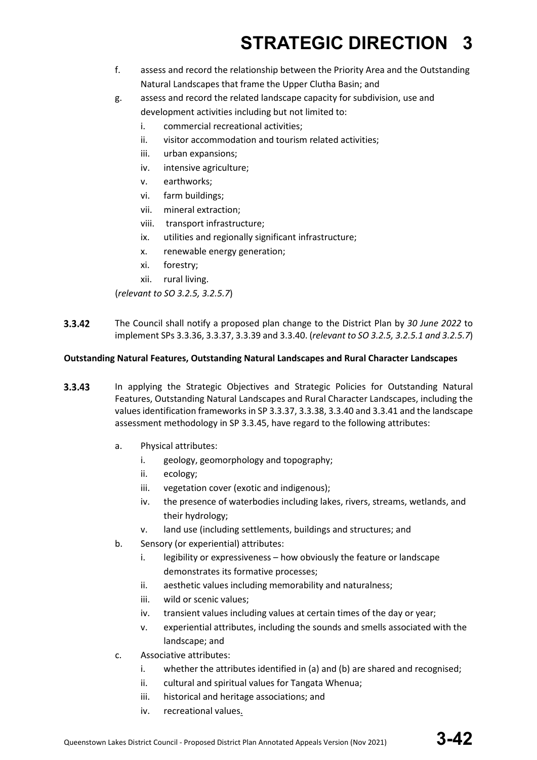f. assess and record the relationship between the Priority Area and the Outstanding Natural Landscapes that frame the Upper Clutha Basin; and

g. assess and record the related landscape capacity for subdivision, use and development activities including but not limited to:

   i. commercial recreational activities;
   ii. visitor accommodation and tourism related activities;
   iii. urban expansions;
   iv. intensive agriculture;
   v. earthworks;
   vi. farm buildings;
   vii. mineral extraction;
   viii. transport infrastructure;
   ix. utilities and regionally significant infrastructure;
   x. renewable energy generation;
   xi. forestry;
   xii. rural living.

(*relevant to SO 3.2.5, 3.2.5.7*)

**3.3.42** The Council shall notify a proposed plan change to the District Plan by *30 June 2022* to implement SPs 3.3.36, 3.3.37, 3.3.39 and 3.3.40. (*relevant to SO 3.2.5, 3.2.5.1 and 3.2.5.7*)

**Outstanding Natural Features, Outstanding Natural Landscapes and Rural Character Landscapes**

**3.3.43** In applying the Strategic Objectives and Strategic Policies for Outstanding Natural Features, Outstanding Natural Landscapes and Rural Character Landscapes, including the values identification frameworks in SP 3.3.37, 3.3.38, 3.3.40 and 3.3.41 and the landscape assessment methodology in SP 3.3.45, have regard to the following attributes:

a. Physical attributes:
   i. geology, geomorphology and topography;
   ii. ecology;
   iii. vegetation cover (exotic and indigenous);
   iv. the presence of waterbodies including lakes, rivers, streams, wetlands, and their hydrology;
   v. land use (including settlements, buildings and structures; and

b. Sensory (or experiential) attributes:
   i. legibility or expressiveness – how obviously the feature or landscape demonstrates its formative processes;
   ii. aesthetic values including memorability and naturalness;
   iii. wild or scenic values;
   iv. transient values including values at certain times of the day or year;
   v. experiential attributes, including the sounds and smells associated with the landscape; and

c. Associative attributes:
   i. whether the attributes identified in (a) and (b) are shared and recognised;
   ii. cultural and spiritual values for Tangata Whenua;
   iii. historical and heritage associations; and
   iv. recreational values.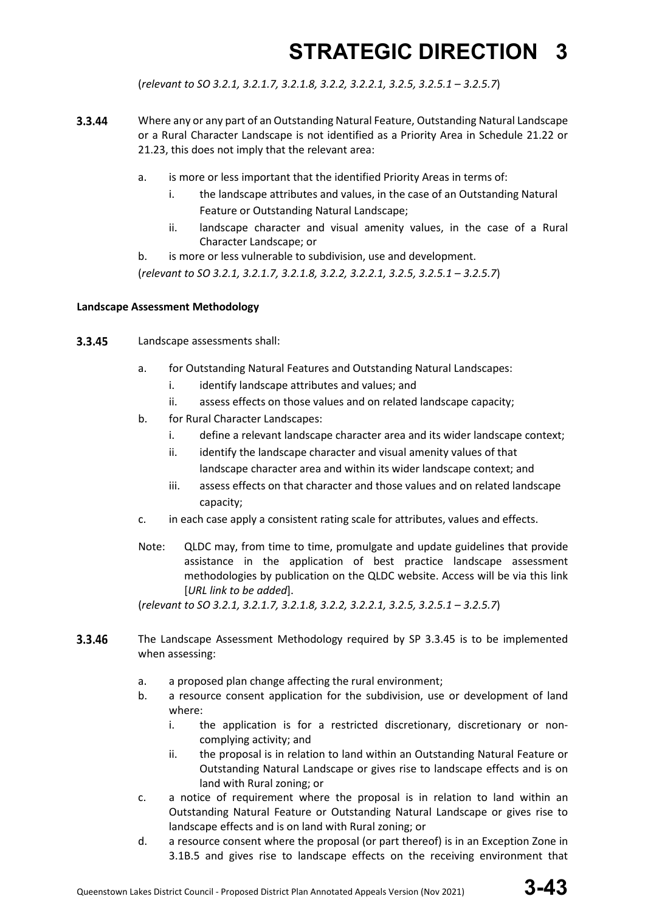(*relevant to SO 3.2.1, 3.2.1.7, 3.2.1.8, 3.2.2, 3.2.2.1, 3.2.5, 3.2.5.1 – 3.2.5.7*)

**3.3.44** Where any or any part of an Outstanding Natural Feature, Outstanding Natural Landscape or a Rural Character Landscape is not identified as a Priority Area in Schedule 21.22 or 21.23, this does not imply that the relevant area:

a. is more or less important that the identified Priority Areas in terms of:
   i. the landscape attributes and values, in the case of an Outstanding Natural Feature or Outstanding Natural Landscape;
   ii. landscape character and visual amenity values, in the case of a Rural Character Landscape; or
b. is more or less vulnerable to subdivision, use and development.

(*relevant to SO 3.2.1, 3.2.1.7, 3.2.1.8, 3.2.2, 3.2.2.1, 3.2.5, 3.2.5.1 – 3.2.5.7*)

**Landscape Assessment Methodology**

**3.3.45** Landscape assessments shall:

a. for Outstanding Natural Features and Outstanding Natural Landscapes:
   i. identify landscape attributes and values; and
   ii. assess effects on those values and on related landscape capacity;
b. for Rural Character Landscapes:
   i. define a relevant landscape character area and its wider landscape context;
   ii. identify the landscape character and visual amenity values of that landscape character area and within its wider landscape context; and
   iii. assess effects on that character and those values and on related landscape capacity;
c. in each case apply a consistent rating scale for attributes, values and effects.

Note: QLDC may, from time to time, promulgate and update guidelines that provide assistance in the application of best practice landscape assessment methodologies by publication on the QLDC website. Access will be via this link [*URL link to be added*].

(*relevant to SO 3.2.1, 3.2.1.7, 3.2.1.8, 3.2.2, 3.2.2.1, 3.2.5, 3.2.5.1 – 3.2.5.7*)

**3.3.46** The Landscape Assessment Methodology required by SP 3.3.45 is to be implemented when assessing:

a. a proposed plan change affecting the rural environment;
b. a resource consent application for the subdivision, use or development of land where:
   i. the application is for a restricted discretionary, discretionary or non-complying activity; and
   ii. the proposal is in relation to land within an Outstanding Natural Feature or Outstanding Natural Landscape or gives rise to landscape effects and is on land with Rural zoning; or
c. a notice of requirement where the proposal is in relation to land within an Outstanding Natural Feature or Outstanding Natural Landscape or gives rise to landscape effects and is on land with Rural zoning; or
d. a resource consent where the proposal (or part thereof) is in an Exception Zone in 3.1B.5 and gives rise to landscape effects on the receiving environment that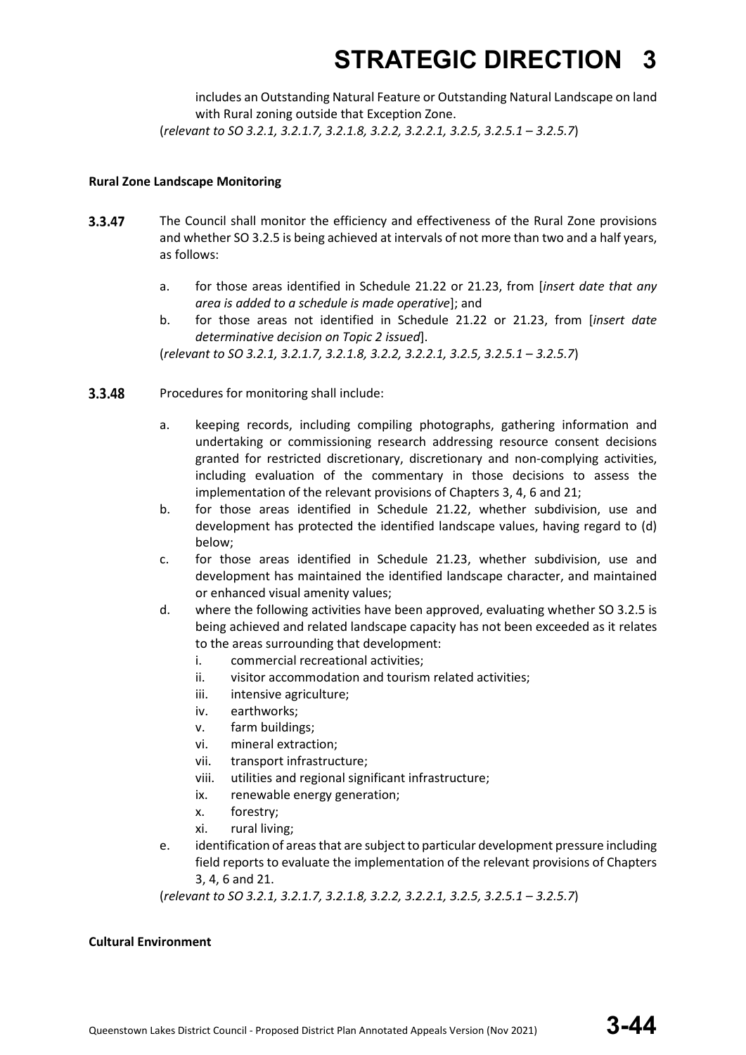includes an Outstanding Natural Feature or Outstanding Natural Landscape on land with Rural zoning outside that Exception Zone.

(*relevant to SO 3.2.1, 3.2.1.7, 3.2.1.8, 3.2.2, 3.2.2.1, 3.2.5, 3.2.5.1 – 3.2.5.7*)

**Rural Zone Landscape Monitoring**

**3.3.47** The Council shall monitor the efficiency and effectiveness of the Rural Zone provisions and whether SO 3.2.5 is being achieved at intervals of not more than two and a half years, as follows:

a. for those areas identified in Schedule 21.22 or 21.23, from [*insert date that any area is added to a schedule is made operative*]; and

b. for those areas not identified in Schedule 21.22 or 21.23, from [*insert date determinative decision on Topic 2 issued*].

(*relevant to SO 3.2.1, 3.2.1.7, 3.2.1.8, 3.2.2, 3.2.2.1, 3.2.5, 3.2.5.1 – 3.2.5.7*)

**3.3.48** Procedures for monitoring shall include:

a. keeping records, including compiling photographs, gathering information and undertaking or commissioning research addressing resource consent decisions granted for restricted discretionary, discretionary and non-complying activities, including evaluation of the commentary in those decisions to assess the implementation of the relevant provisions of Chapters 3, 4, 6 and 21;

b. for those areas identified in Schedule 21.22, whether subdivision, use and development has protected the identified landscape values, having regard to (d) below;

c. for those areas identified in Schedule 21.23, whether subdivision, use and development has maintained the identified landscape character, and maintained or enhanced visual amenity values;

d. where the following activities have been approved, evaluating whether SO 3.2.5 is being achieved and related landscape capacity has not been exceeded as it relates to the areas surrounding that development:
   i. commercial recreational activities;
   ii. visitor accommodation and tourism related activities;
   iii. intensive agriculture;
   iv. earthworks;
   v. farm buildings;
   vi. mineral extraction;
   vii. transport infrastructure;
   viii. utilities and regional significant infrastructure;
   ix. renewable energy generation;
   x. forestry;
   xi. rural living;

e. identification of areas that are subject to particular development pressure including field reports to evaluate the implementation of the relevant provisions of Chapters 3, 4, 6 and 21.

(*relevant to SO 3.2.1, 3.2.1.7, 3.2.1.8, 3.2.2, 3.2.2.1, 3.2.5, 3.2.5.1 – 3.2.5.7*)

**Cultural Environment**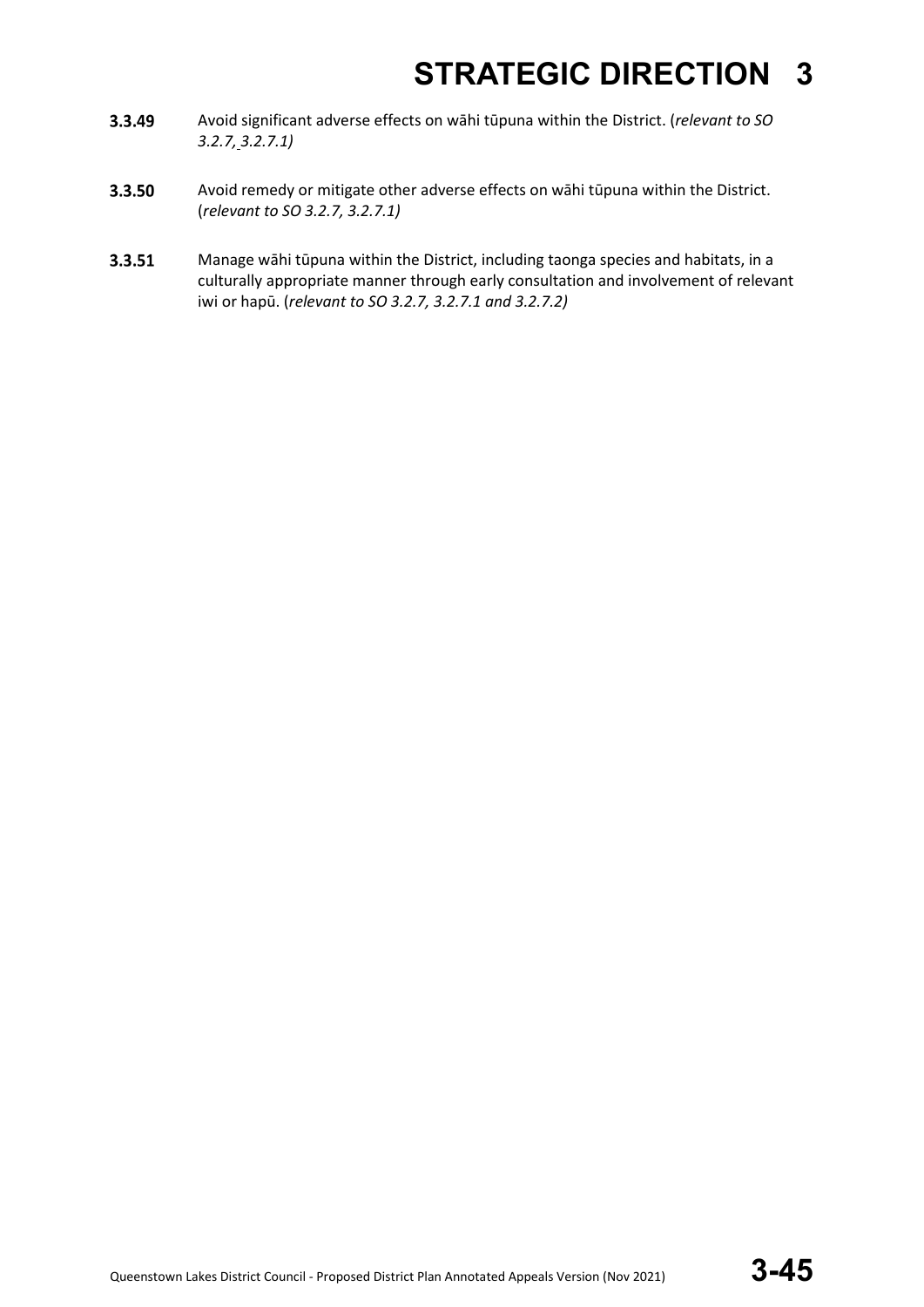**3.3.49** Avoid significant adverse effects on wāhi tūpuna within the District. (*relevant to SO 3.2.7, 3.2.7.1)*

**3.3.50** Avoid remedy or mitigate other adverse effects on wāhi tūpuna within the District. (*relevant to SO 3.2.7, 3.2.7.1)*

**3.3.51** Manage wāhi tūpuna within the District, including taonga species and habitats, in a culturally appropriate manner through early consultation and involvement of relevant iwi or hapū. (*relevant to SO 3.2.7, 3.2.7.1 and 3.2.7.2)*